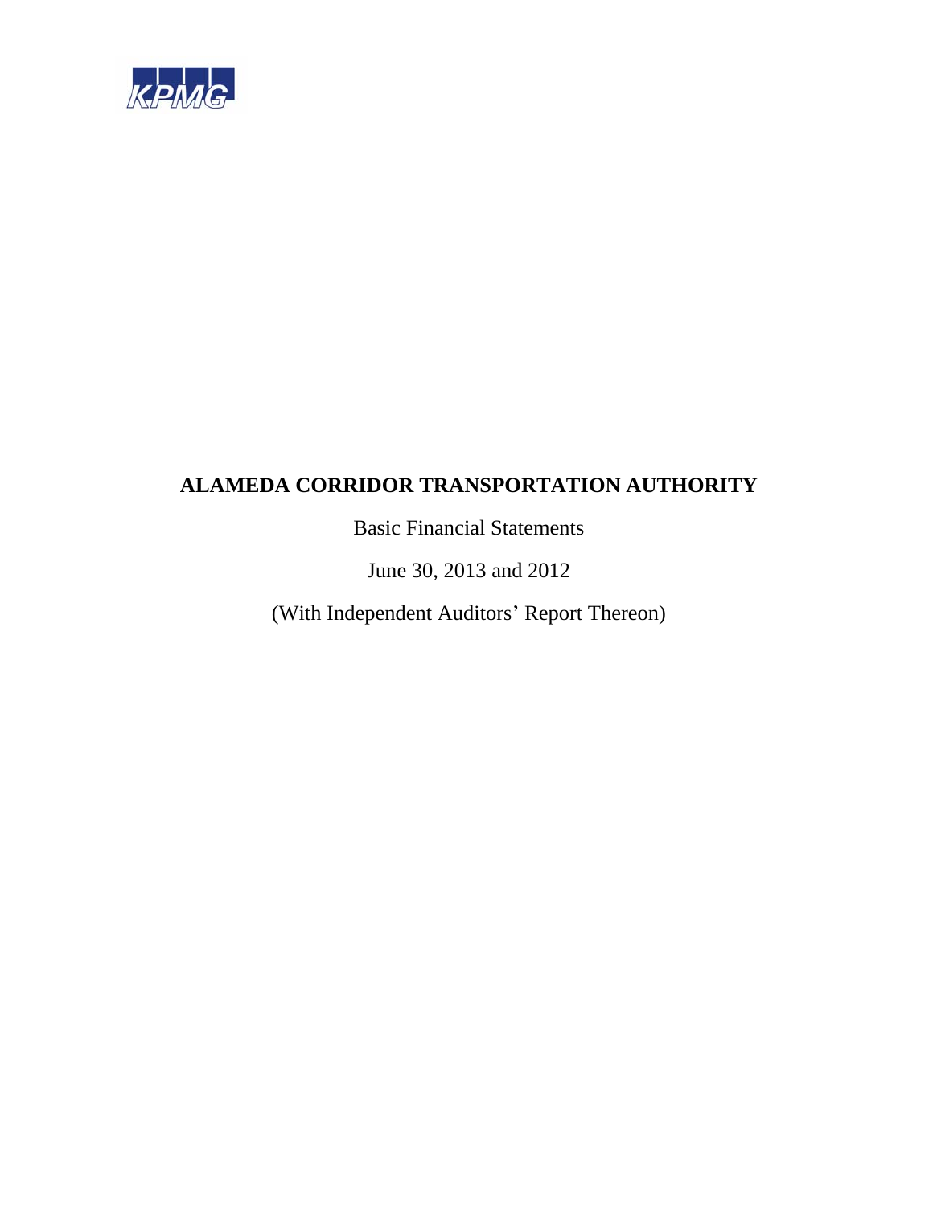KPMG

# ALAMEDA CORRIDOR TRANSPORTATION AUTHORITY

Basic Financial Statements

June 30, 2013 and 2012

(With Independent Auditors' Report Thereon)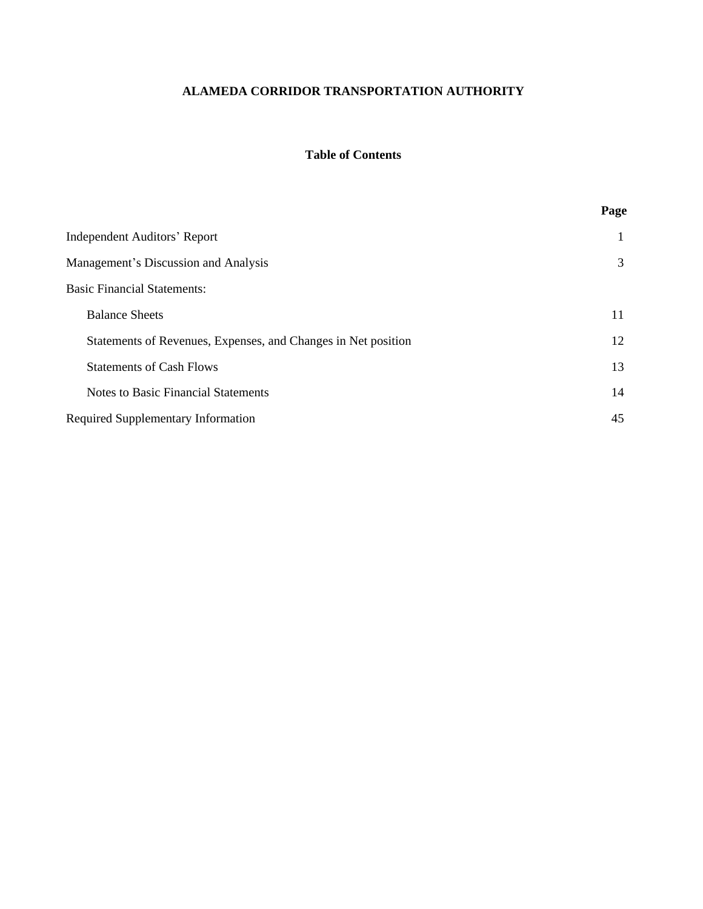# ALAMEDA CORRIDOR TRANSPORTATION AUTHORITY

## Table of Contents

| | Page |
|---|---|
| Independent Auditors' Report | 1 |
| Management's Discussion and Analysis | 3 |
| Basic Financial Statements: | |
| Balance Sheets | 11 |
| Statements of Revenues, Expenses, and Changes in Net position | 12 |
| Statements of Cash Flows | 13 |
| Notes to Basic Financial Statements | 14 |
| Required Supplementary Information | 45 |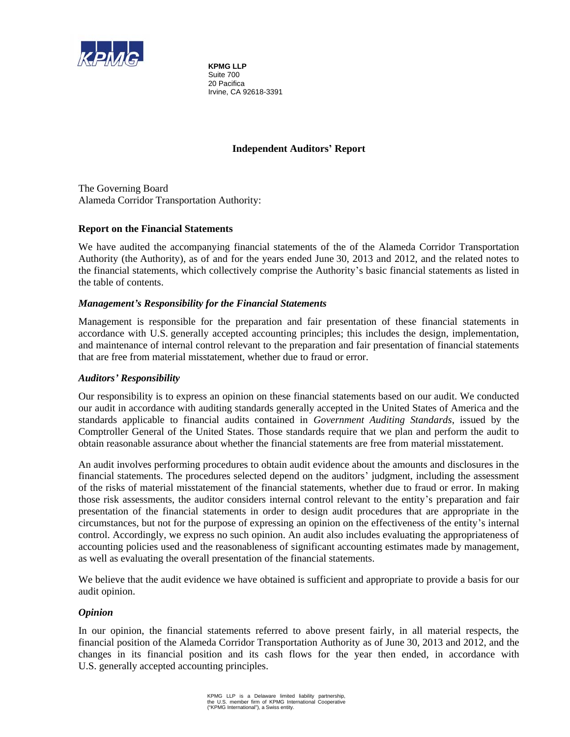KPMG

**KPMG LLP**
Suite 700
20 Pacifica
Irvine, CA 92618-3391

## Independent Auditors' Report

The Governing Board
Alameda Corridor Transportation Authority:

### Report on the Financial Statements

We have audited the accompanying financial statements of the of the Alameda Corridor Transportation Authority (the Authority), as of and for the years ended June 30, 2013 and 2012, and the related notes to the financial statements, which collectively comprise the Authority's basic financial statements as listed in the table of contents.

#### *Management's Responsibility for the Financial Statements*

Management is responsible for the preparation and fair presentation of these financial statements in accordance with U.S. generally accepted accounting principles; this includes the design, implementation, and maintenance of internal control relevant to the preparation and fair presentation of financial statements that are free from material misstatement, whether due to fraud or error.

#### *Auditors' Responsibility*

Our responsibility is to express an opinion on these financial statements based on our audit. We conducted our audit in accordance with auditing standards generally accepted in the United States of America and the standards applicable to financial audits contained in *Government Auditing Standards*, issued by the Comptroller General of the United States. Those standards require that we plan and perform the audit to obtain reasonable assurance about whether the financial statements are free from material misstatement.

An audit involves performing procedures to obtain audit evidence about the amounts and disclosures in the financial statements. The procedures selected depend on the auditors' judgment, including the assessment of the risks of material misstatement of the financial statements, whether due to fraud or error. In making those risk assessments, the auditor considers internal control relevant to the entity's preparation and fair presentation of the financial statements in order to design audit procedures that are appropriate in the circumstances, but not for the purpose of expressing an opinion on the effectiveness of the entity's internal control. Accordingly, we express no such opinion. An audit also includes evaluating the appropriateness of accounting policies used and the reasonableness of significant accounting estimates made by management, as well as evaluating the overall presentation of the financial statements.

We believe that the audit evidence we have obtained is sufficient and appropriate to provide a basis for our audit opinion.

#### *Opinion*

In our opinion, the financial statements referred to above present fairly, in all material respects, the financial position of the Alameda Corridor Transportation Authority as of June 30, 2013 and 2012, and the changes in its financial position and its cash flows for the year then ended, in accordance with U.S. generally accepted accounting principles.

KPMG LLP is a Delaware limited liability partnership, the U.S. member firm of KPMG International Cooperative ("KPMG International"), a Swiss entity.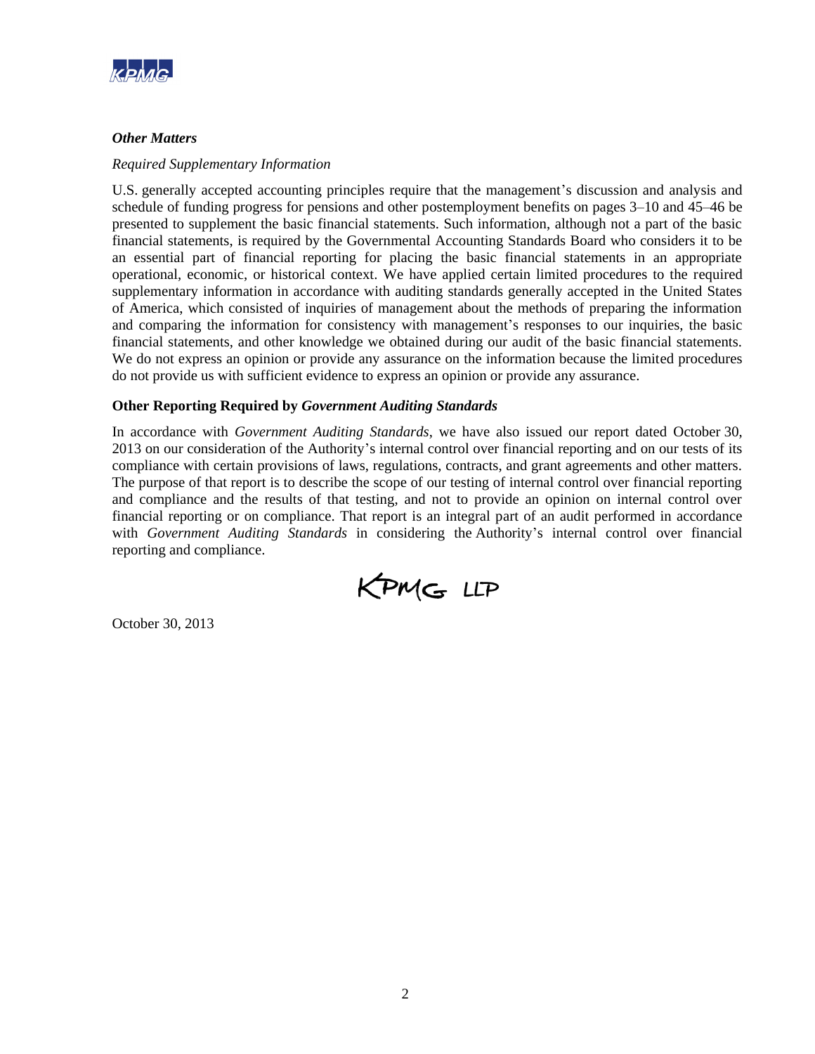### *Other Matters*

*Required Supplementary Information*

U.S. generally accepted accounting principles require that the management's discussion and analysis and schedule of funding progress for pensions and other postemployment benefits on pages 3–10 and 45–46 be presented to supplement the basic financial statements. Such information, although not a part of the basic financial statements, is required by the Governmental Accounting Standards Board who considers it to be an essential part of financial reporting for placing the basic financial statements in an appropriate operational, economic, or historical context. We have applied certain limited procedures to the required supplementary information in accordance with auditing standards generally accepted in the United States of America, which consisted of inquiries of management about the methods of preparing the information and comparing the information for consistency with management's responses to our inquiries, the basic financial statements, and other knowledge we obtained during our audit of the basic financial statements. We do not express an opinion or provide any assurance on the information because the limited procedures do not provide us with sufficient evidence to express an opinion or provide any assurance.

### Other Reporting Required by *Government Auditing Standards*

In accordance with *Government Auditing Standards*, we have also issued our report dated October 30, 2013 on our consideration of the Authority's internal control over financial reporting and on our tests of its compliance with certain provisions of laws, regulations, contracts, and grant agreements and other matters. The purpose of that report is to describe the scope of our testing of internal control over financial reporting and compliance and the results of that testing, and not to provide an opinion on internal control over financial reporting or on compliance. That report is an integral part of an audit performed in accordance with *Government Auditing Standards* in considering the Authority's internal control over financial reporting and compliance.

KPMG LLP

October 30, 2013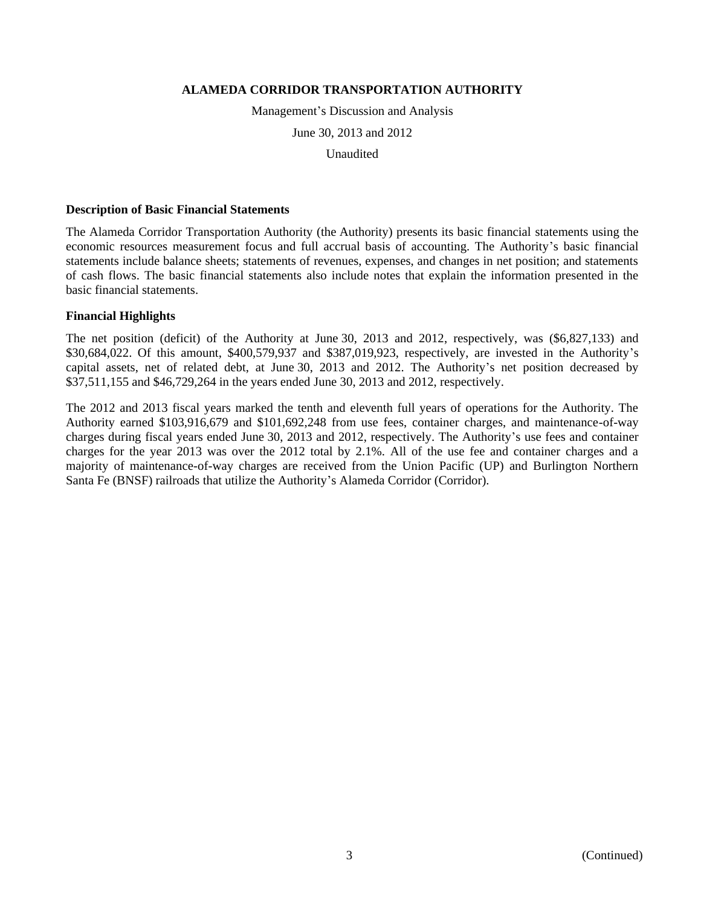# ALAMEDA CORRIDOR TRANSPORTATION AUTHORITY

Management's Discussion and Analysis

June 30, 2013 and 2012

Unaudited

## Description of Basic Financial Statements

The Alameda Corridor Transportation Authority (the Authority) presents its basic financial statements using the economic resources measurement focus and full accrual basis of accounting. The Authority's basic financial statements include balance sheets; statements of revenues, expenses, and changes in net position; and statements of cash flows. The basic financial statements also include notes that explain the information presented in the basic financial statements.

## Financial Highlights

The net position (deficit) of the Authority at June 30, 2013 and 2012, respectively, was ($6,827,133) and $30,684,022. Of this amount, $400,579,937 and $387,019,923, respectively, are invested in the Authority's capital assets, net of related debt, at June 30, 2013 and 2012. The Authority's net position decreased by $37,511,155 and $46,729,264 in the years ended June 30, 2013 and 2012, respectively.

The 2012 and 2013 fiscal years marked the tenth and eleventh full years of operations for the Authority. The Authority earned $103,916,679 and $101,692,248 from use fees, container charges, and maintenance-of-way charges during fiscal years ended June 30, 2013 and 2012, respectively. The Authority's use fees and container charges for the year 2013 was over the 2012 total by 2.1%. All of the use fee and container charges and a majority of maintenance-of-way charges are received from the Union Pacific (UP) and Burlington Northern Santa Fe (BNSF) railroads that utilize the Authority's Alameda Corridor (Corridor).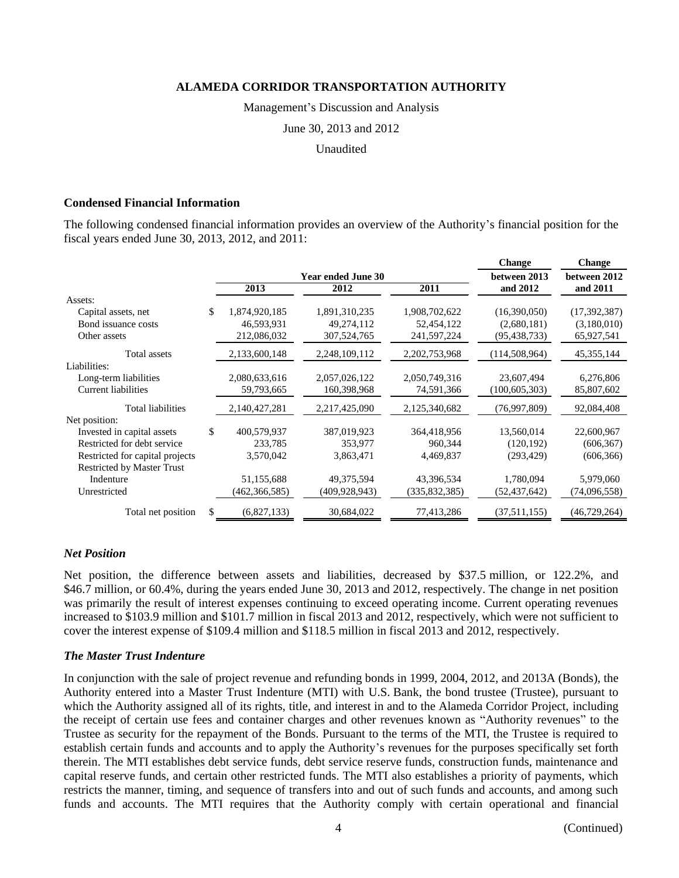# ALAMEDA CORRIDOR TRANSPORTATION AUTHORITY

Management's Discussion and Analysis

June 30, 2013 and 2012

Unaudited

## Condensed Financial Information

The following condensed financial information provides an overview of the Authority's financial position for the fiscal years ended June 30, 2013, 2012, and 2011:

| | Year ended June 30 | | | Change between 2013 and 2012 | Change between 2012 and 2011 |
|---|---|---|---|---|---|
| | 2013 | 2012 | 2011 | | |
| Assets: | | | | | |
| Capital assets, net | $ 1,874,920,185 | 1,891,310,235 | 1,908,702,622 | (16,390,050) | (17,392,387) |
| Bond issuance costs | 46,593,931 | 49,274,112 | 52,454,122 | (2,680,181) | (3,180,010) |
| Other assets | 212,086,032 | 307,524,765 | 241,597,224 | (95,438,733) | 65,927,541 |
| Total assets | 2,133,600,148 | 2,248,109,112 | 2,202,753,968 | (114,508,964) | 45,355,144 |
| Liabilities: | | | | | |
| Long-term liabilities | 2,080,633,616 | 2,057,026,122 | 2,050,749,316 | 23,607,494 | 6,276,806 |
| Current liabilities | 59,793,665 | 160,398,968 | 74,591,366 | (100,605,303) | 85,807,602 |
| Total liabilities | 2,140,427,281 | 2,217,425,090 | 2,125,340,682 | (76,997,809) | 92,084,408 |
| Net position: | | | | | |
| Invested in capital assets | $ 400,579,937 | 387,019,923 | 364,418,956 | 13,560,014 | 22,600,967 |
| Restricted for debt service | 233,785 | 353,977 | 960,344 | (120,192) | (606,367) |
| Restricted for capital projects | 3,570,042 | 3,863,471 | 4,469,837 | (293,429) | (606,366) |
| Restricted by Master Trust Indenture | 51,155,688 | 49,375,594 | 43,396,534 | 1,780,094 | 5,979,060 |
| Unrestricted | (462,366,585) | (409,928,943) | (335,832,385) | (52,437,642) | (74,096,558) |
| Total net position | $ (6,827,133) | 30,684,022 | 77,413,286 | (37,511,155) | (46,729,264) |

### *Net Position*

Net position, the difference between assets and liabilities, decreased by \$37.5 million, or 122.2%, and \$46.7 million, or 60.4%, during the years ended June 30, 2013 and 2012, respectively. The change in net position was primarily the result of interest expenses continuing to exceed operating income. Current operating revenues increased to \$103.9 million and \$101.7 million in fiscal 2013 and 2012, respectively, which were not sufficient to cover the interest expense of \$109.4 million and \$118.5 million in fiscal 2013 and 2012, respectively.

### *The Master Trust Indenture*

In conjunction with the sale of project revenue and refunding bonds in 1999, 2004, 2012, and 2013A (Bonds), the Authority entered into a Master Trust Indenture (MTI) with U.S. Bank, the bond trustee (Trustee), pursuant to which the Authority assigned all of its rights, title, and interest in and to the Alameda Corridor Project, including the receipt of certain use fees and container charges and other revenues known as "Authority revenues" to the Trustee as security for the repayment of the Bonds. Pursuant to the terms of the MTI, the Trustee is required to establish certain funds and accounts and to apply the Authority's revenues for the purposes specifically set forth therein. The MTI establishes debt service funds, debt service reserve funds, construction funds, maintenance and capital reserve funds, and certain other restricted funds. The MTI also establishes a priority of payments, which restricts the manner, timing, and sequence of transfers into and out of such funds and accounts, and among such funds and accounts. The MTI requires that the Authority comply with certain operational and financial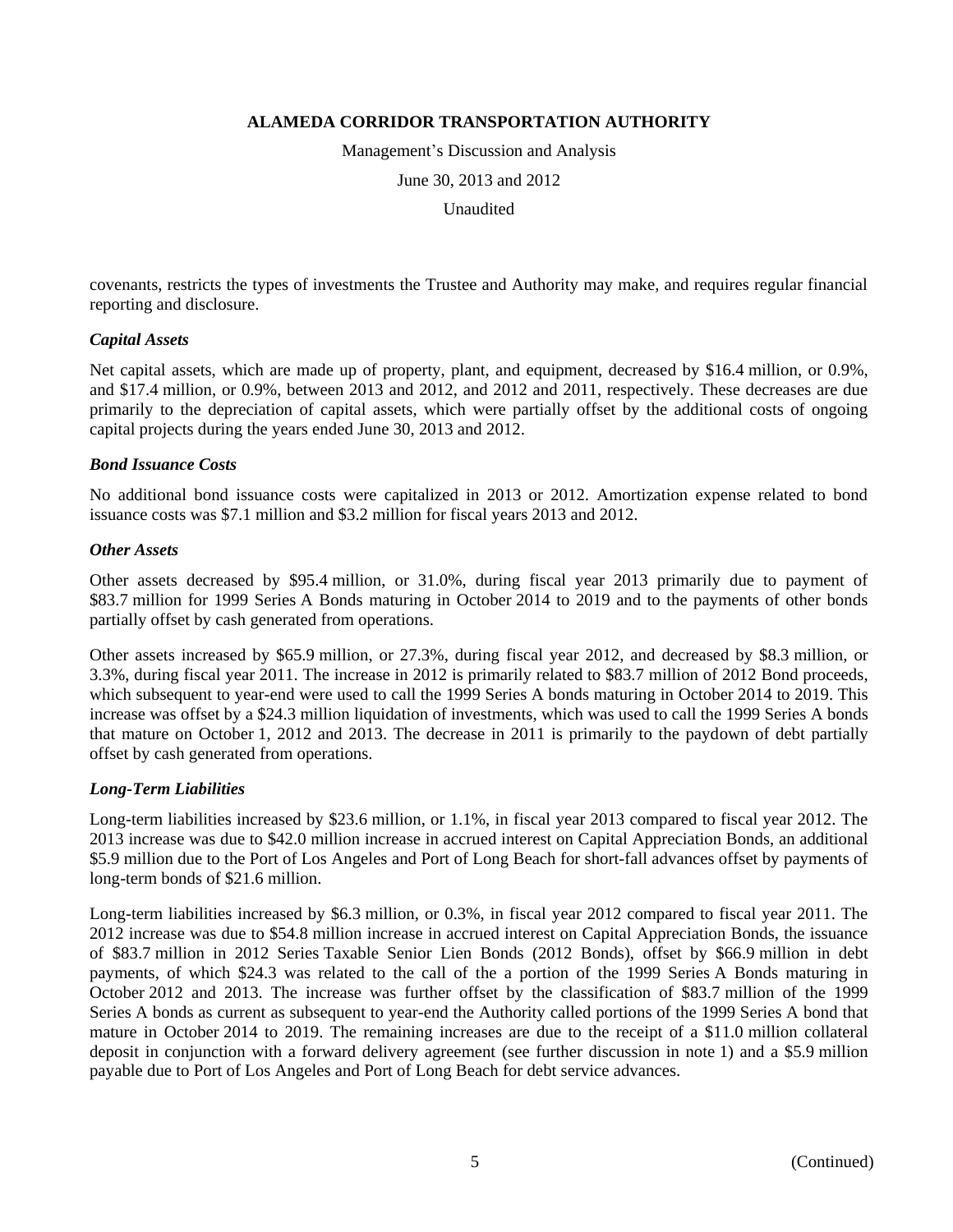covenants, restricts the types of investments the Trustee and Authority may make, and requires regular financial reporting and disclosure.

***Capital Assets***

Net capital assets, which are made up of property, plant, and equipment, decreased by \$16.4 million, or 0.9%, and \$17.4 million, or 0.9%, between 2013 and 2012, and 2012 and 2011, respectively. These decreases are due primarily to the depreciation of capital assets, which were partially offset by the additional costs of ongoing capital projects during the years ended June 30, 2013 and 2012.

***Bond Issuance Costs***

No additional bond issuance costs were capitalized in 2013 or 2012. Amortization expense related to bond issuance costs was \$7.1 million and \$3.2 million for fiscal years 2013 and 2012.

***Other Assets***

Other assets decreased by \$95.4 million, or 31.0%, during fiscal year 2013 primarily due to payment of \$83.7 million for 1999 Series A Bonds maturing in October 2014 to 2019 and to the payments of other bonds partially offset by cash generated from operations.

Other assets increased by \$65.9 million, or 27.3%, during fiscal year 2012, and decreased by \$8.3 million, or 3.3%, during fiscal year 2011. The increase in 2012 is primarily related to \$83.7 million of 2012 Bond proceeds, which subsequent to year-end were used to call the 1999 Series A bonds maturing in October 2014 to 2019. This increase was offset by a \$24.3 million liquidation of investments, which was used to call the 1999 Series A bonds that mature on October 1, 2012 and 2013. The decrease in 2011 is primarily to the paydown of debt partially offset by cash generated from operations.

***Long-Term Liabilities***

Long-term liabilities increased by \$23.6 million, or 1.1%, in fiscal year 2013 compared to fiscal year 2012. The 2013 increase was due to \$42.0 million increase in accrued interest on Capital Appreciation Bonds, an additional \$5.9 million due to the Port of Los Angeles and Port of Long Beach for short-fall advances offset by payments of long-term bonds of \$21.6 million.

Long-term liabilities increased by \$6.3 million, or 0.3%, in fiscal year 2012 compared to fiscal year 2011. The 2012 increase was due to \$54.8 million increase in accrued interest on Capital Appreciation Bonds, the issuance of \$83.7 million in 2012 Series Taxable Senior Lien Bonds (2012 Bonds), offset by \$66.9 million in debt payments, of which \$24.3 was related to the call of the a portion of the 1999 Series A Bonds maturing in October 2012 and 2013. The increase was further offset by the classification of \$83.7 million of the 1999 Series A bonds as current as subsequent to year-end the Authority called portions of the 1999 Series A bond that mature in October 2014 to 2019. The remaining increases are due to the receipt of a \$11.0 million collateral deposit in conjunction with a forward delivery agreement (see further discussion in note 1) and a \$5.9 million payable due to Port of Los Angeles and Port of Long Beach for debt service advances.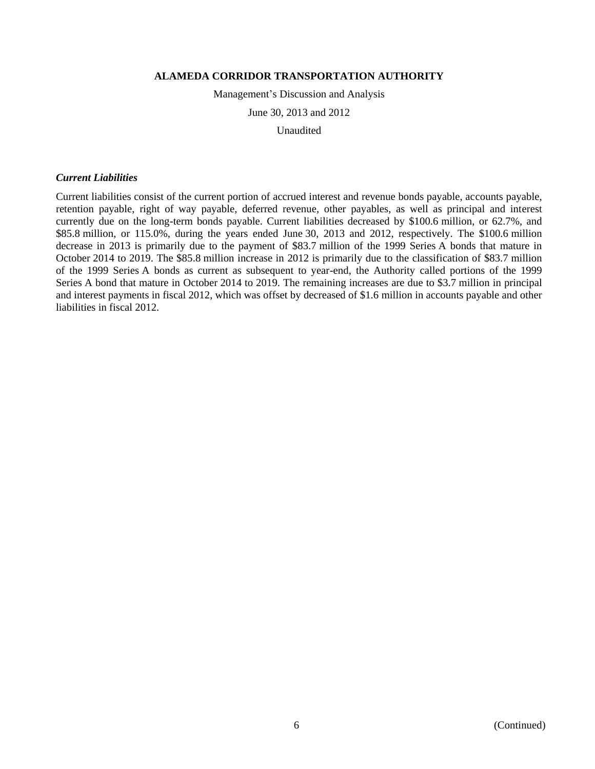### *Current Liabilities*

Current liabilities consist of the current portion of accrued interest and revenue bonds payable, accounts payable, retention payable, right of way payable, deferred revenue, other payables, as well as principal and interest currently due on the long-term bonds payable. Current liabilities decreased by $100.6 million, or 62.7%, and $85.8 million, or 115.0%, during the years ended June 30, 2013 and 2012, respectively. The $100.6 million decrease in 2013 is primarily due to the payment of $83.7 million of the 1999 Series A bonds that mature in October 2014 to 2019. The $85.8 million increase in 2012 is primarily due to the classification of $83.7 million of the 1999 Series A bonds as current as subsequent to year-end, the Authority called portions of the 1999 Series A bond that mature in October 2014 to 2019. The remaining increases are due to $3.7 million in principal and interest payments in fiscal 2012, which was offset by decreased of $1.6 million in accounts payable and other liabilities in fiscal 2012.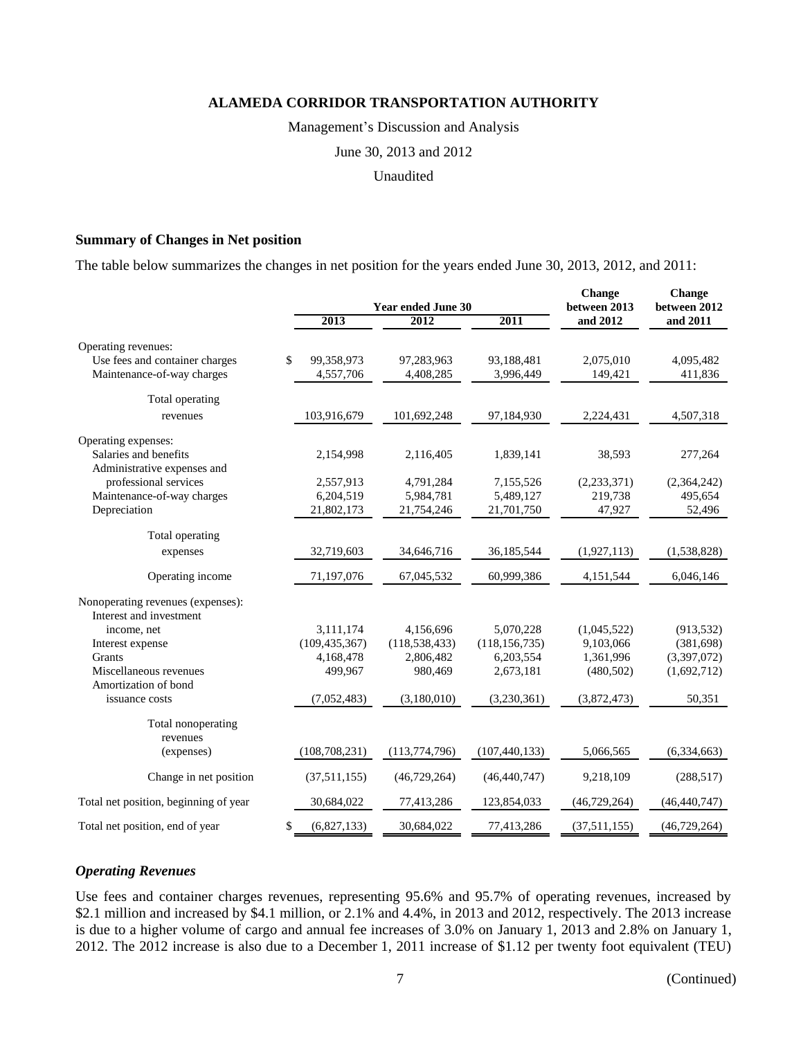**ALAMEDA CORRIDOR TRANSPORTATION AUTHORITY**

Management's Discussion and Analysis

June 30, 2013 and 2012

Unaudited

### Summary of Changes in Net position

The table below summarizes the changes in net position for the years ended June 30, 2013, 2012, and 2011:

| | Year ended June 30 | | | Change between 2013 and 2012 | Change between 2012 and 2011 |
|---|---|---|---|---|---|
| | 2013 | 2012 | 2011 | | |
| Operating revenues: | | | | | |
| Use fees and container charges | $ 99,358,973 | 97,283,963 | 93,188,481 | 2,075,010 | 4,095,482 |
| Maintenance-of-way charges | 4,557,706 | 4,408,285 | 3,996,449 | 149,421 | 411,836 |
| Total operating revenues | 103,916,679 | 101,692,248 | 97,184,930 | 2,224,431 | 4,507,318 |
| Operating expenses: | | | | | |
| Salaries and benefits | 2,154,998 | 2,116,405 | 1,839,141 | 38,593 | 277,264 |
| Administrative expenses and professional services | 2,557,913 | 4,791,284 | 7,155,526 | (2,233,371) | (2,364,242) |
| Maintenance-of-way charges | 6,204,519 | 5,984,781 | 5,489,127 | 219,738 | 495,654 |
| Depreciation | 21,802,173 | 21,754,246 | 21,701,750 | 47,927 | 52,496 |
| Total operating expenses | 32,719,603 | 34,646,716 | 36,185,544 | (1,927,113) | (1,538,828) |
| Operating income | 71,197,076 | 67,045,532 | 60,999,386 | 4,151,544 | 6,046,146 |
| Nonoperating revenues (expenses): | | | | | |
| Interest and investment income, net | 3,111,174 | 4,156,696 | 5,070,228 | (1,045,522) | (913,532) |
| Interest expense | (109,435,367) | (118,538,433) | (118,156,735) | 9,103,066 | (381,698) |
| Grants | 4,168,478 | 2,806,482 | 6,203,554 | 1,361,996 | (3,397,072) |
| Miscellaneous revenues | 499,967 | 980,469 | 2,673,181 | (480,502) | (1,692,712) |
| Amortization of bond issuance costs | (7,052,483) | (3,180,010) | (3,230,361) | (3,872,473) | 50,351 |
| Total nonoperating revenues (expenses) | (108,708,231) | (113,774,796) | (107,440,133) | 5,066,565 | (6,334,663) |
| Change in net position | (37,511,155) | (46,729,264) | (46,440,747) | 9,218,109 | (288,517) |
| Total net position, beginning of year | 30,684,022 | 77,413,286 | 123,854,033 | (46,729,264) | (46,440,747) |
| Total net position, end of year | $ (6,827,133) | 30,684,022 | 77,413,286 | (37,511,155) | (46,729,264) |

### *Operating Revenues*

Use fees and container charges revenues, representing 95.6% and 95.7% of operating revenues, increased by \$2.1 million and increased by \$4.1 million, or 2.1% and 4.4%, in 2013 and 2012, respectively. The 2013 increase is due to a higher volume of cargo and annual fee increases of 3.0% on January 1, 2013 and 2.8% on January 1, 2012. The 2012 increase is also due to a December 1, 2011 increase of \$1.12 per twenty foot equivalent (TEU)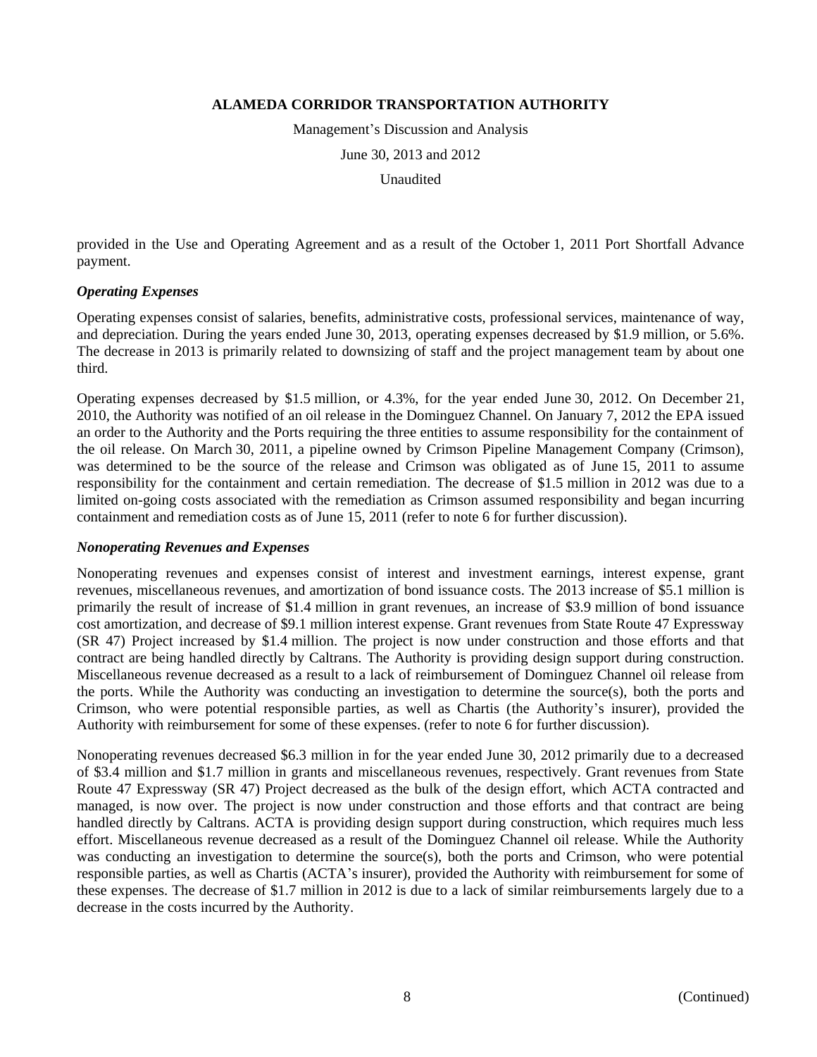provided in the Use and Operating Agreement and as a result of the October 1, 2011 Port Shortfall Advance payment.

### *Operating Expenses*

Operating expenses consist of salaries, benefits, administrative costs, professional services, maintenance of way, and depreciation. During the years ended June 30, 2013, operating expenses decreased by $1.9 million, or 5.6%. The decrease in 2013 is primarily related to downsizing of staff and the project management team by about one third.

Operating expenses decreased by $1.5 million, or 4.3%, for the year ended June 30, 2012. On December 21, 2010, the Authority was notified of an oil release in the Dominguez Channel. On January 7, 2012 the EPA issued an order to the Authority and the Ports requiring the three entities to assume responsibility for the containment of the oil release. On March 30, 2011, a pipeline owned by Crimson Pipeline Management Company (Crimson), was determined to be the source of the release and Crimson was obligated as of June 15, 2011 to assume responsibility for the containment and certain remediation. The decrease of $1.5 million in 2012 was due to a limited on-going costs associated with the remediation as Crimson assumed responsibility and began incurring containment and remediation costs as of June 15, 2011 (refer to note 6 for further discussion).

### *Nonoperating Revenues and Expenses*

Nonoperating revenues and expenses consist of interest and investment earnings, interest expense, grant revenues, miscellaneous revenues, and amortization of bond issuance costs. The 2013 increase of $5.1 million is primarily the result of increase of $1.4 million in grant revenues, an increase of $3.9 million of bond issuance cost amortization, and decrease of $9.1 million interest expense. Grant revenues from State Route 47 Expressway (SR 47) Project increased by $1.4 million. The project is now under construction and those efforts and that contract are being handled directly by Caltrans. The Authority is providing design support during construction. Miscellaneous revenue decreased as a result to a lack of reimbursement of Dominguez Channel oil release from the ports. While the Authority was conducting an investigation to determine the source(s), both the ports and Crimson, who were potential responsible parties, as well as Chartis (the Authority's insurer), provided the Authority with reimbursement for some of these expenses. (refer to note 6 for further discussion).

Nonoperating revenues decreased $6.3 million in for the year ended June 30, 2012 primarily due to a decreased of $3.4 million and $1.7 million in grants and miscellaneous revenues, respectively. Grant revenues from State Route 47 Expressway (SR 47) Project decreased as the bulk of the design effort, which ACTA contracted and managed, is now over. The project is now under construction and those efforts and that contract are being handled directly by Caltrans. ACTA is providing design support during construction, which requires much less effort. Miscellaneous revenue decreased as a result of the Dominguez Channel oil release. While the Authority was conducting an investigation to determine the source(s), both the ports and Crimson, who were potential responsible parties, as well as Chartis (ACTA's insurer), provided the Authority with reimbursement for some of these expenses. The decrease of $1.7 million in 2012 is due to a lack of similar reimbursements largely due to a decrease in the costs incurred by the Authority.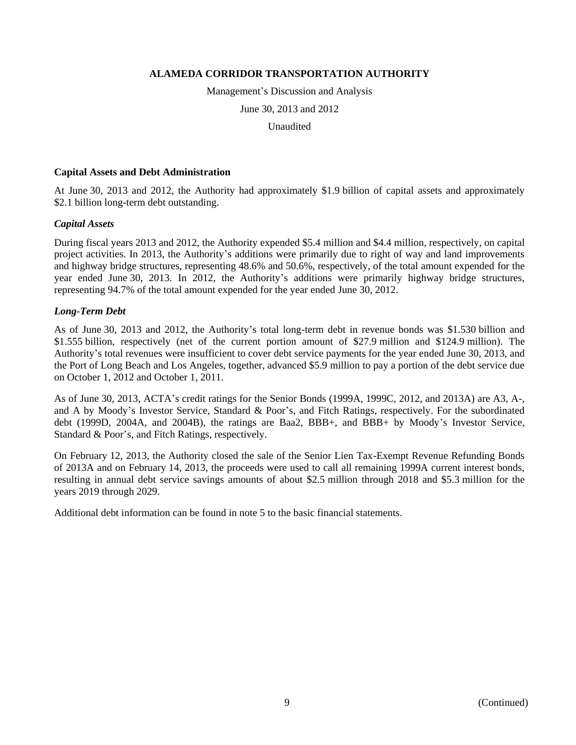# ALAMEDA CORRIDOR TRANSPORTATION AUTHORITY

Management's Discussion and Analysis

June 30, 2013 and 2012

Unaudited

## Capital Assets and Debt Administration

At June 30, 2013 and 2012, the Authority had approximately $1.9 billion of capital assets and approximately $2.1 billion long-term debt outstanding.

### *Capital Assets*

During fiscal years 2013 and 2012, the Authority expended $5.4 million and $4.4 million, respectively, on capital project activities. In 2013, the Authority's additions were primarily due to right of way and land improvements and highway bridge structures, representing 48.6% and 50.6%, respectively, of the total amount expended for the year ended June 30, 2013. In 2012, the Authority's additions were primarily highway bridge structures, representing 94.7% of the total amount expended for the year ended June 30, 2012.

### *Long-Term Debt*

As of June 30, 2013 and 2012, the Authority's total long-term debt in revenue bonds was $1.530 billion and $1.555 billion, respectively (net of the current portion amount of $27.9 million and $124.9 million). The Authority's total revenues were insufficient to cover debt service payments for the year ended June 30, 2013, and the Port of Long Beach and Los Angeles, together, advanced $5.9 million to pay a portion of the debt service due on October 1, 2012 and October 1, 2011.

As of June 30, 2013, ACTA's credit ratings for the Senior Bonds (1999A, 1999C, 2012, and 2013A) are A3, A-, and A by Moody's Investor Service, Standard & Poor's, and Fitch Ratings, respectively. For the subordinated debt (1999D, 2004A, and 2004B), the ratings are Baa2, BBB+, and BBB+ by Moody's Investor Service, Standard & Poor's, and Fitch Ratings, respectively.

On February 12, 2013, the Authority closed the sale of the Senior Lien Tax-Exempt Revenue Refunding Bonds of 2013A and on February 14, 2013, the proceeds were used to call all remaining 1999A current interest bonds, resulting in annual debt service savings amounts of about $2.5 million through 2018 and $5.3 million for the years 2019 through 2029.

Additional debt information can be found in note 5 to the basic financial statements.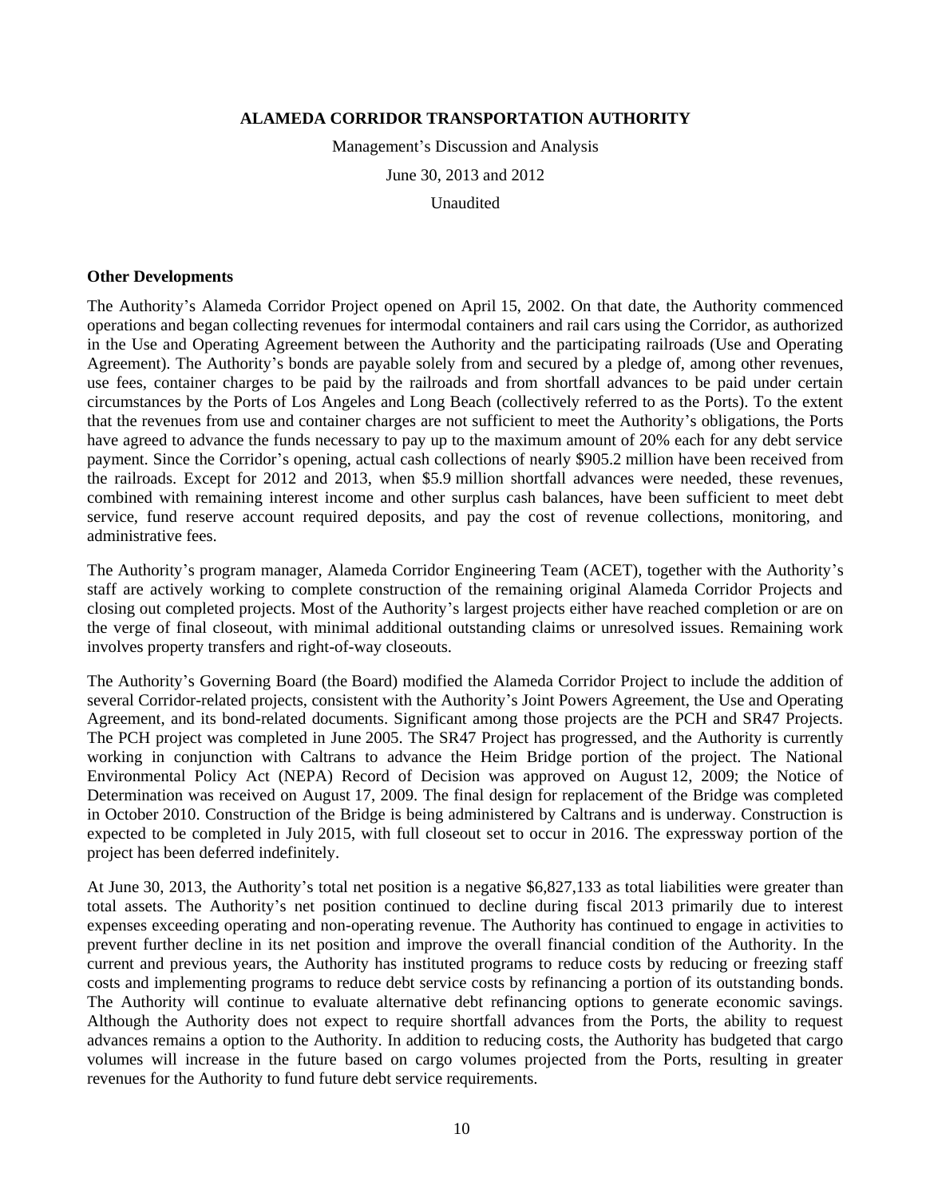**Other Developments**

The Authority's Alameda Corridor Project opened on April 15, 2002. On that date, the Authority commenced operations and began collecting revenues for intermodal containers and rail cars using the Corridor, as authorized in the Use and Operating Agreement between the Authority and the participating railroads (Use and Operating Agreement). The Authority's bonds are payable solely from and secured by a pledge of, among other revenues, use fees, container charges to be paid by the railroads and from shortfall advances to be paid under certain circumstances by the Ports of Los Angeles and Long Beach (collectively referred to as the Ports). To the extent that the revenues from use and container charges are not sufficient to meet the Authority's obligations, the Ports have agreed to advance the funds necessary to pay up to the maximum amount of 20% each for any debt service payment. Since the Corridor's opening, actual cash collections of nearly $905.2 million have been received from the railroads. Except for 2012 and 2013, when $5.9 million shortfall advances were needed, these revenues, combined with remaining interest income and other surplus cash balances, have been sufficient to meet debt service, fund reserve account required deposits, and pay the cost of revenue collections, monitoring, and administrative fees.

The Authority's program manager, Alameda Corridor Engineering Team (ACET), together with the Authority's staff are actively working to complete construction of the remaining original Alameda Corridor Projects and closing out completed projects. Most of the Authority's largest projects either have reached completion or are on the verge of final closeout, with minimal additional outstanding claims or unresolved issues. Remaining work involves property transfers and right-of-way closeouts.

The Authority's Governing Board (the Board) modified the Alameda Corridor Project to include the addition of several Corridor-related projects, consistent with the Authority's Joint Powers Agreement, the Use and Operating Agreement, and its bond-related documents. Significant among those projects are the PCH and SR47 Projects. The PCH project was completed in June 2005. The SR47 Project has progressed, and the Authority is currently working in conjunction with Caltrans to advance the Heim Bridge portion of the project. The National Environmental Policy Act (NEPA) Record of Decision was approved on August 12, 2009; the Notice of Determination was received on August 17, 2009. The final design for replacement of the Bridge was completed in October 2010. Construction of the Bridge is being administered by Caltrans and is underway. Construction is expected to be completed in July 2015, with full closeout set to occur in 2016. The expressway portion of the project has been deferred indefinitely.

At June 30, 2013, the Authority's total net position is a negative $6,827,133 as total liabilities were greater than total assets. The Authority's net position continued to decline during fiscal 2013 primarily due to interest expenses exceeding operating and non-operating revenue. The Authority has continued to engage in activities to prevent further decline in its net position and improve the overall financial condition of the Authority. In the current and previous years, the Authority has instituted programs to reduce costs by reducing or freezing staff costs and implementing programs to reduce debt service costs by refinancing a portion of its outstanding bonds. The Authority will continue to evaluate alternative debt refinancing options to generate economic savings. Although the Authority does not expect to require shortfall advances from the Ports, the ability to request advances remains a option to the Authority. In addition to reducing costs, the Authority has budgeted that cargo volumes will increase in the future based on cargo volumes projected from the Ports, resulting in greater revenues for the Authority to fund future debt service requirements.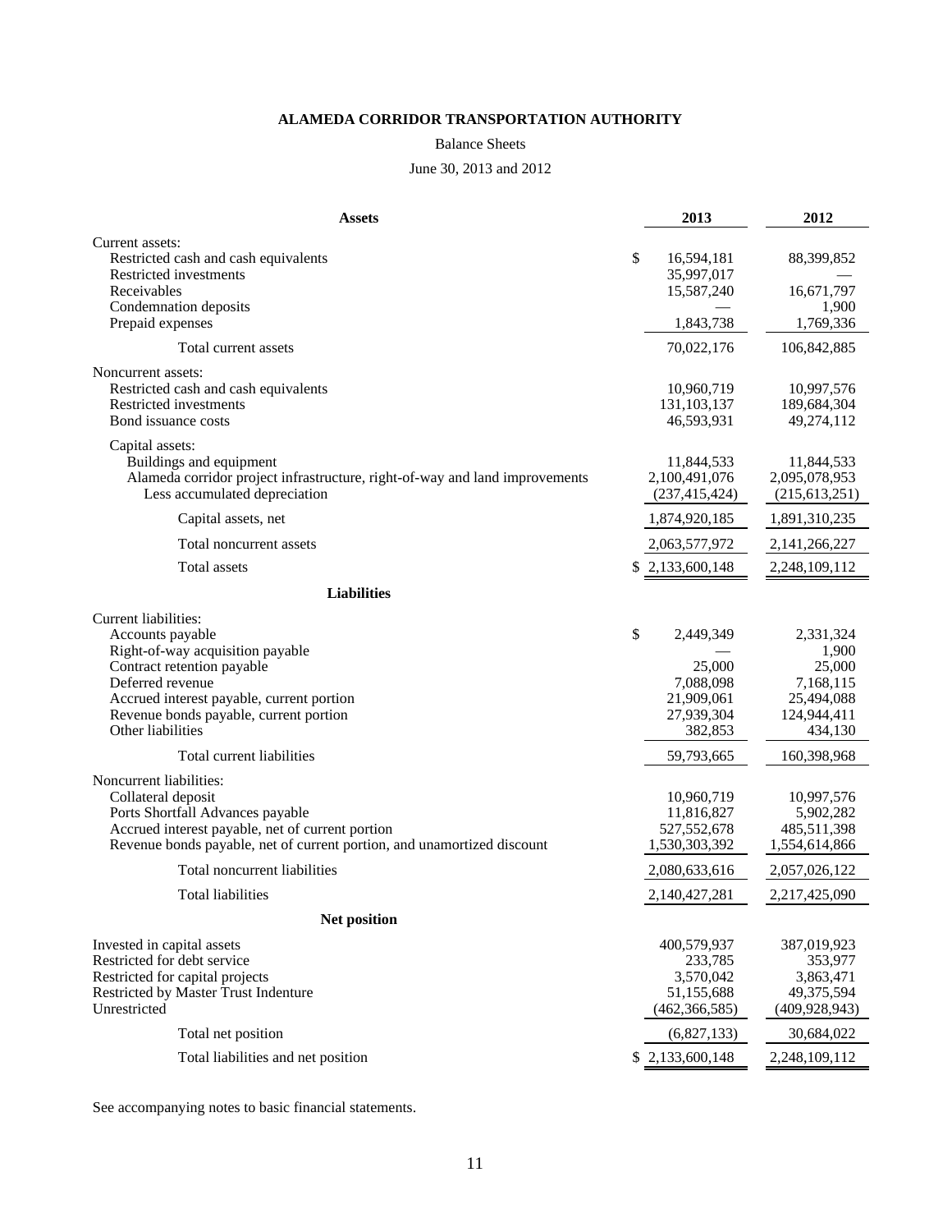**ALAMEDA CORRIDOR TRANSPORTATION AUTHORITY**

Balance Sheets

June 30, 2013 and 2012

| **Assets** | **2013** | **2012** |
|---|---|---|
| Current assets: | | |
| Restricted cash and cash equivalents | $ 16,594,181 | 88,399,852 |
| Restricted investments | 35,997,017 | — |
| Receivables | 15,587,240 | 16,671,797 |
| Condemnation deposits | — | 1,900 |
| Prepaid expenses | 1,843,738 | 1,769,336 |
| Total current assets | 70,022,176 | 106,842,885 |
| Noncurrent assets: | | |
| Restricted cash and cash equivalents | 10,960,719 | 10,997,576 |
| Restricted investments | 131,103,137 | 189,684,304 |
| Bond issuance costs | 46,593,931 | 49,274,112 |
| Capital assets: | | |
| Buildings and equipment | 11,844,533 | 11,844,533 |
| Alameda corridor project infrastructure, right-of-way and land improvements | 2,100,491,076 | 2,095,078,953 |
| Less accumulated depreciation | (237,415,424) | (215,613,251) |
| Capital assets, net | 1,874,920,185 | 1,891,310,235 |
| Total noncurrent assets | 2,063,577,972 | 2,141,266,227 |
| Total assets | $ 2,133,600,148 | 2,248,109,112 |
| **Liabilities** | | |
| Current liabilities: | | |
| Accounts payable | $ 2,449,349 | 2,331,324 |
| Right-of-way acquisition payable | — | 1,900 |
| Contract retention payable | 25,000 | 25,000 |
| Deferred revenue | 7,088,098 | 7,168,115 |
| Accrued interest payable, current portion | 21,909,061 | 25,494,088 |
| Revenue bonds payable, current portion | 27,939,304 | 124,944,411 |
| Other liabilities | 382,853 | 434,130 |
| Total current liabilities | 59,793,665 | 160,398,968 |
| Noncurrent liabilities: | | |
| Collateral deposit | 10,960,719 | 10,997,576 |
| Ports Shortfall Advances payable | 11,816,827 | 5,902,282 |
| Accrued interest payable, net of current portion | 527,552,678 | 485,511,398 |
| Revenue bonds payable, net of current portion, and unamortized discount | 1,530,303,392 | 1,554,614,866 |
| Total noncurrent liabilities | 2,080,633,616 | 2,057,026,122 |
| Total liabilities | 2,140,427,281 | 2,217,425,090 |
| **Net position** | | |
| Invested in capital assets | 400,579,937 | 387,019,923 |
| Restricted for debt service | 233,785 | 353,977 |
| Restricted for capital projects | 3,570,042 | 3,863,471 |
| Restricted by Master Trust Indenture | 51,155,688 | 49,375,594 |
| Unrestricted | (462,366,585) | (409,928,943) |
| Total net position | (6,827,133) | 30,684,022 |
| Total liabilities and net position | $ 2,133,600,148 | 2,248,109,112 |

See accompanying notes to basic financial statements.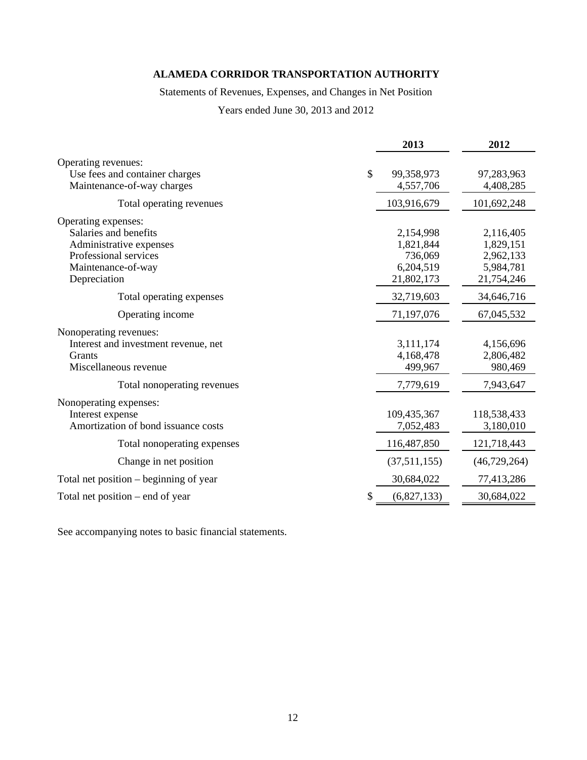# ALAMEDA CORRIDOR TRANSPORTATION AUTHORITY

Statements of Revenues, Expenses, and Changes in Net Position

Years ended June 30, 2013 and 2012

| | | 2013 | 2012 |
|---|---|---|---|
| Operating revenues: | | | |
| Use fees and container charges | $ | 99,358,973 | 97,283,963 |
| Maintenance-of-way charges | | 4,557,706 | 4,408,285 |
| Total operating revenues | | 103,916,679 | 101,692,248 |
| Operating expenses: | | | |
| Salaries and benefits | | 2,154,998 | 2,116,405 |
| Administrative expenses | | 1,821,844 | 1,829,151 |
| Professional services | | 736,069 | 2,962,133 |
| Maintenance-of-way | | 6,204,519 | 5,984,781 |
| Depreciation | | 21,802,173 | 21,754,246 |
| Total operating expenses | | 32,719,603 | 34,646,716 |
| Operating income | | 71,197,076 | 67,045,532 |
| Nonoperating revenues: | | | |
| Interest and investment revenue, net | | 3,111,174 | 4,156,696 |
| Grants | | 4,168,478 | 2,806,482 |
| Miscellaneous revenue | | 499,967 | 980,469 |
| Total nonoperating revenues | | 7,779,619 | 7,943,647 |
| Nonoperating expenses: | | | |
| Interest expense | | 109,435,367 | 118,538,433 |
| Amortization of bond issuance costs | | 7,052,483 | 3,180,010 |
| Total nonoperating expenses | | 116,487,850 | 121,718,443 |
| Change in net position | | (37,511,155) | (46,729,264) |
| Total net position – beginning of year | | 30,684,022 | 77,413,286 |
| Total net position – end of year | $ | (6,827,133) | 30,684,022 |

See accompanying notes to basic financial statements.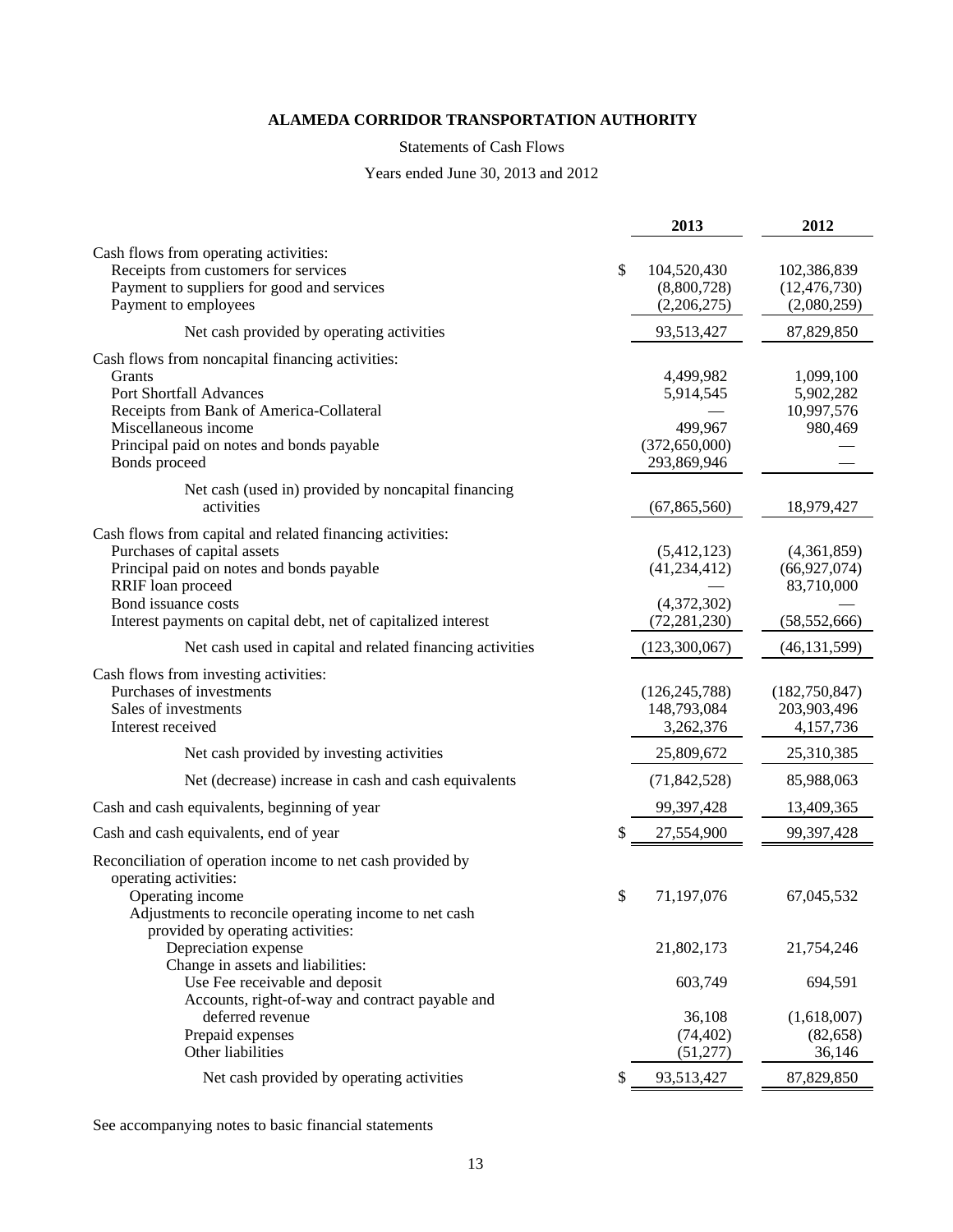# ALAMEDA CORRIDOR TRANSPORTATION AUTHORITY

Statements of Cash Flows

Years ended June 30, 2013 and 2012

| | 2013 | 2012 |
|---|---|---|
| Cash flows from operating activities: | | |
| Receipts from customers for services | $ 104,520,430 | 102,386,839 |
| Payment to suppliers for good and services | (8,800,728) | (12,476,730) |
| Payment to employees | (2,206,275) | (2,080,259) |
| Net cash provided by operating activities | 93,513,427 | 87,829,850 |
| Cash flows from noncapital financing activities: | | |
| Grants | 4,499,982 | 1,099,100 |
| Port Shortfall Advances | 5,914,545 | 5,902,282 |
| Receipts from Bank of America-Collateral | — | 10,997,576 |
| Miscellaneous income | 499,967 | 980,469 |
| Principal paid on notes and bonds payable | (372,650,000) | — |
| Bonds proceed | 293,869,946 | — |
| Net cash (used in) provided by noncapital financing activities | (67,865,560) | 18,979,427 |
| Cash flows from capital and related financing activities: | | |
| Purchases of capital assets | (5,412,123) | (4,361,859) |
| Principal paid on notes and bonds payable | (41,234,412) | (66,927,074) |
| RRIF loan proceed | — | 83,710,000 |
| Bond issuance costs | (4,372,302) | — |
| Interest payments on capital debt, net of capitalized interest | (72,281,230) | (58,552,666) |
| Net cash used in capital and related financing activities | (123,300,067) | (46,131,599) |
| Cash flows from investing activities: | | |
| Purchases of investments | (126,245,788) | (182,750,847) |
| Sales of investments | 148,793,084 | 203,903,496 |
| Interest received | 3,262,376 | 4,157,736 |
| Net cash provided by investing activities | 25,809,672 | 25,310,385 |
| Net (decrease) increase in cash and cash equivalents | (71,842,528) | 85,988,063 |
| Cash and cash equivalents, beginning of year | 99,397,428 | 13,409,365 |
| Cash and cash equivalents, end of year | $ 27,554,900 | 99,397,428 |
| Reconciliation of operation income to net cash provided by operating activities: | | |
| Operating income | $ 71,197,076 | 67,045,532 |
| Adjustments to reconcile operating income to net cash provided by operating activities: | | |
| Depreciation expense | 21,802,173 | 21,754,246 |
| Change in assets and liabilities: | | |
| Use Fee receivable and deposit | 603,749 | 694,591 |
| Accounts, right-of-way and contract payable and deferred revenue | 36,108 | (1,618,007) |
| Prepaid expenses | (74,402) | (82,658) |
| Other liabilities | (51,277) | 36,146 |
| Net cash provided by operating activities | $ 93,513,427 | 87,829,850 |

See accompanying notes to basic financial statements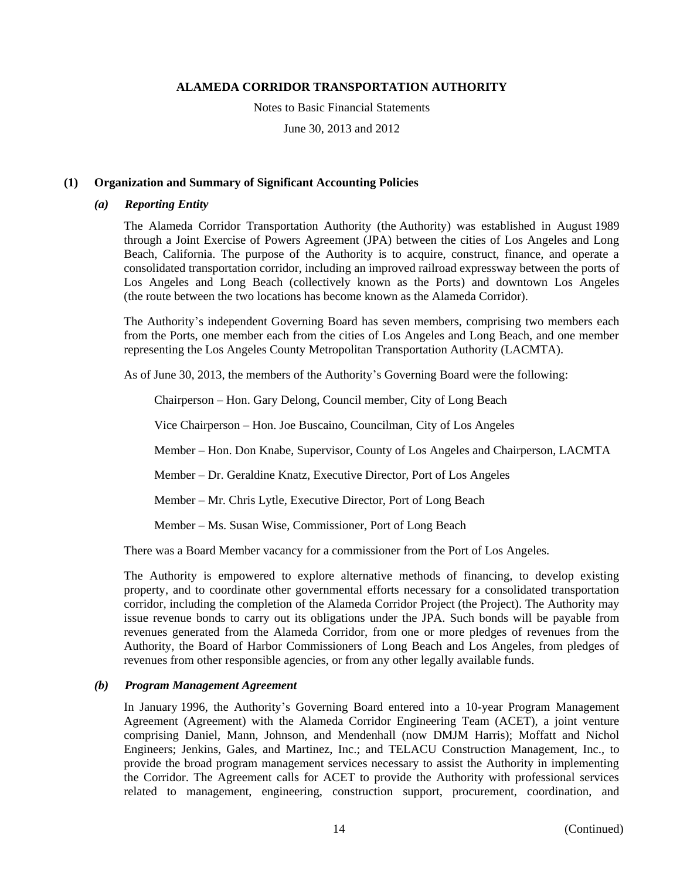# ALAMEDA CORRIDOR TRANSPORTATION AUTHORITY

Notes to Basic Financial Statements

June 30, 2013 and 2012

## (1) Organization and Summary of Significant Accounting Policies

### *(a) Reporting Entity*

The Alameda Corridor Transportation Authority (the Authority) was established in August 1989 through a Joint Exercise of Powers Agreement (JPA) between the cities of Los Angeles and Long Beach, California. The purpose of the Authority is to acquire, construct, finance, and operate a consolidated transportation corridor, including an improved railroad expressway between the ports of Los Angeles and Long Beach (collectively known as the Ports) and downtown Los Angeles (the route between the two locations has become known as the Alameda Corridor).

The Authority's independent Governing Board has seven members, comprising two members each from the Ports, one member each from the cities of Los Angeles and Long Beach, and one member representing the Los Angeles County Metropolitan Transportation Authority (LACMTA).

As of June 30, 2013, the members of the Authority's Governing Board were the following:

Chairperson – Hon. Gary Delong, Council member, City of Long Beach

Vice Chairperson – Hon. Joe Buscaino, Councilman, City of Los Angeles

Member – Hon. Don Knabe, Supervisor, County of Los Angeles and Chairperson, LACMTA

Member – Dr. Geraldine Knatz, Executive Director, Port of Los Angeles

Member – Mr. Chris Lytle, Executive Director, Port of Long Beach

Member – Ms. Susan Wise, Commissioner, Port of Long Beach

There was a Board Member vacancy for a commissioner from the Port of Los Angeles.

The Authority is empowered to explore alternative methods of financing, to develop existing property, and to coordinate other governmental efforts necessary for a consolidated transportation corridor, including the completion of the Alameda Corridor Project (the Project). The Authority may issue revenue bonds to carry out its obligations under the JPA. Such bonds will be payable from revenues generated from the Alameda Corridor, from one or more pledges of revenues from the Authority, the Board of Harbor Commissioners of Long Beach and Los Angeles, from pledges of revenues from other responsible agencies, or from any other legally available funds.

### *(b) Program Management Agreement*

In January 1996, the Authority's Governing Board entered into a 10-year Program Management Agreement (Agreement) with the Alameda Corridor Engineering Team (ACET), a joint venture comprising Daniel, Mann, Johnson, and Mendenhall (now DMJM Harris); Moffatt and Nichol Engineers; Jenkins, Gales, and Martinez, Inc.; and TELACU Construction Management, Inc., to provide the broad program management services necessary to assist the Authority in implementing the Corridor. The Agreement calls for ACET to provide the Authority with professional services related to management, engineering, construction support, procurement, coordination, and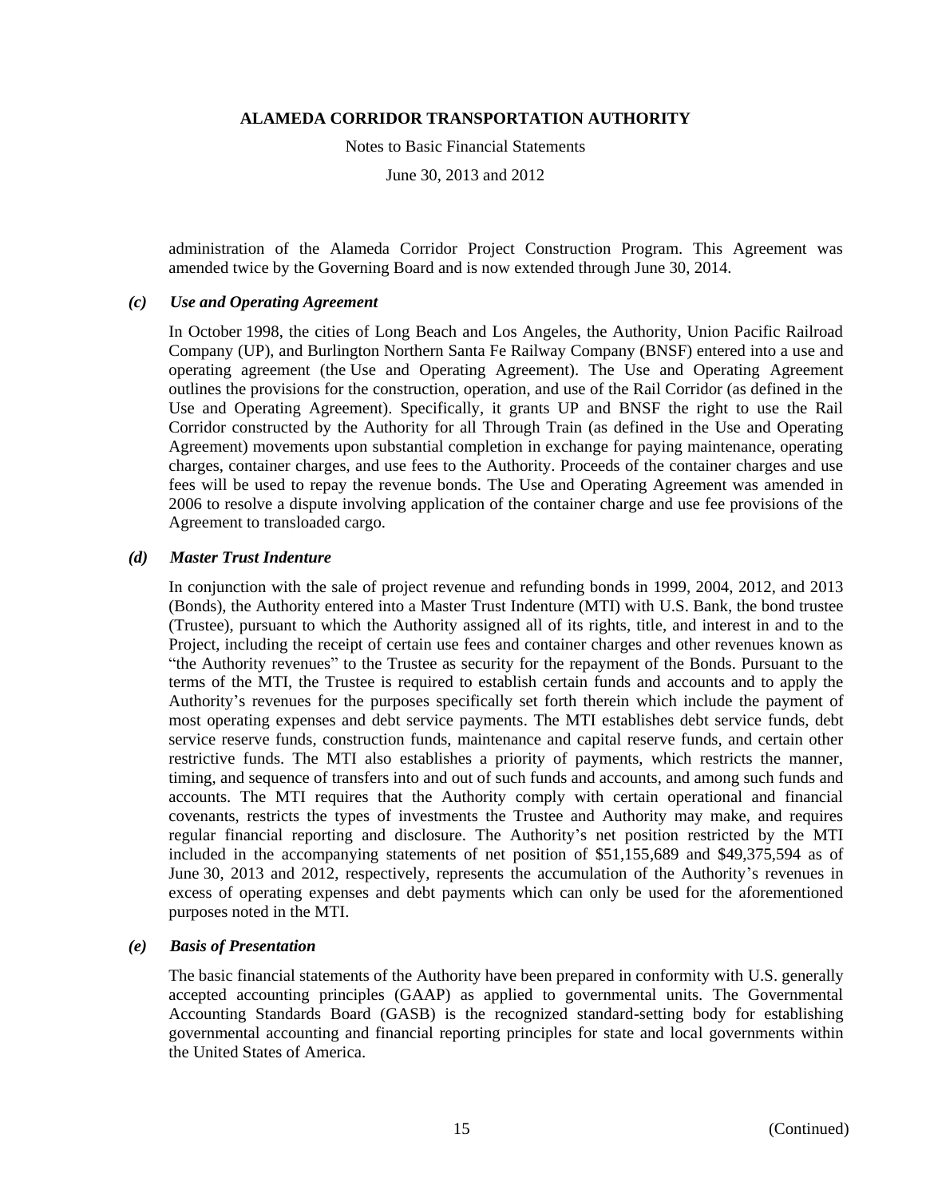administration of the Alameda Corridor Project Construction Program. This Agreement was amended twice by the Governing Board and is now extended through June 30, 2014.

### *(c) Use and Operating Agreement*

In October 1998, the cities of Long Beach and Los Angeles, the Authority, Union Pacific Railroad Company (UP), and Burlington Northern Santa Fe Railway Company (BNSF) entered into a use and operating agreement (the Use and Operating Agreement). The Use and Operating Agreement outlines the provisions for the construction, operation, and use of the Rail Corridor (as defined in the Use and Operating Agreement). Specifically, it grants UP and BNSF the right to use the Rail Corridor constructed by the Authority for all Through Train (as defined in the Use and Operating Agreement) movements upon substantial completion in exchange for paying maintenance, operating charges, container charges, and use fees to the Authority. Proceeds of the container charges and use fees will be used to repay the revenue bonds. The Use and Operating Agreement was amended in 2006 to resolve a dispute involving application of the container charge and use fee provisions of the Agreement to transloaded cargo.

### *(d) Master Trust Indenture*

In conjunction with the sale of project revenue and refunding bonds in 1999, 2004, 2012, and 2013 (Bonds), the Authority entered into a Master Trust Indenture (MTI) with U.S. Bank, the bond trustee (Trustee), pursuant to which the Authority assigned all of its rights, title, and interest in and to the Project, including the receipt of certain use fees and container charges and other revenues known as "the Authority revenues" to the Trustee as security for the repayment of the Bonds. Pursuant to the terms of the MTI, the Trustee is required to establish certain funds and accounts and to apply the Authority's revenues for the purposes specifically set forth therein which include the payment of most operating expenses and debt service payments. The MTI establishes debt service funds, debt service reserve funds, construction funds, maintenance and capital reserve funds, and certain other restrictive funds. The MTI also establishes a priority of payments, which restricts the manner, timing, and sequence of transfers into and out of such funds and accounts, and among such funds and accounts. The MTI requires that the Authority comply with certain operational and financial covenants, restricts the types of investments the Trustee and Authority may make, and requires regular financial reporting and disclosure. The Authority's net position restricted by the MTI included in the accompanying statements of net position of $51,155,689 and $49,375,594 as of June 30, 2013 and 2012, respectively, represents the accumulation of the Authority's revenues in excess of operating expenses and debt payments which can only be used for the aforementioned purposes noted in the MTI.

### *(e) Basis of Presentation*

The basic financial statements of the Authority have been prepared in conformity with U.S. generally accepted accounting principles (GAAP) as applied to governmental units. The Governmental Accounting Standards Board (GASB) is the recognized standard-setting body for establishing governmental accounting and financial reporting principles for state and local governments within the United States of America.

(Continued)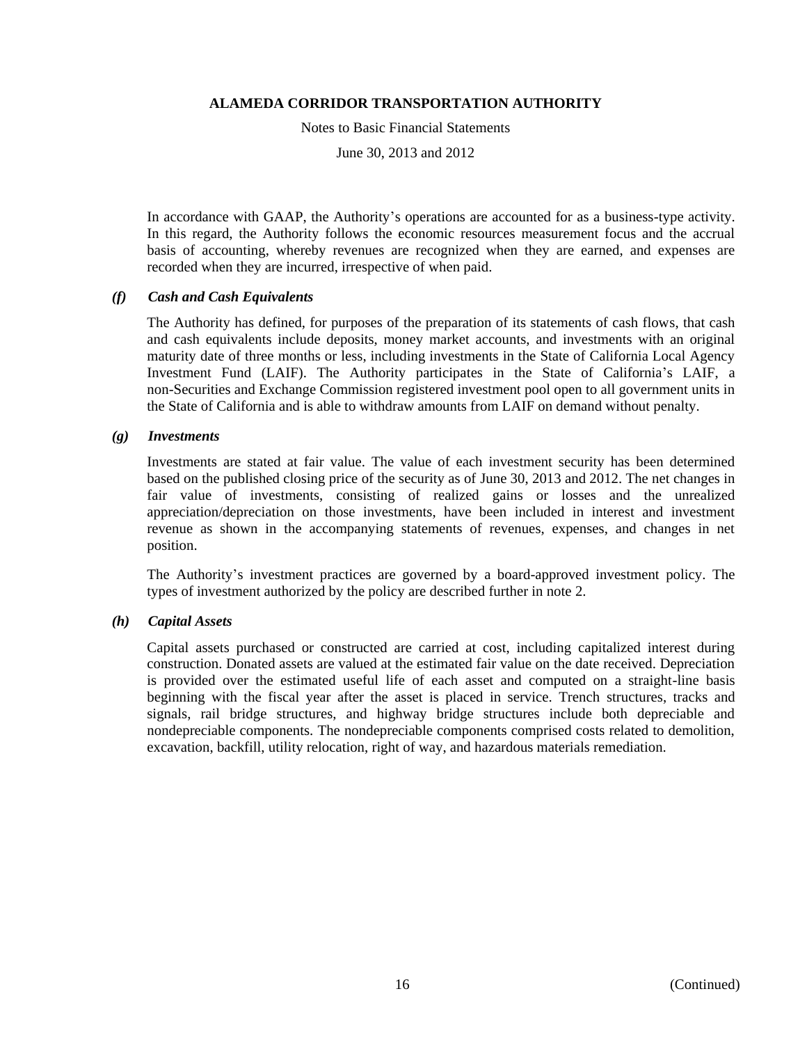In accordance with GAAP, the Authority's operations are accounted for as a business-type activity. In this regard, the Authority follows the economic resources measurement focus and the accrual basis of accounting, whereby revenues are recognized when they are earned, and expenses are recorded when they are incurred, irrespective of when paid.

### *(f) Cash and Cash Equivalents*

The Authority has defined, for purposes of the preparation of its statements of cash flows, that cash and cash equivalents include deposits, money market accounts, and investments with an original maturity date of three months or less, including investments in the State of California Local Agency Investment Fund (LAIF). The Authority participates in the State of California's LAIF, a non-Securities and Exchange Commission registered investment pool open to all government units in the State of California and is able to withdraw amounts from LAIF on demand without penalty.

### *(g) Investments*

Investments are stated at fair value. The value of each investment security has been determined based on the published closing price of the security as of June 30, 2013 and 2012. The net changes in fair value of investments, consisting of realized gains or losses and the unrealized appreciation/depreciation on those investments, have been included in interest and investment revenue as shown in the accompanying statements of revenues, expenses, and changes in net position.

The Authority's investment practices are governed by a board-approved investment policy. The types of investment authorized by the policy are described further in note 2.

### *(h) Capital Assets*

Capital assets purchased or constructed are carried at cost, including capitalized interest during construction. Donated assets are valued at the estimated fair value on the date received. Depreciation is provided over the estimated useful life of each asset and computed on a straight-line basis beginning with the fiscal year after the asset is placed in service. Trench structures, tracks and signals, rail bridge structures, and highway bridge structures include both depreciable and nondepreciable components. The nondepreciable components comprised costs related to demolition, excavation, backfill, utility relocation, right of way, and hazardous materials remediation.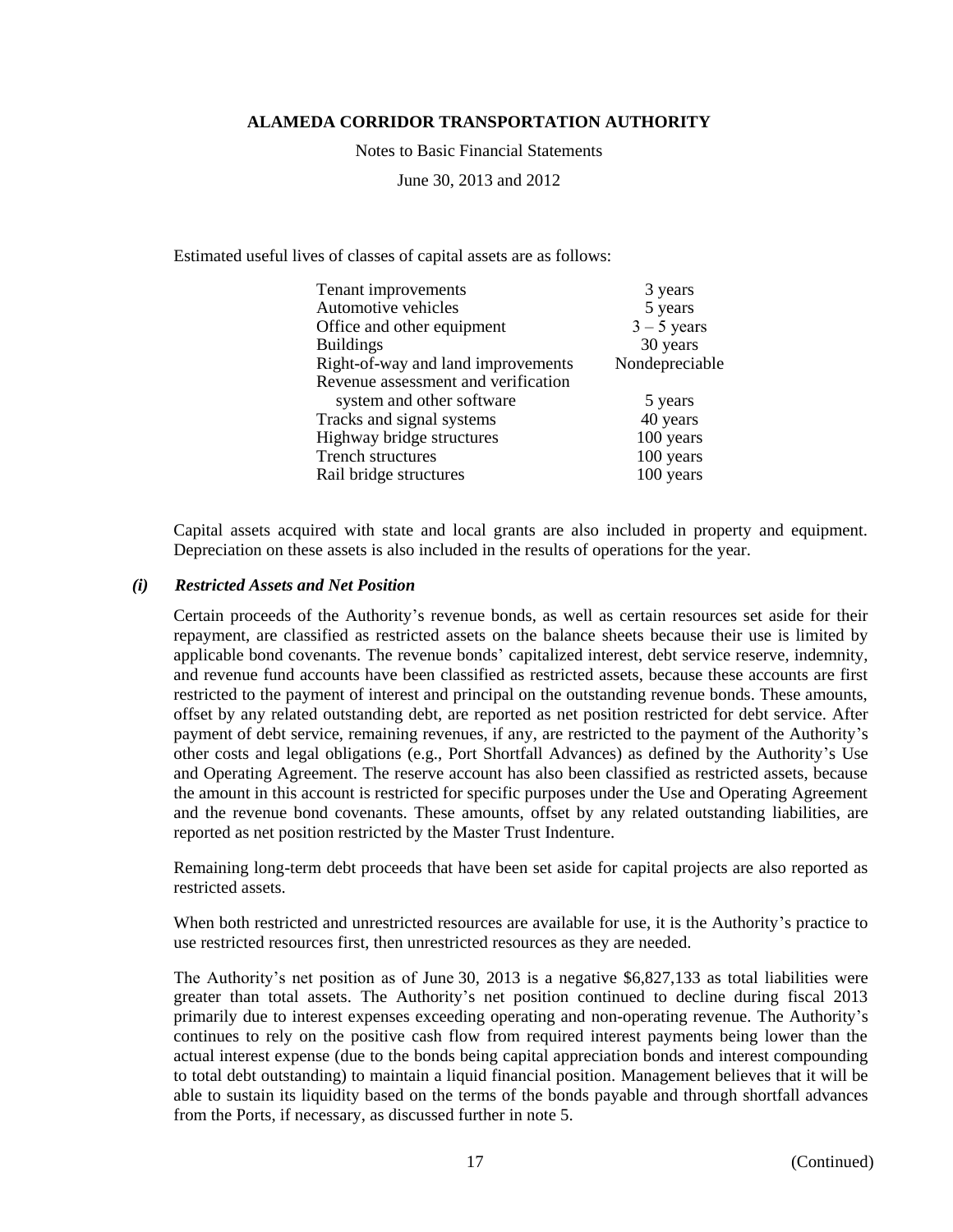Estimated useful lives of classes of capital assets are as follows:

| Asset class | Estimated useful life |
|---|---|
| Tenant improvements | 3 years |
| Automotive vehicles | 5 years |
| Office and other equipment | 3 – 5 years |
| Buildings | 30 years |
| Right-of-way and land improvements | Nondepreciable |
| Revenue assessment and verification system and other software | 5 years |
| Tracks and signal systems | 40 years |
| Highway bridge structures | 100 years |
| Trench structures | 100 years |
| Rail bridge structures | 100 years |

Capital assets acquired with state and local grants are also included in property and equipment. Depreciation on these assets is also included in the results of operations for the year.

### *(i) Restricted Assets and Net Position*

Certain proceeds of the Authority's revenue bonds, as well as certain resources set aside for their repayment, are classified as restricted assets on the balance sheets because their use is limited by applicable bond covenants. The revenue bonds' capitalized interest, debt service reserve, indemnity, and revenue fund accounts have been classified as restricted assets, because these accounts are first restricted to the payment of interest and principal on the outstanding revenue bonds. These amounts, offset by any related outstanding debt, are reported as net position restricted for debt service. After payment of debt service, remaining revenues, if any, are restricted to the payment of the Authority's other costs and legal obligations (e.g., Port Shortfall Advances) as defined by the Authority's Use and Operating Agreement. The reserve account has also been classified as restricted assets, because the amount in this account is restricted for specific purposes under the Use and Operating Agreement and the revenue bond covenants. These amounts, offset by any related outstanding liabilities, are reported as net position restricted by the Master Trust Indenture.

Remaining long-term debt proceeds that have been set aside for capital projects are also reported as restricted assets.

When both restricted and unrestricted resources are available for use, it is the Authority's practice to use restricted resources first, then unrestricted resources as they are needed.

The Authority's net position as of June 30, 2013 is a negative $6,827,133 as total liabilities were greater than total assets. The Authority's net position continued to decline during fiscal 2013 primarily due to interest expenses exceeding operating and non-operating revenue. The Authority's continues to rely on the positive cash flow from required interest payments being lower than the actual interest expense (due to the bonds being capital appreciation bonds and interest compounding to total debt outstanding) to maintain a liquid financial position. Management believes that it will be able to sustain its liquidity based on the terms of the bonds payable and through shortfall advances from the Ports, if necessary, as discussed further in note 5.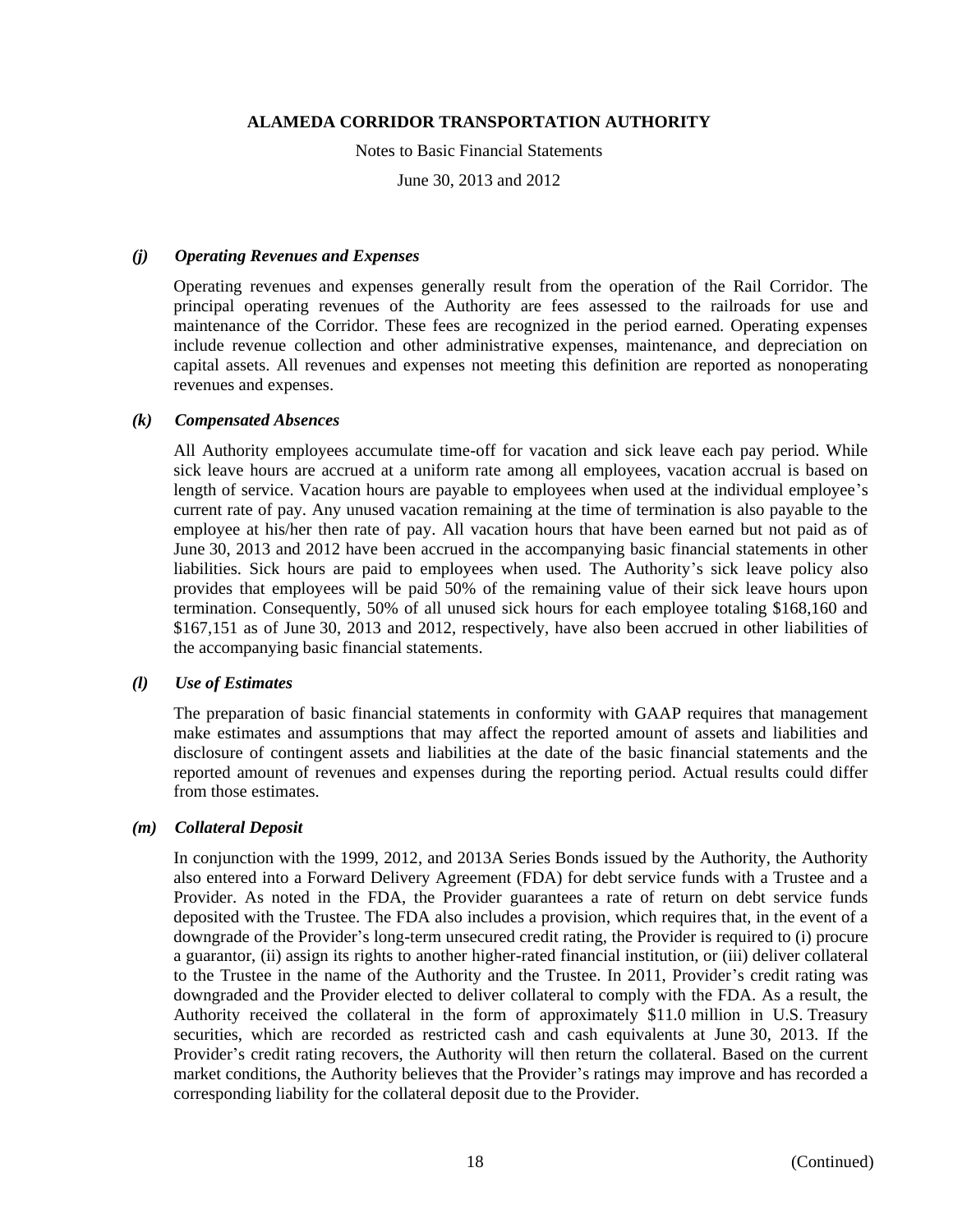#### *(j) Operating Revenues and Expenses*

Operating revenues and expenses generally result from the operation of the Rail Corridor. The principal operating revenues of the Authority are fees assessed to the railroads for use and maintenance of the Corridor. These fees are recognized in the period earned. Operating expenses include revenue collection and other administrative expenses, maintenance, and depreciation on capital assets. All revenues and expenses not meeting this definition are reported as nonoperating revenues and expenses.

#### *(k) Compensated Absences*

All Authority employees accumulate time-off for vacation and sick leave each pay period. While sick leave hours are accrued at a uniform rate among all employees, vacation accrual is based on length of service. Vacation hours are payable to employees when used at the individual employee's current rate of pay. Any unused vacation remaining at the time of termination is also payable to the employee at his/her then rate of pay. All vacation hours that have been earned but not paid as of June 30, 2013 and 2012 have been accrued in the accompanying basic financial statements in other liabilities. Sick hours are paid to employees when used. The Authority's sick leave policy also provides that employees will be paid 50% of the remaining value of their sick leave hours upon termination. Consequently, 50% of all unused sick hours for each employee totaling $168,160 and $167,151 as of June 30, 2013 and 2012, respectively, have also been accrued in other liabilities of the accompanying basic financial statements.

#### *(l) Use of Estimates*

The preparation of basic financial statements in conformity with GAAP requires that management make estimates and assumptions that may affect the reported amount of assets and liabilities and disclosure of contingent assets and liabilities at the date of the basic financial statements and the reported amount of revenues and expenses during the reporting period. Actual results could differ from those estimates.

#### *(m) Collateral Deposit*

In conjunction with the 1999, 2012, and 2013A Series Bonds issued by the Authority, the Authority also entered into a Forward Delivery Agreement (FDA) for debt service funds with a Trustee and a Provider. As noted in the FDA, the Provider guarantees a rate of return on debt service funds deposited with the Trustee. The FDA also includes a provision, which requires that, in the event of a downgrade of the Provider's long-term unsecured credit rating, the Provider is required to (i) procure a guarantor, (ii) assign its rights to another higher-rated financial institution, or (iii) deliver collateral to the Trustee in the name of the Authority and the Trustee. In 2011, Provider's credit rating was downgraded and the Provider elected to deliver collateral to comply with the FDA. As a result, the Authority received the collateral in the form of approximately $11.0 million in U.S. Treasury securities, which are recorded as restricted cash and cash equivalents at June 30, 2013. If the Provider's credit rating recovers, the Authority will then return the collateral. Based on the current market conditions, the Authority believes that the Provider's ratings may improve and has recorded a corresponding liability for the collateral deposit due to the Provider.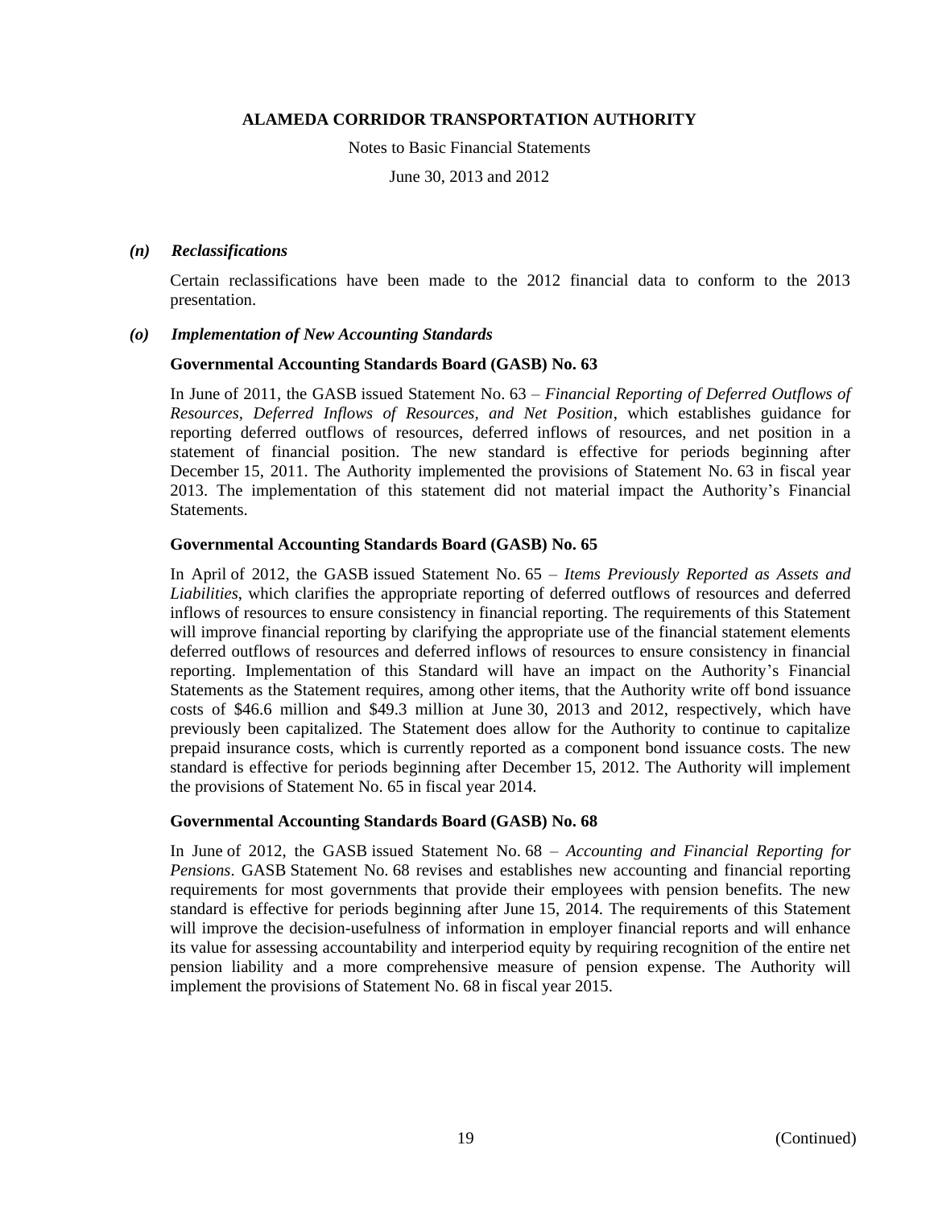### *(n) Reclassifications*

Certain reclassifications have been made to the 2012 financial data to conform to the 2013 presentation.

### *(o) Implementation of New Accounting Standards*

**Governmental Accounting Standards Board (GASB) No. 63**

In June of 2011, the GASB issued Statement No. 63 – *Financial Reporting of Deferred Outflows of Resources, Deferred Inflows of Resources, and Net Position*, which establishes guidance for reporting deferred outflows of resources, deferred inflows of resources, and net position in a statement of financial position. The new standard is effective for periods beginning after December 15, 2011. The Authority implemented the provisions of Statement No. 63 in fiscal year 2013. The implementation of this statement did not material impact the Authority's Financial Statements.

**Governmental Accounting Standards Board (GASB) No. 65**

In April of 2012, the GASB issued Statement No. 65 – *Items Previously Reported as Assets and Liabilities*, which clarifies the appropriate reporting of deferred outflows of resources and deferred inflows of resources to ensure consistency in financial reporting. The requirements of this Statement will improve financial reporting by clarifying the appropriate use of the financial statement elements deferred outflows of resources and deferred inflows of resources to ensure consistency in financial reporting. Implementation of this Standard will have an impact on the Authority's Financial Statements as the Statement requires, among other items, that the Authority write off bond issuance costs of \$46.6 million and \$49.3 million at June 30, 2013 and 2012, respectively, which have previously been capitalized. The Statement does allow for the Authority to continue to capitalize prepaid insurance costs, which is currently reported as a component bond issuance costs. The new standard is effective for periods beginning after December 15, 2012. The Authority will implement the provisions of Statement No. 65 in fiscal year 2014.

**Governmental Accounting Standards Board (GASB) No. 68**

In June of 2012, the GASB issued Statement No. 68 – *Accounting and Financial Reporting for Pensions*. GASB Statement No. 68 revises and establishes new accounting and financial reporting requirements for most governments that provide their employees with pension benefits. The new standard is effective for periods beginning after June 15, 2014. The requirements of this Statement will improve the decision-usefulness of information in employer financial reports and will enhance its value for assessing accountability and interperiod equity by requiring recognition of the entire net pension liability and a more comprehensive measure of pension expense. The Authority will implement the provisions of Statement No. 68 in fiscal year 2015.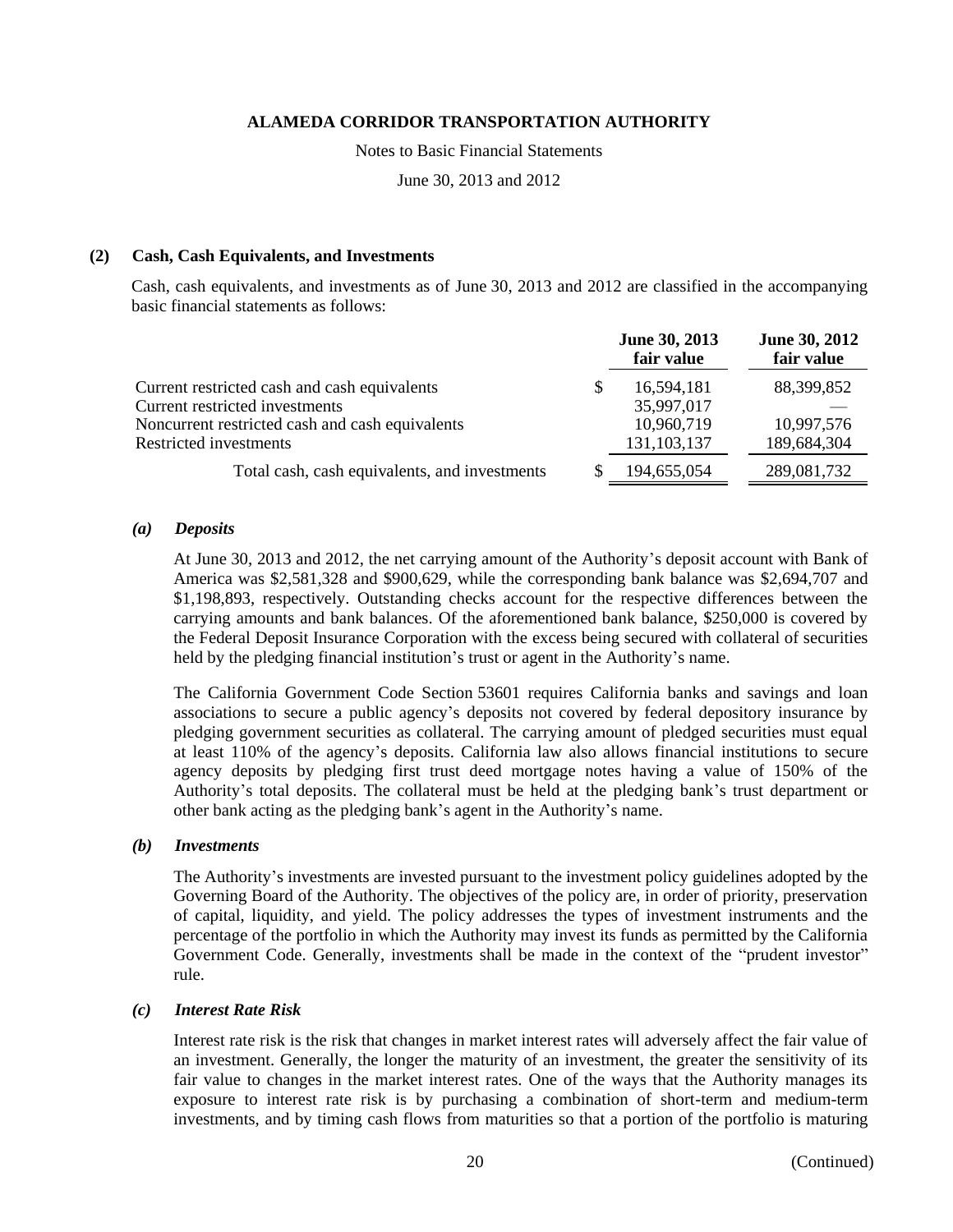**ALAMEDA CORRIDOR TRANSPORTATION AUTHORITY**

Notes to Basic Financial Statements

June 30, 2013 and 2012

## (2) Cash, Cash Equivalents, and Investments

Cash, cash equivalents, and investments as of June 30, 2013 and 2012 are classified in the accompanying basic financial statements as follows:

| | June 30, 2013 fair value | June 30, 2012 fair value |
|---|---|---|
| Current restricted cash and cash equivalents | $ 16,594,181 | 88,399,852 |
| Current restricted investments | 35,997,017 | — |
| Noncurrent restricted cash and cash equivalents | 10,960,719 | 10,997,576 |
| Restricted investments | 131,103,137 | 189,684,304 |
| Total cash, cash equivalents, and investments | $ 194,655,054 | 289,081,732 |

### *(a) Deposits*

At June 30, 2013 and 2012, the net carrying amount of the Authority's deposit account with Bank of America was $2,581,328 and $900,629, while the corresponding bank balance was $2,694,707 and $1,198,893, respectively. Outstanding checks account for the respective differences between the carrying amounts and bank balances. Of the aforementioned bank balance, $250,000 is covered by the Federal Deposit Insurance Corporation with the excess being secured with collateral of securities held by the pledging financial institution's trust or agent in the Authority's name.

The California Government Code Section 53601 requires California banks and savings and loan associations to secure a public agency's deposits not covered by federal depository insurance by pledging government securities as collateral. The carrying amount of pledged securities must equal at least 110% of the agency's deposits. California law also allows financial institutions to secure agency deposits by pledging first trust deed mortgage notes having a value of 150% of the Authority's total deposits. The collateral must be held at the pledging bank's trust department or other bank acting as the pledging bank's agent in the Authority's name.

### *(b) Investments*

The Authority's investments are invested pursuant to the investment policy guidelines adopted by the Governing Board of the Authority. The objectives of the policy are, in order of priority, preservation of capital, liquidity, and yield. The policy addresses the types of investment instruments and the percentage of the portfolio in which the Authority may invest its funds as permitted by the California Government Code. Generally, investments shall be made in the context of the "prudent investor" rule.

### *(c) Interest Rate Risk*

Interest rate risk is the risk that changes in market interest rates will adversely affect the fair value of an investment. Generally, the longer the maturity of an investment, the greater the sensitivity of its fair value to changes in the market interest rates. One of the ways that the Authority manages its exposure to interest rate risk is by purchasing a combination of short-term and medium-term investments, and by timing cash flows from maturities so that a portion of the portfolio is maturing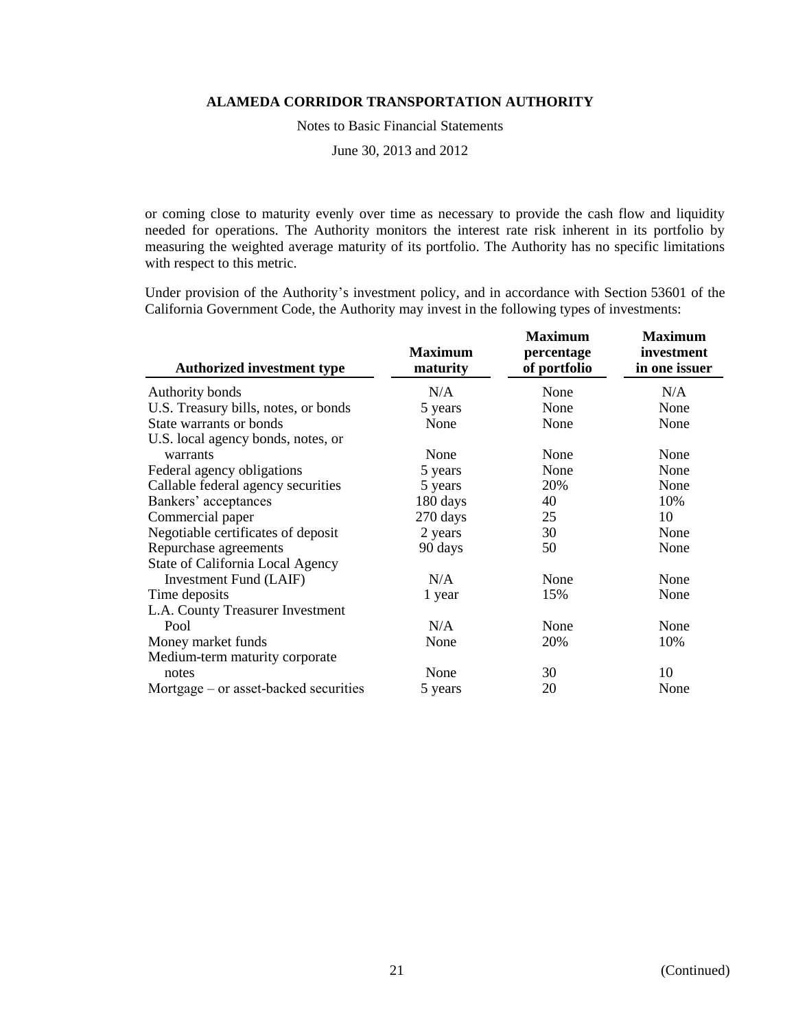or coming close to maturity evenly over time as necessary to provide the cash flow and liquidity needed for operations. The Authority monitors the interest rate risk inherent in its portfolio by measuring the weighted average maturity of its portfolio. The Authority has no specific limitations with respect to this metric.

Under provision of the Authority's investment policy, and in accordance with Section 53601 of the California Government Code, the Authority may invest in the following types of investments:

| Authorized investment type | Maximum maturity | Maximum percentage of portfolio | Maximum investment in one issuer |
|---|---|---|---|
| Authority bonds | N/A | None | N/A |
| U.S. Treasury bills, notes, or bonds | 5 years | None | None |
| State warrants or bonds | None | None | None |
| U.S. local agency bonds, notes, or warrants | None | None | None |
| Federal agency obligations | 5 years | None | None |
| Callable federal agency securities | 5 years | 20% | None |
| Bankers' acceptances | 180 days | 40 | 10% |
| Commercial paper | 270 days | 25 | 10 |
| Negotiable certificates of deposit | 2 years | 30 | None |
| Repurchase agreements | 90 days | 50 | None |
| State of California Local Agency Investment Fund (LAIF) | N/A | None | None |
| Time deposits | 1 year | 15% | None |
| L.A. County Treasurer Investment Pool | N/A | None | None |
| Money market funds | None | 20% | 10% |
| Medium-term maturity corporate notes | None | 30 | 10 |
| Mortgage – or asset-backed securities | 5 years | 20 | None |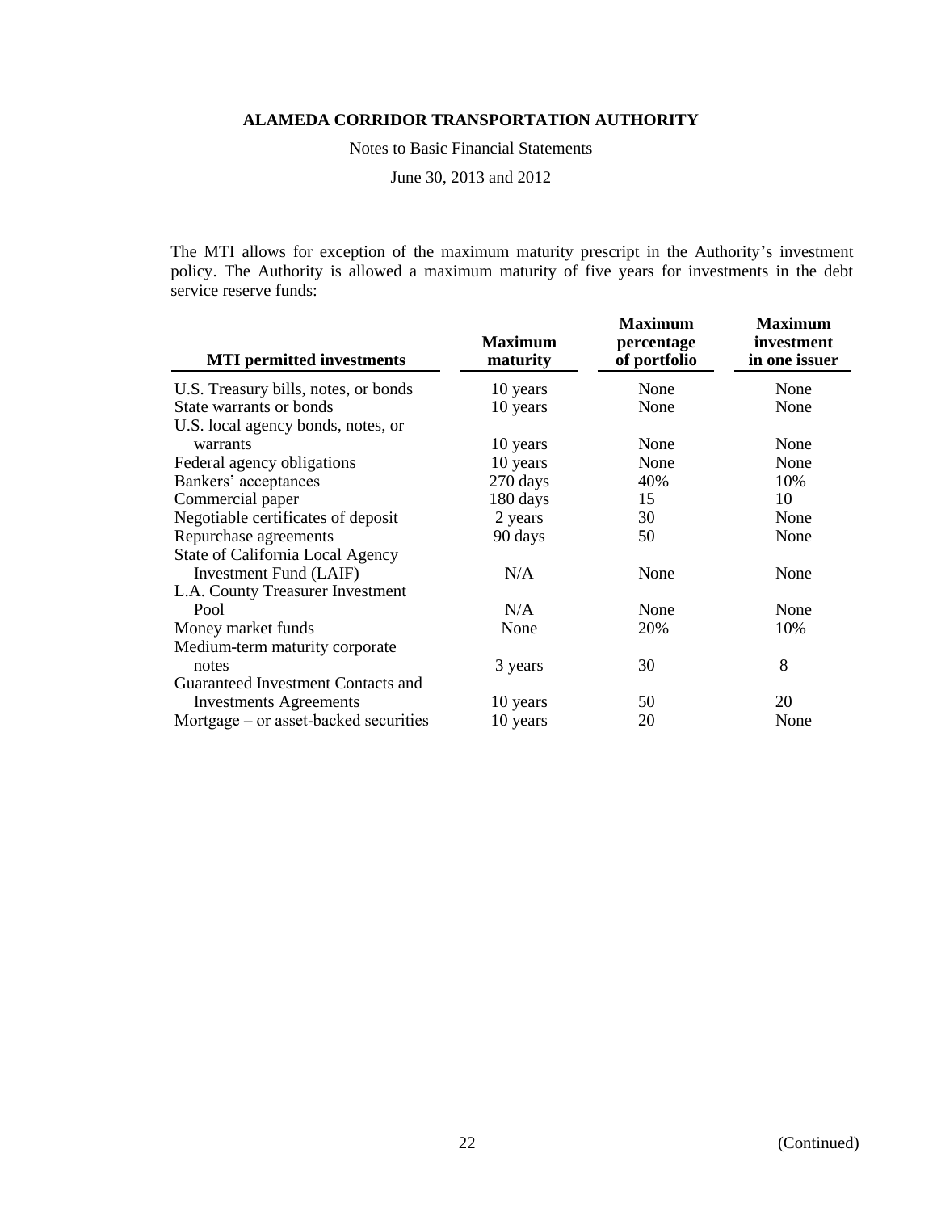The MTI allows for exception of the maximum maturity prescript in the Authority's investment policy. The Authority is allowed a maximum maturity of five years for investments in the debt service reserve funds:

| MTI permitted investments | Maximum maturity | Maximum percentage of portfolio | Maximum investment in one issuer |
|---|---|---|---|
| U.S. Treasury bills, notes, or bonds | 10 years | None | None |
| State warrants or bonds | 10 years | None | None |
| U.S. local agency bonds, notes, or warrants | 10 years | None | None |
| Federal agency obligations | 10 years | None | None |
| Bankers' acceptances | 270 days | 40% | 10% |
| Commercial paper | 180 days | 15 | 10 |
| Negotiable certificates of deposit | 2 years | 30 | None |
| Repurchase agreements | 90 days | 50 | None |
| State of California Local Agency Investment Fund (LAIF) | N/A | None | None |
| L.A. County Treasurer Investment Pool | N/A | None | None |
| Money market funds | None | 20% | 10% |
| Medium-term maturity corporate notes | 3 years | 30 | 8 |
| Guaranteed Investment Contacts and Investments Agreements | 10 years | 50 | 20 |
| Mortgage – or asset-backed securities | 10 years | 20 | None |

(Continued)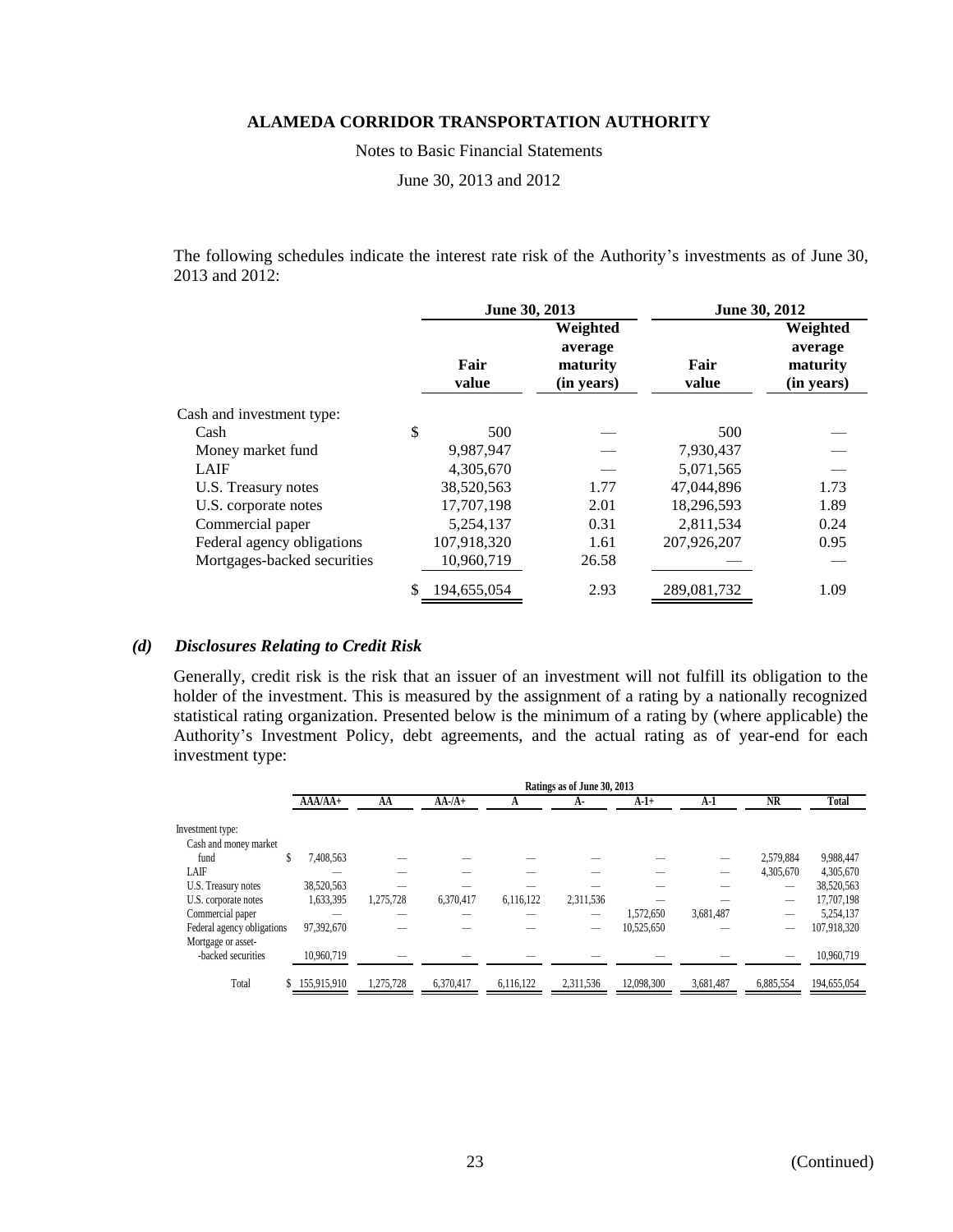The following schedules indicate the interest rate risk of the Authority's investments as of June 30, 2013 and 2012:

| | June 30, 2013 | | June 30, 2012 | |
|---|---|---|---|---|
| | Fair value | Weighted average maturity (in years) | Fair value | Weighted average maturity (in years) |
| Cash and investment type: | | | | |
| Cash | $ 500 | — | 500 | — |
| Money market fund | 9,987,947 | — | 7,930,437 | — |
| LAIF | 4,305,670 | — | 5,071,565 | — |
| U.S. Treasury notes | 38,520,563 | 1.77 | 47,044,896 | 1.73 |
| U.S. corporate notes | 17,707,198 | 2.01 | 18,296,593 | 1.89 |
| Commercial paper | 5,254,137 | 0.31 | 2,811,534 | 0.24 |
| Federal agency obligations | 107,918,320 | 1.61 | 207,926,207 | 0.95 |
| Mortgages-backed securities | 10,960,719 | 26.58 | — | — |
| | $ 194,655,054 | 2.93 | 289,081,732 | 1.09 |

### *(d) Disclosures Relating to Credit Risk*

Generally, credit risk is the risk that an issuer of an investment will not fulfill its obligation to the holder of the investment. This is measured by the assignment of a rating by a nationally recognized statistical rating organization. Presented below is the minimum of a rating by (where applicable) the Authority's Investment Policy, debt agreements, and the actual rating as of year-end for each investment type:

| | Ratings as of June 30, 2013 | | | | | | | | |
|---|---|---|---|---|---|---|---|---|---|
| | AAA/AA+ | AA | AA-/A+ | A | A- | A-1+ | A-1 | NR | Total |
| Investment type: | | | | | | | | | |
| Cash and money market fund | $ 7,408,563 | — | — | — | — | — | — | 2,579,884 | 9,988,447 |
| LAIF | — | — | — | — | — | — | — | 4,305,670 | 4,305,670 |
| U.S. Treasury notes | 38,520,563 | — | — | — | — | — | — | — | 38,520,563 |
| U.S. corporate notes | 1,633,395 | 1,275,728 | 6,370,417 | 6,116,122 | 2,311,536 | — | — | — | 17,707,198 |
| Commercial paper | — | — | — | — | — | 1,572,650 | 3,681,487 | — | 5,254,137 |
| Federal agency obligations | 97,392,670 | — | — | — | — | 10,525,650 | — | — | 107,918,320 |
| Mortgage or asset--backed securities | 10,960,719 | — | — | — | — | — | — | — | 10,960,719 |
| Total | $ 155,915,910 | 1,275,728 | 6,370,417 | 6,116,122 | 2,311,536 | 12,098,300 | 3,681,487 | 6,885,554 | 194,655,054 |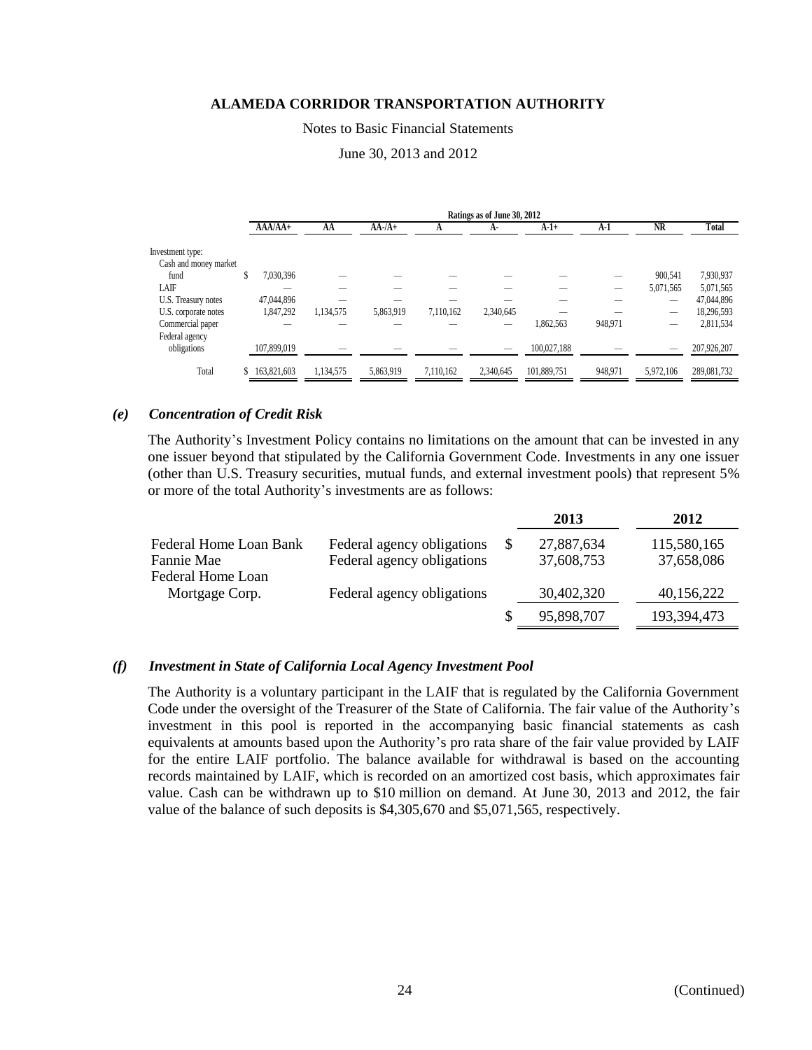**ALAMEDA CORRIDOR TRANSPORTATION AUTHORITY**

Notes to Basic Financial Statements

June 30, 2013 and 2012

| | Ratings as of June 30, 2012 | | | | | | | | |
|---|---|---|---|---|---|---|---|---|---|
| | AAA/AA+ | AA | AA-/A+ | A | A- | A-1+ | A-1 | NR | Total |
| Investment type: | | | | | | | | | |
| Cash and money market fund | $ 7,030,396 | — | — | — | — | — | — | 900,541 | 7,930,937 |
| LAIF | — | — | — | — | — | — | — | 5,071,565 | 5,071,565 |
| U.S. Treasury notes | 47,044,896 | — | — | — | — | — | — | — | 47,044,896 |
| U.S. corporate notes | 1,847,292 | 1,134,575 | 5,863,919 | 7,110,162 | 2,340,645 | — | — | — | 18,296,593 |
| Commercial paper | — | — | — | — | — | 1,862,563 | 948,971 | — | 2,811,534 |
| Federal agency obligations | 107,899,019 | — | — | — | — | 100,027,188 | — | — | 207,926,207 |
| Total | $ 163,821,603 | 1,134,575 | 5,863,919 | 7,110,162 | 2,340,645 | 101,889,751 | 948,971 | 5,972,106 | 289,081,732 |

### *(e) Concentration of Credit Risk*

The Authority's Investment Policy contains no limitations on the amount that can be invested in any one issuer beyond that stipulated by the California Government Code. Investments in any one issuer (other than U.S. Treasury securities, mutual funds, and external investment pools) that represent 5% or more of the total Authority's investments are as follows:

| | | 2013 | 2012 |
|---|---|---|---|
| Federal Home Loan Bank | Federal agency obligations | $ 27,887,634 | 115,580,165 |
| Fannie Mae | Federal agency obligations | 37,608,753 | 37,658,086 |
| Federal Home Loan Mortgage Corp. | Federal agency obligations | 30,402,320 | 40,156,222 |
| | | $ 95,898,707 | 193,394,473 |

### *(f) Investment in State of California Local Agency Investment Pool*

The Authority is a voluntary participant in the LAIF that is regulated by the California Government Code under the oversight of the Treasurer of the State of California. The fair value of the Authority's investment in this pool is reported in the accompanying basic financial statements as cash equivalents at amounts based upon the Authority's pro rata share of the fair value provided by LAIF for the entire LAIF portfolio. The balance available for withdrawal is based on the accounting records maintained by LAIF, which is recorded on an amortized cost basis, which approximates fair value. Cash can be withdrawn up to $10 million on demand. At June 30, 2013 and 2012, the fair value of the balance of such deposits is $4,305,670 and $5,071,565, respectively.

(Continued)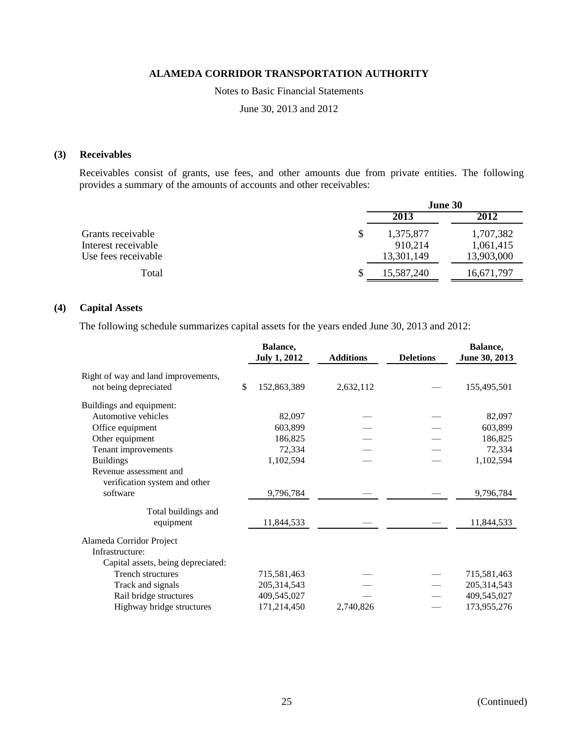# ALAMEDA CORRIDOR TRANSPORTATION AUTHORITY

Notes to Basic Financial Statements

June 30, 2013 and 2012

## (3) Receivables

Receivables consist of grants, use fees, and other amounts due from private entities. The following provides a summary of the amounts of accounts and other receivables:

| | June 30 | |
|---|---|---|
| | 2013 | 2012 |
| Grants receivable | $ 1,375,877 | 1,707,382 |
| Interest receivable | 910,214 | 1,061,415 |
| Use fees receivable | 13,301,149 | 13,903,000 |
| Total | $ 15,587,240 | 16,671,797 |

## (4) Capital Assets

The following schedule summarizes capital assets for the years ended June 30, 2013 and 2012:

| | Balance, July 1, 2012 | Additions | Deletions | Balance, June 30, 2013 |
|---|---|---|---|---|
| Right of way and land improvements, not being depreciated | $ 152,863,389 | 2,632,112 | — | 155,495,501 |
| Buildings and equipment: | | | | |
| Automotive vehicles | 82,097 | — | — | 82,097 |
| Office equipment | 603,899 | — | — | 603,899 |
| Other equipment | 186,825 | — | — | 186,825 |
| Tenant improvements | 72,334 | — | — | 72,334 |
| Buildings | 1,102,594 | — | — | 1,102,594 |
| Revenue assessment and verification system and other software | 9,796,784 | — | — | 9,796,784 |
| Total buildings and equipment | 11,844,533 | — | — | 11,844,533 |
| Alameda Corridor Project Infrastructure: | | | | |
| Capital assets, being depreciated: | | | | |
| Trench structures | 715,581,463 | — | — | 715,581,463 |
| Track and signals | 205,314,543 | — | — | 205,314,543 |
| Rail bridge structures | 409,545,027 | — | — | 409,545,027 |
| Highway bridge structures | 171,214,450 | 2,740,826 | — | 173,955,276 |

(Continued)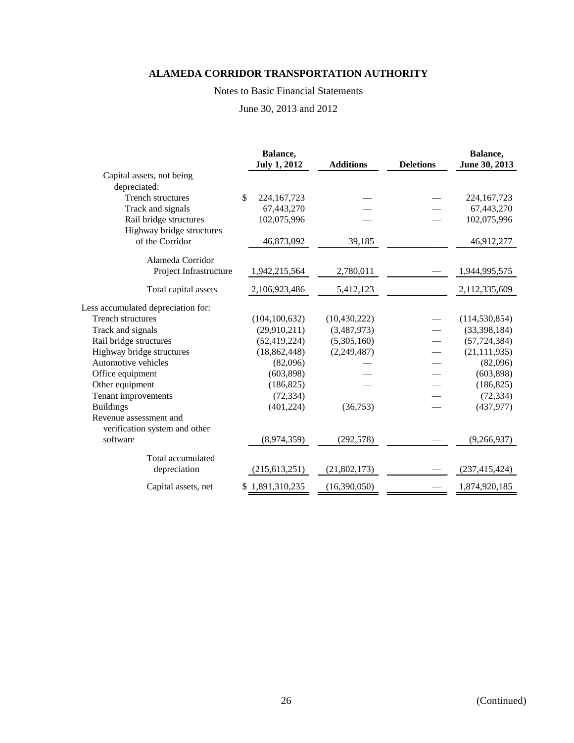# ALAMEDA CORRIDOR TRANSPORTATION AUTHORITY

Notes to Basic Financial Statements

June 30, 2013 and 2012

| | Balance, July 1, 2012 | Additions | Deletions | Balance, June 30, 2013 |
|---|---|---|---|---|
| Capital assets, not being depreciated: | | | | |
| Trench structures | $ 224,167,723 | — | — | 224,167,723 |
| Track and signals | 67,443,270 | — | — | 67,443,270 |
| Rail bridge structures | 102,075,996 | — | — | 102,075,996 |
| Highway bridge structures of the Corridor | 46,873,092 | 39,185 | — | 46,912,277 |
| Alameda Corridor Project Infrastructure | 1,942,215,564 | 2,780,011 | — | 1,944,995,575 |
| Total capital assets | 2,106,923,486 | 5,412,123 | — | 2,112,335,609 |
| Less accumulated depreciation for: | | | | |
| Trench structures | (104,100,632) | (10,430,222) | — | (114,530,854) |
| Track and signals | (29,910,211) | (3,487,973) | — | (33,398,184) |
| Rail bridge structures | (52,419,224) | (5,305,160) | — | (57,724,384) |
| Highway bridge structures | (18,862,448) | (2,249,487) | — | (21,111,935) |
| Automotive vehicles | (82,096) | — | — | (82,096) |
| Office equipment | (603,898) | — | — | (603,898) |
| Other equipment | (186,825) | — | — | (186,825) |
| Tenant improvements | (72,334) | | — | (72,334) |
| Buildings | (401,224) | (36,753) | — | (437,977) |
| Revenue assessment and verification system and other software | (8,974,359) | (292,578) | — | (9,266,937) |
| Total accumulated depreciation | (215,613,251) | (21,802,173) | — | (237,415,424) |
| Capital assets, net | $ 1,891,310,235 | (16,390,050) | — | 1,874,920,185 |

(Continued)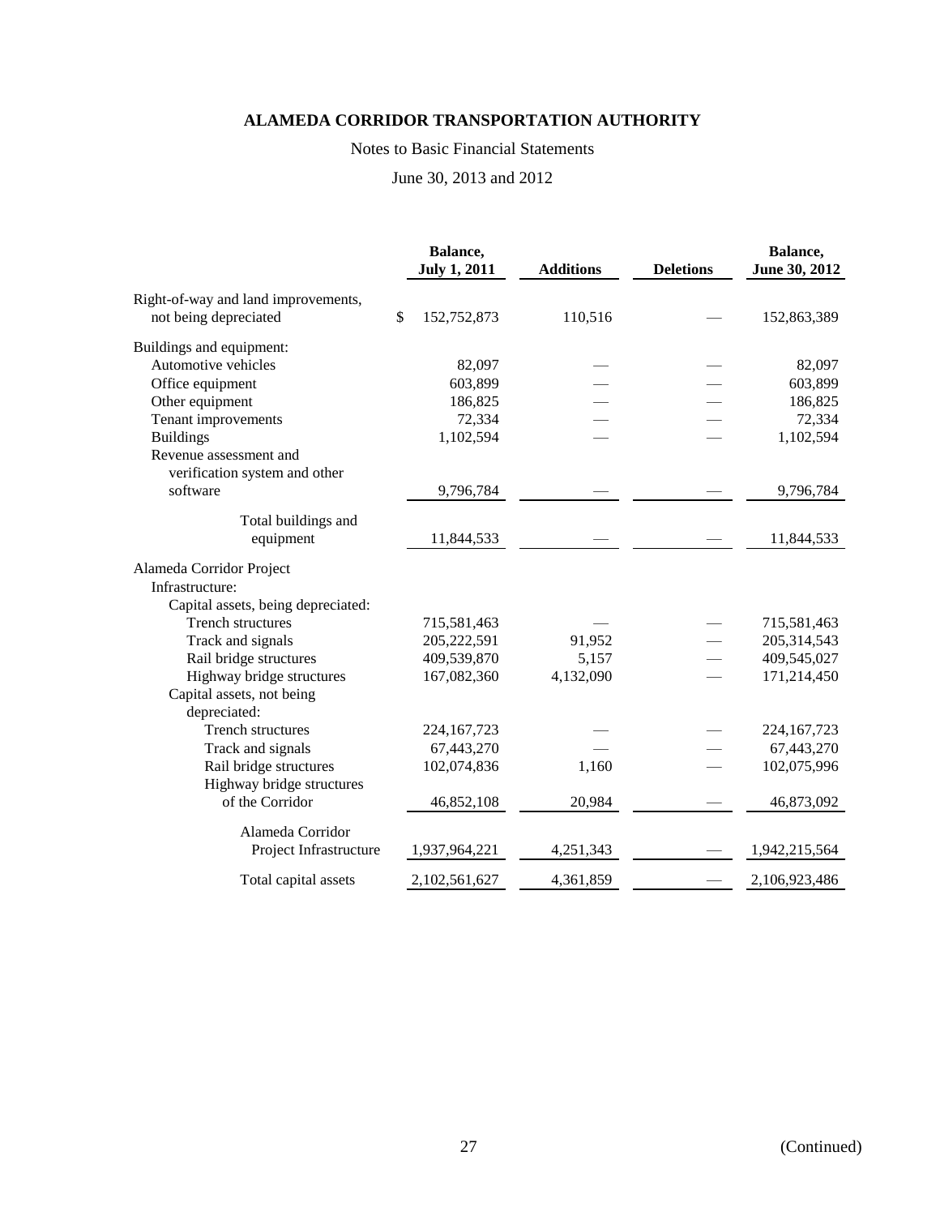**ALAMEDA CORRIDOR TRANSPORTATION AUTHORITY**

Notes to Basic Financial Statements

June 30, 2013 and 2012

| | Balance, July 1, 2011 | Additions | Deletions | Balance, June 30, 2012 |
|---|---|---|---|---|
| Right-of-way and land improvements, not being depreciated | $ 152,752,873 | 110,516 | — | 152,863,389 |
| Buildings and equipment: | | | | |
| Automotive vehicles | 82,097 | — | — | 82,097 |
| Office equipment | 603,899 | — | — | 603,899 |
| Other equipment | 186,825 | — | — | 186,825 |
| Tenant improvements | 72,334 | — | — | 72,334 |
| Buildings | 1,102,594 | — | — | 1,102,594 |
| Revenue assessment and verification system and other software | 9,796,784 | — | — | 9,796,784 |
| Total buildings and equipment | 11,844,533 | — | — | 11,844,533 |
| Alameda Corridor Project Infrastructure: | | | | |
| Capital assets, being depreciated: | | | | |
| Trench structures | 715,581,463 | — | — | 715,581,463 |
| Track and signals | 205,222,591 | 91,952 | — | 205,314,543 |
| Rail bridge structures | 409,539,870 | 5,157 | — | 409,545,027 |
| Highway bridge structures | 167,082,360 | 4,132,090 | — | 171,214,450 |
| Capital assets, not being depreciated: | | | | |
| Trench structures | 224,167,723 | — | — | 224,167,723 |
| Track and signals | 67,443,270 | — | — | 67,443,270 |
| Rail bridge structures | 102,074,836 | 1,160 | — | 102,075,996 |
| Highway bridge structures of the Corridor | 46,852,108 | 20,984 | — | 46,873,092 |
| Alameda Corridor Project Infrastructure | 1,937,964,221 | 4,251,343 | — | 1,942,215,564 |
| Total capital assets | 2,102,561,627 | 4,361,859 | — | 2,106,923,486 |

(Continued)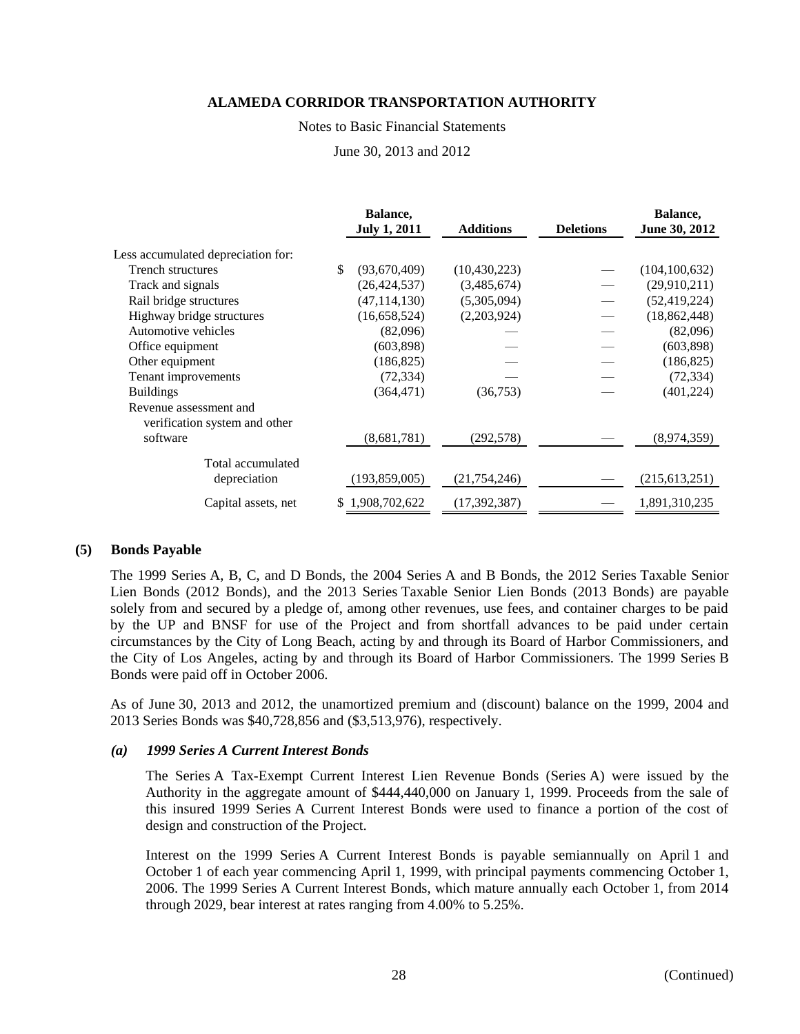| | Balance, July 1, 2011 | Additions | Deletions | Balance, June 30, 2012 |
|---|---|---|---|---|
| Less accumulated depreciation for: | | | | |
| Trench structures | $ (93,670,409) | (10,430,223) | — | (104,100,632) |
| Track and signals | (26,424,537) | (3,485,674) | — | (29,910,211) |
| Rail bridge structures | (47,114,130) | (5,305,094) | — | (52,419,224) |
| Highway bridge structures | (16,658,524) | (2,203,924) | — | (18,862,448) |
| Automotive vehicles | (82,096) | — | — | (82,096) |
| Office equipment | (603,898) | — | — | (603,898) |
| Other equipment | (186,825) | — | — | (186,825) |
| Tenant improvements | (72,334) | — | — | (72,334) |
| Buildings | (364,471) | (36,753) | — | (401,224) |
| Revenue assessment and verification system and other software | (8,681,781) | (292,578) | — | (8,974,359) |
| Total accumulated depreciation | (193,859,005) | (21,754,246) | — | (215,613,251) |
| Capital assets, net | $ 1,908,702,622 | (17,392,387) | — | 1,891,310,235 |

## (5) Bonds Payable

The 1999 Series A, B, C, and D Bonds, the 2004 Series A and B Bonds, the 2012 Series Taxable Senior Lien Bonds (2012 Bonds), and the 2013 Series Taxable Senior Lien Bonds (2013 Bonds) are payable solely from and secured by a pledge of, among other revenues, use fees, and container charges to be paid by the UP and BNSF for use of the Project and from shortfall advances to be paid under certain circumstances by the City of Long Beach, acting by and through its Board of Harbor Commissioners, and the City of Los Angeles, acting by and through its Board of Harbor Commissioners. The 1999 Series B Bonds were paid off in October 2006.

As of June 30, 2013 and 2012, the unamortized premium and (discount) balance on the 1999, 2004 and 2013 Series Bonds was $40,728,856 and ($3,513,976), respectively.

### *(a) 1999 Series A Current Interest Bonds*

The Series A Tax-Exempt Current Interest Lien Revenue Bonds (Series A) were issued by the Authority in the aggregate amount of $444,440,000 on January 1, 1999. Proceeds from the sale of this insured 1999 Series A Current Interest Bonds were used to finance a portion of the cost of design and construction of the Project.

Interest on the 1999 Series A Current Interest Bonds is payable semiannually on April 1 and October 1 of each year commencing April 1, 1999, with principal payments commencing October 1, 2006. The 1999 Series A Current Interest Bonds, which mature annually each October 1, from 2014 through 2029, bear interest at rates ranging from 4.00% to 5.25%.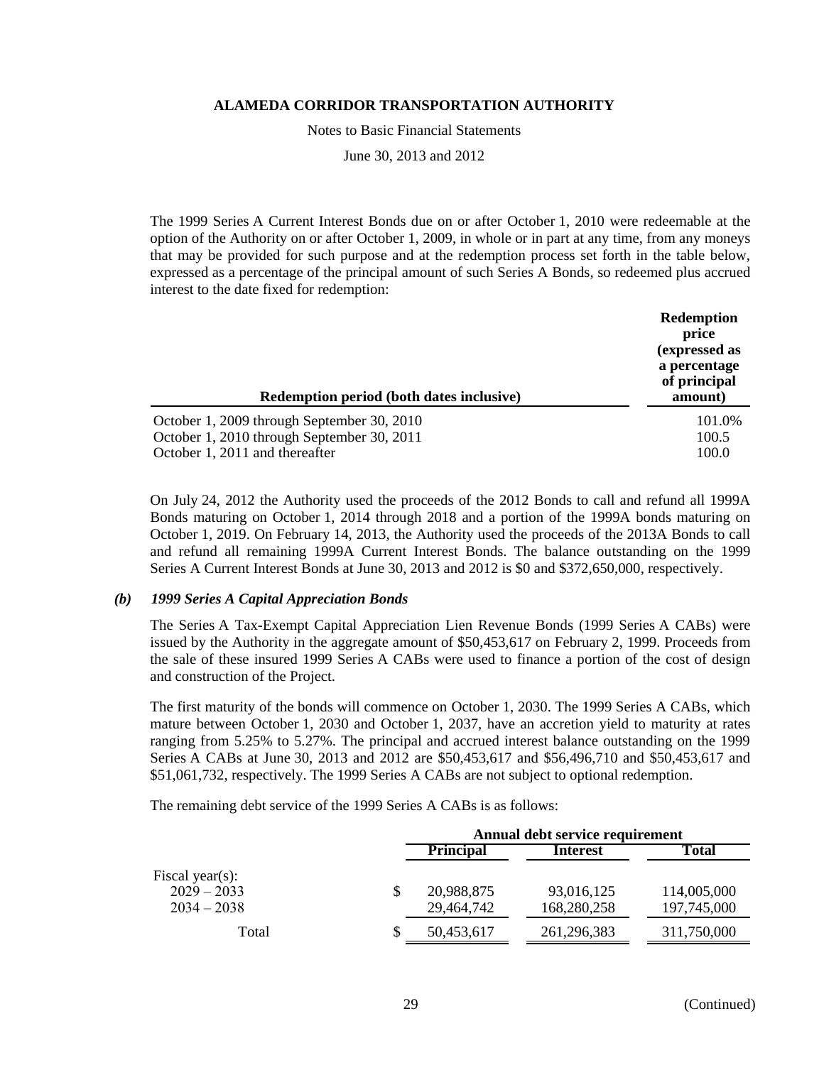The 1999 Series A Current Interest Bonds due on or after October 1, 2010 were redeemable at the option of the Authority on or after October 1, 2009, in whole or in part at any time, from any moneys that may be provided for such purpose and at the redemption process set forth in the table below, expressed as a percentage of the principal amount of such Series A Bonds, so redeemed plus accrued interest to the date fixed for redemption:

| Redemption period (both dates inclusive) | Redemption price (expressed as a percentage of principal amount) |
|---|---|
| October 1, 2009 through September 30, 2010 | 101.0% |
| October 1, 2010 through September 30, 2011 | 100.5 |
| October 1, 2011 and thereafter | 100.0 |

On July 24, 2012 the Authority used the proceeds of the 2012 Bonds to call and refund all 1999A Bonds maturing on October 1, 2014 through 2018 and a portion of the 1999A bonds maturing on October 1, 2019. On February 14, 2013, the Authority used the proceeds of the 2013A Bonds to call and refund all remaining 1999A Current Interest Bonds. The balance outstanding on the 1999 Series A Current Interest Bonds at June 30, 2013 and 2012 is $0 and $372,650,000, respectively.

### *(b) 1999 Series A Capital Appreciation Bonds*

The Series A Tax-Exempt Capital Appreciation Lien Revenue Bonds (1999 Series A CABs) were issued by the Authority in the aggregate amount of $50,453,617 on February 2, 1999. Proceeds from the sale of these insured 1999 Series A CABs were used to finance a portion of the cost of design and construction of the Project.

The first maturity of the bonds will commence on October 1, 2030. The 1999 Series A CABs, which mature between October 1, 2030 and October 1, 2037, have an accretion yield to maturity at rates ranging from 5.25% to 5.27%. The principal and accrued interest balance outstanding on the 1999 Series A CABs at June 30, 2013 and 2012 are $50,453,617 and $56,496,710 and $50,453,617 and $51,061,732, respectively. The 1999 Series A CABs are not subject to optional redemption.

The remaining debt service of the 1999 Series A CABs is as follows:

| | Annual debt service requirement | | |
|---|---|---|---|
| | Principal | Interest | Total |
| Fiscal year(s): | | | |
| 2029 – 2033 | $ 20,988,875 | 93,016,125 | 114,005,000 |
| 2034 – 2038 | 29,464,742 | 168,280,258 | 197,745,000 |
| Total | $ 50,453,617 | 261,296,383 | 311,750,000 |

(Continued)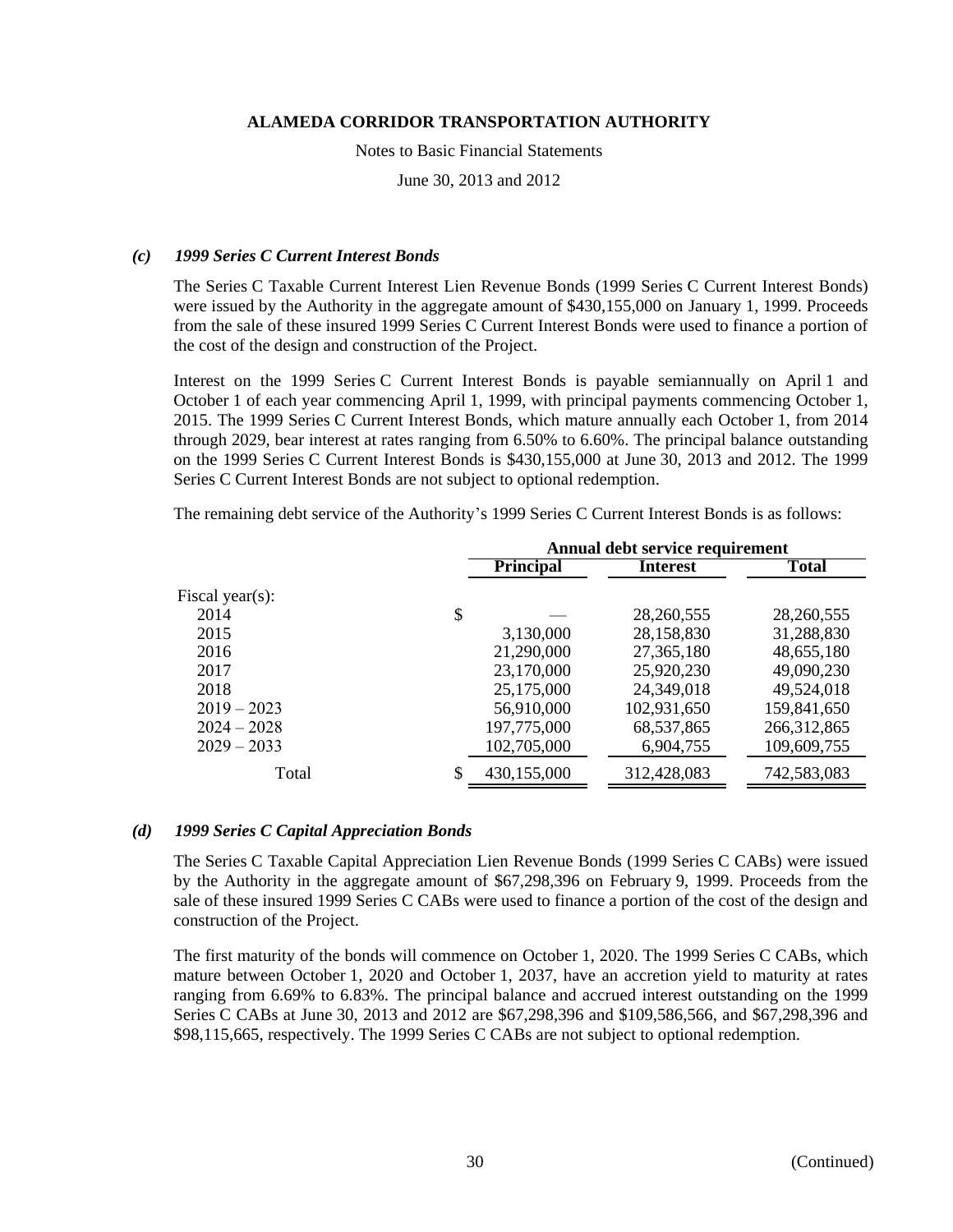# ALAMEDA CORRIDOR TRANSPORTATION AUTHORITY

Notes to Basic Financial Statements

June 30, 2013 and 2012

### *(c) 1999 Series C Current Interest Bonds*

The Series C Taxable Current Interest Lien Revenue Bonds (1999 Series C Current Interest Bonds) were issued by the Authority in the aggregate amount of $430,155,000 on January 1, 1999. Proceeds from the sale of these insured 1999 Series C Current Interest Bonds were used to finance a portion of the cost of the design and construction of the Project.

Interest on the 1999 Series C Current Interest Bonds is payable semiannually on April 1 and October 1 of each year commencing April 1, 1999, with principal payments commencing October 1, 2015. The 1999 Series C Current Interest Bonds, which mature annually each October 1, from 2014 through 2029, bear interest at rates ranging from 6.50% to 6.60%. The principal balance outstanding on the 1999 Series C Current Interest Bonds is $430,155,000 at June 30, 2013 and 2012. The 1999 Series C Current Interest Bonds are not subject to optional redemption.

The remaining debt service of the Authority's 1999 Series C Current Interest Bonds is as follows:

| | Annual debt service requirement | | |
|---|---|---|---|
| | **Principal** | **Interest** | **Total** |
| Fiscal year(s): | | | |
| 2014 | $ — | 28,260,555 | 28,260,555 |
| 2015 | 3,130,000 | 28,158,830 | 31,288,830 |
| 2016 | 21,290,000 | 27,365,180 | 48,655,180 |
| 2017 | 23,170,000 | 25,920,230 | 49,090,230 |
| 2018 | 25,175,000 | 24,349,018 | 49,524,018 |
| 2019 – 2023 | 56,910,000 | 102,931,650 | 159,841,650 |
| 2024 – 2028 | 197,775,000 | 68,537,865 | 266,312,865 |
| 2029 – 2033 | 102,705,000 | 6,904,755 | 109,609,755 |
| Total | $ 430,155,000 | 312,428,083 | 742,583,083 |

### *(d) 1999 Series C Capital Appreciation Bonds*

The Series C Taxable Capital Appreciation Lien Revenue Bonds (1999 Series C CABs) were issued by the Authority in the aggregate amount of $67,298,396 on February 9, 1999. Proceeds from the sale of these insured 1999 Series C CABs were used to finance a portion of the cost of the design and construction of the Project.

The first maturity of the bonds will commence on October 1, 2020. The 1999 Series C CABs, which mature between October 1, 2020 and October 1, 2037, have an accretion yield to maturity at rates ranging from 6.69% to 6.83%. The principal balance and accrued interest outstanding on the 1999 Series C CABs at June 30, 2013 and 2012 are $67,298,396 and $109,586,566, and $67,298,396 and $98,115,665, respectively. The 1999 Series C CABs are not subject to optional redemption.

(Continued)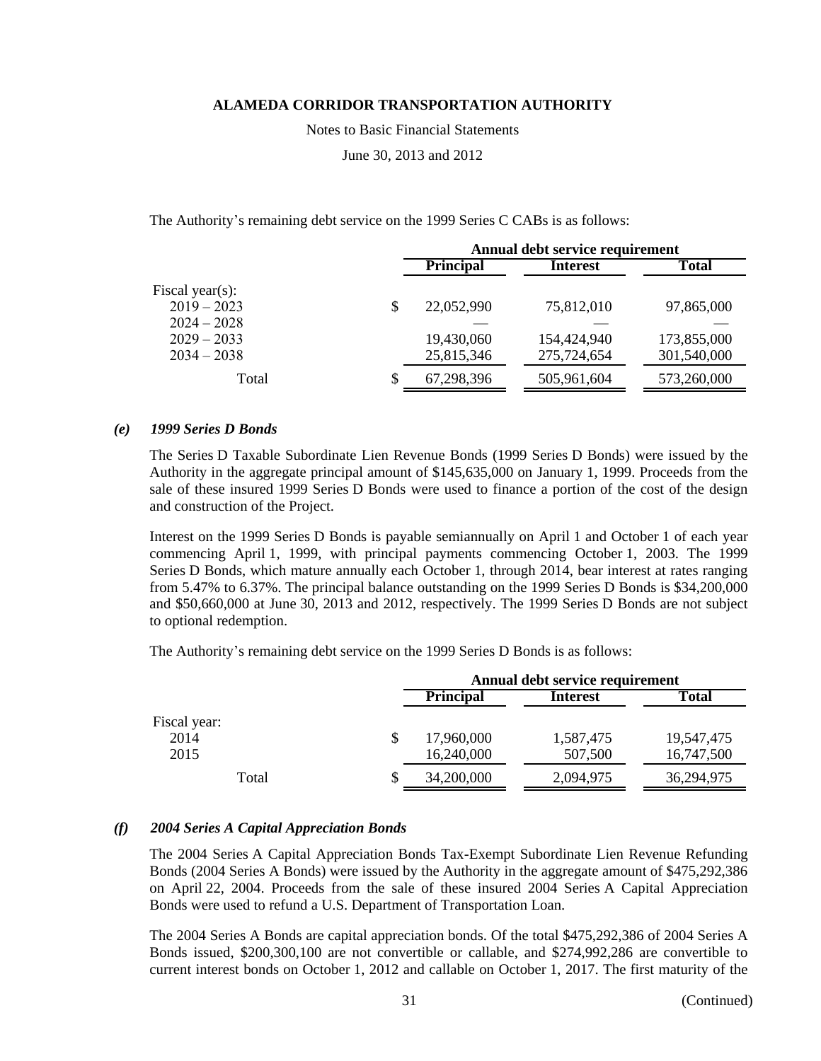The Authority's remaining debt service on the 1999 Series C CABs is as follows:

| | Annual debt service requirement | | |
|---|---|---|---|
| | **Principal** | **Interest** | **Total** |
| Fiscal year(s): | | | |
| 2019 – 2023 | $ 22,052,990 | 75,812,010 | 97,865,000 |
| 2024 – 2028 | — | — | — |
| 2029 – 2033 | 19,430,060 | 154,424,940 | 173,855,000 |
| 2034 – 2038 | 25,815,346 | 275,724,654 | 301,540,000 |
| Total | $ 67,298,396 | 505,961,604 | 573,260,000 |

### *(e) 1999 Series D Bonds*

The Series D Taxable Subordinate Lien Revenue Bonds (1999 Series D Bonds) were issued by the Authority in the aggregate principal amount of $145,635,000 on January 1, 1999. Proceeds from the sale of these insured 1999 Series D Bonds were used to finance a portion of the cost of the design and construction of the Project.

Interest on the 1999 Series D Bonds is payable semiannually on April 1 and October 1 of each year commencing April 1, 1999, with principal payments commencing October 1, 2003. The 1999 Series D Bonds, which mature annually each October 1, through 2014, bear interest at rates ranging from 5.47% to 6.37%. The principal balance outstanding on the 1999 Series D Bonds is $34,200,000 and $50,660,000 at June 30, 2013 and 2012, respectively. The 1999 Series D Bonds are not subject to optional redemption.

The Authority's remaining debt service on the 1999 Series D Bonds is as follows:

| | Annual debt service requirement | | |
|---|---|---|---|
| | **Principal** | **Interest** | **Total** |
| Fiscal year: | | | |
| 2014 | $ 17,960,000 | 1,587,475 | 19,547,475 |
| 2015 | 16,240,000 | 507,500 | 16,747,500 |
| Total | $ 34,200,000 | 2,094,975 | 36,294,975 |

### *(f) 2004 Series A Capital Appreciation Bonds*

The 2004 Series A Capital Appreciation Bonds Tax-Exempt Subordinate Lien Revenue Refunding Bonds (2004 Series A Bonds) were issued by the Authority in the aggregate amount of $475,292,386 on April 22, 2004. Proceeds from the sale of these insured 2004 Series A Capital Appreciation Bonds were used to refund a U.S. Department of Transportation Loan.

The 2004 Series A Bonds are capital appreciation bonds. Of the total $475,292,386 of 2004 Series A Bonds issued, $200,300,100 are not convertible or callable, and $274,992,286 are convertible to current interest bonds on October 1, 2012 and callable on October 1, 2017. The first maturity of the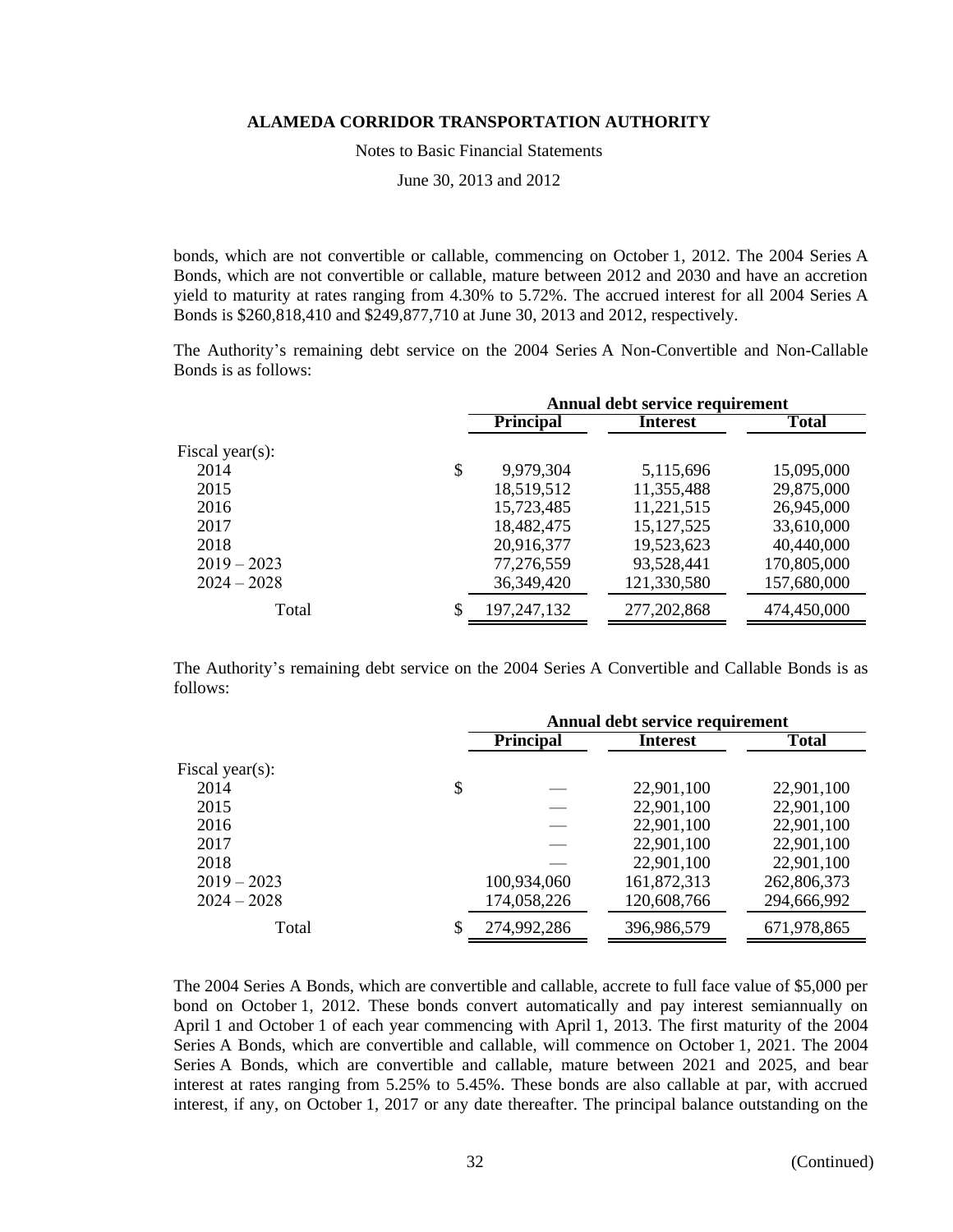bonds, which are not convertible or callable, commencing on October 1, 2012. The 2004 Series A Bonds, which are not convertible or callable, mature between 2012 and 2030 and have an accretion yield to maturity at rates ranging from 4.30% to 5.72%. The accrued interest for all 2004 Series A Bonds is $260,818,410 and $249,877,710 at June 30, 2013 and 2012, respectively.

The Authority's remaining debt service on the 2004 Series A Non-Convertible and Non-Callable Bonds is as follows:

| | Annual debt service requirement | | |
|---|---|---|---|
| | Principal | Interest | Total |
| Fiscal year(s): | | | |
| 2014 | $ 9,979,304 | 5,115,696 | 15,095,000 |
| 2015 | 18,519,512 | 11,355,488 | 29,875,000 |
| 2016 | 15,723,485 | 11,221,515 | 26,945,000 |
| 2017 | 18,482,475 | 15,127,525 | 33,610,000 |
| 2018 | 20,916,377 | 19,523,623 | 40,440,000 |
| 2019 – 2023 | 77,276,559 | 93,528,441 | 170,805,000 |
| 2024 – 2028 | 36,349,420 | 121,330,580 | 157,680,000 |
| Total | $ 197,247,132 | 277,202,868 | 474,450,000 |

The Authority's remaining debt service on the 2004 Series A Convertible and Callable Bonds is as follows:

| | Annual debt service requirement | | |
|---|---|---|---|
| | Principal | Interest | Total |
| Fiscal year(s): | | | |
| 2014 | $ — | 22,901,100 | 22,901,100 |
| 2015 | — | 22,901,100 | 22,901,100 |
| 2016 | — | 22,901,100 | 22,901,100 |
| 2017 | — | 22,901,100 | 22,901,100 |
| 2018 | — | 22,901,100 | 22,901,100 |
| 2019 – 2023 | 100,934,060 | 161,872,313 | 262,806,373 |
| 2024 – 2028 | 174,058,226 | 120,608,766 | 294,666,992 |
| Total | $ 274,992,286 | 396,986,579 | 671,978,865 |

The 2004 Series A Bonds, which are convertible and callable, accrete to full face value of $5,000 per bond on October 1, 2012. These bonds convert automatically and pay interest semiannually on April 1 and October 1 of each year commencing with April 1, 2013. The first maturity of the 2004 Series A Bonds, which are convertible and callable, will commence on October 1, 2021. The 2004 Series A Bonds, which are convertible and callable, mature between 2021 and 2025, and bear interest at rates ranging from 5.25% to 5.45%. These bonds are also callable at par, with accrued interest, if any, on October 1, 2017 or any date thereafter. The principal balance outstanding on the

(Continued)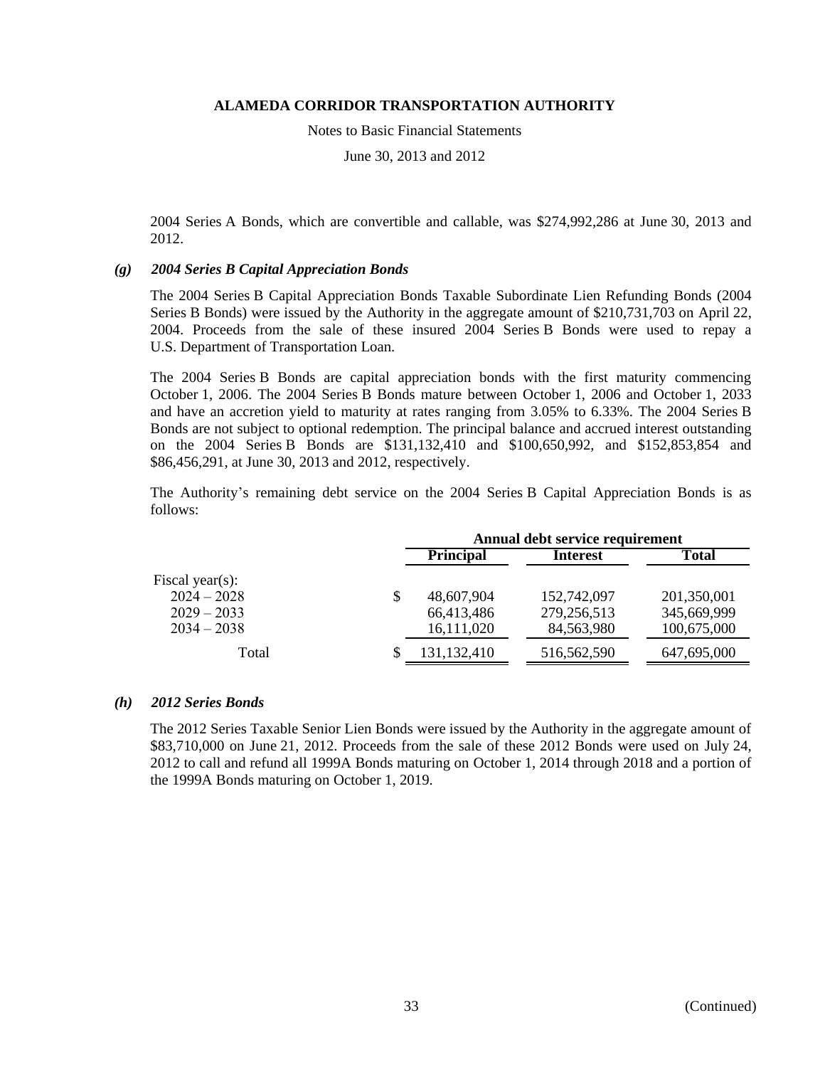2004 Series A Bonds, which are convertible and callable, was $274,992,286 at June 30, 2013 and 2012.

### *(g) 2004 Series B Capital Appreciation Bonds*

The 2004 Series B Capital Appreciation Bonds Taxable Subordinate Lien Refunding Bonds (2004 Series B Bonds) were issued by the Authority in the aggregate amount of $210,731,703 on April 22, 2004. Proceeds from the sale of these insured 2004 Series B Bonds were used to repay a U.S. Department of Transportation Loan.

The 2004 Series B Bonds are capital appreciation bonds with the first maturity commencing October 1, 2006. The 2004 Series B Bonds mature between October 1, 2006 and October 1, 2033 and have an accretion yield to maturity at rates ranging from 3.05% to 6.33%. The 2004 Series B Bonds are not subject to optional redemption. The principal balance and accrued interest outstanding on the 2004 Series B Bonds are $131,132,410 and $100,650,992, and $152,853,854 and $86,456,291, at June 30, 2013 and 2012, respectively.

The Authority's remaining debt service on the 2004 Series B Capital Appreciation Bonds is as follows:

| | Annual debt service requirement | | |
|---|---|---|---|
| | **Principal** | **Interest** | **Total** |
| Fiscal year(s): | | | |
| 2024 – 2028 | $ 48,607,904 | 152,742,097 | 201,350,001 |
| 2029 – 2033 | 66,413,486 | 279,256,513 | 345,669,999 |
| 2034 – 2038 | 16,111,020 | 84,563,980 | 100,675,000 |
| Total | $ 131,132,410 | 516,562,590 | 647,695,000 |

### *(h) 2012 Series Bonds*

The 2012 Series Taxable Senior Lien Bonds were issued by the Authority in the aggregate amount of $83,710,000 on June 21, 2012. Proceeds from the sale of these 2012 Bonds were used on July 24, 2012 to call and refund all 1999A Bonds maturing on October 1, 2014 through 2018 and a portion of the 1999A Bonds maturing on October 1, 2019.

(Continued)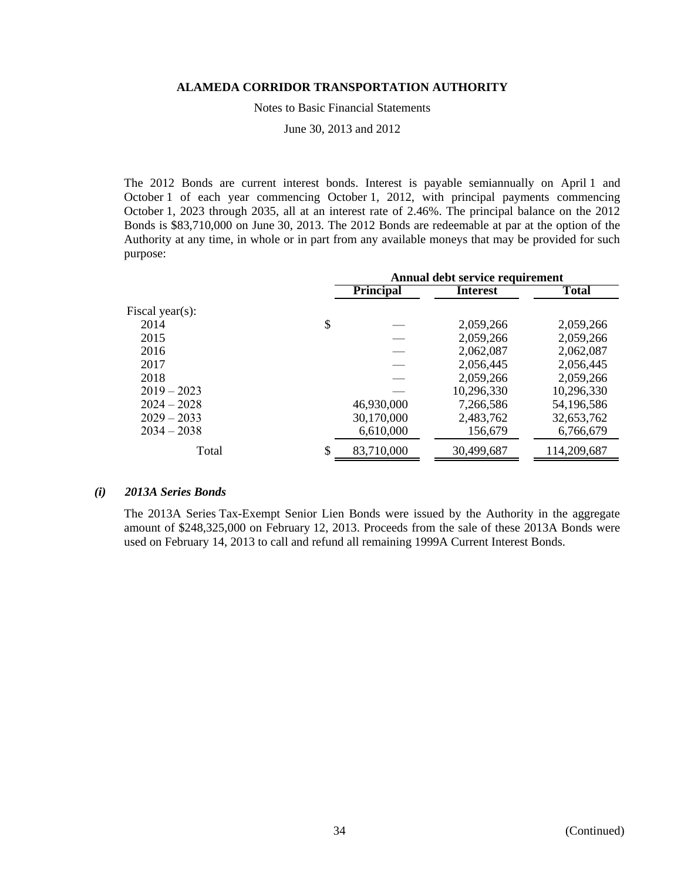The 2012 Bonds are current interest bonds. Interest is payable semiannually on April 1 and October 1 of each year commencing October 1, 2012, with principal payments commencing October 1, 2023 through 2035, all at an interest rate of 2.46%. The principal balance on the 2012 Bonds is $83,710,000 on June 30, 2013. The 2012 Bonds are redeemable at par at the option of the Authority at any time, in whole or in part from any available moneys that may be provided for such purpose:

| | Annual debt service requirement | | |
|---|---|---|---|
| | **Principal** | **Interest** | **Total** |
| Fiscal year(s): | | | |
| 2014 | $ — | 2,059,266 | 2,059,266 |
| 2015 | — | 2,059,266 | 2,059,266 |
| 2016 | — | 2,062,087 | 2,062,087 |
| 2017 | — | 2,056,445 | 2,056,445 |
| 2018 | — | 2,059,266 | 2,059,266 |
| 2019 – 2023 | — | 10,296,330 | 10,296,330 |
| 2024 – 2028 | 46,930,000 | 7,266,586 | 54,196,586 |
| 2029 – 2033 | 30,170,000 | 2,483,762 | 32,653,762 |
| 2034 – 2038 | 6,610,000 | 156,679 | 6,766,679 |
| Total | $ 83,710,000 | 30,499,687 | 114,209,687 |

### *(i) 2013A Series Bonds*

The 2013A Series Tax-Exempt Senior Lien Bonds were issued by the Authority in the aggregate amount of $248,325,000 on February 12, 2013. Proceeds from the sale of these 2013A Bonds were used on February 14, 2013 to call and refund all remaining 1999A Current Interest Bonds.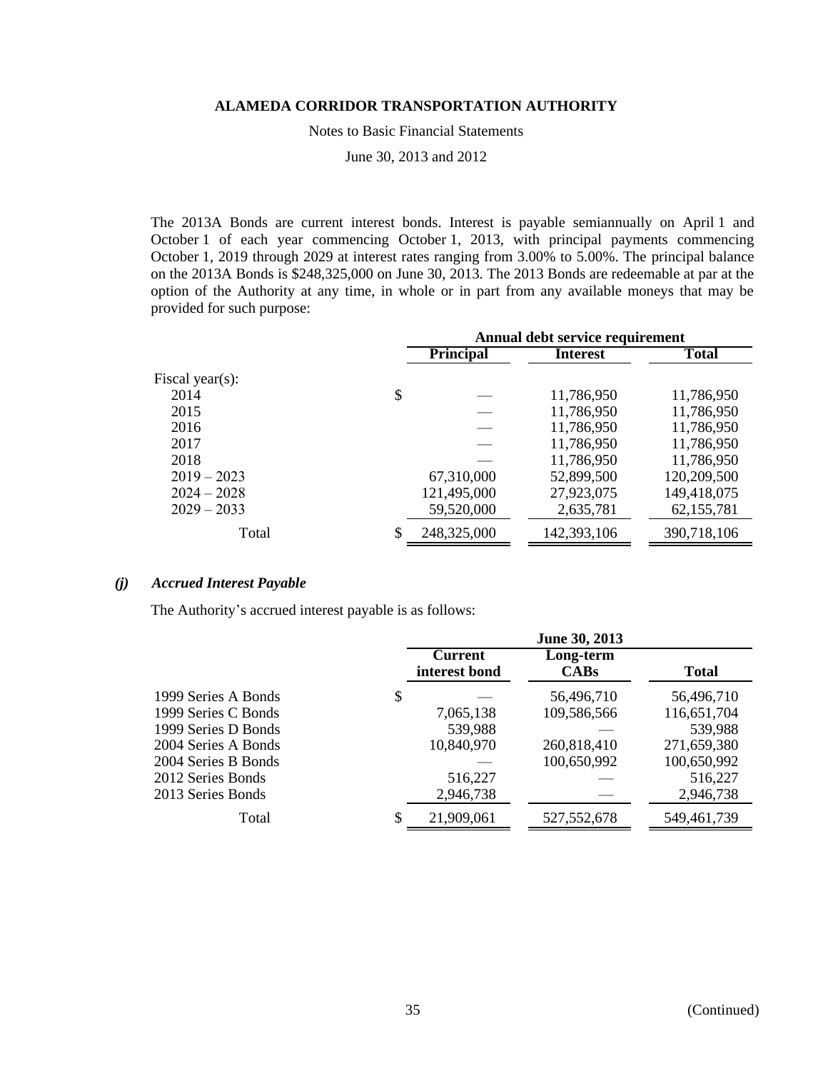The 2013A Bonds are current interest bonds. Interest is payable semiannually on April 1 and October 1 of each year commencing October 1, 2013, with principal payments commencing October 1, 2019 through 2029 at interest rates ranging from 3.00% to 5.00%. The principal balance on the 2013A Bonds is $248,325,000 on June 30, 2013. The 2013 Bonds are redeemable at par at the option of the Authority at any time, in whole or in part from any available moneys that may be provided for such purpose:

| | Annual debt service requirement | | |
|---|---|---|---|
| | **Principal** | **Interest** | **Total** |
| Fiscal year(s): | | | |
| 2014 | $ — | 11,786,950 | 11,786,950 |
| 2015 | — | 11,786,950 | 11,786,950 |
| 2016 | — | 11,786,950 | 11,786,950 |
| 2017 | — | 11,786,950 | 11,786,950 |
| 2018 | — | 11,786,950 | 11,786,950 |
| 2019 – 2023 | 67,310,000 | 52,899,500 | 120,209,500 |
| 2024 – 2028 | 121,495,000 | 27,923,075 | 149,418,075 |
| 2029 – 2033 | 59,520,000 | 2,635,781 | 62,155,781 |
| Total | $ 248,325,000 | 142,393,106 | 390,718,106 |

### *(j) Accrued Interest Payable*

The Authority's accrued interest payable is as follows:

| | June 30, 2013 | | |
|---|---|---|---|
| | **Current interest bond** | **Long-term CABs** | **Total** |
| 1999 Series A Bonds | $ — | 56,496,710 | 56,496,710 |
| 1999 Series C Bonds | 7,065,138 | 109,586,566 | 116,651,704 |
| 1999 Series D Bonds | 539,988 | — | 539,988 |
| 2004 Series A Bonds | 10,840,970 | 260,818,410 | 271,659,380 |
| 2004 Series B Bonds | — | 100,650,992 | 100,650,992 |
| 2012 Series Bonds | 516,227 | — | 516,227 |
| 2013 Series Bonds | 2,946,738 | — | 2,946,738 |
| Total | $ 21,909,061 | 527,552,678 | 549,461,739 |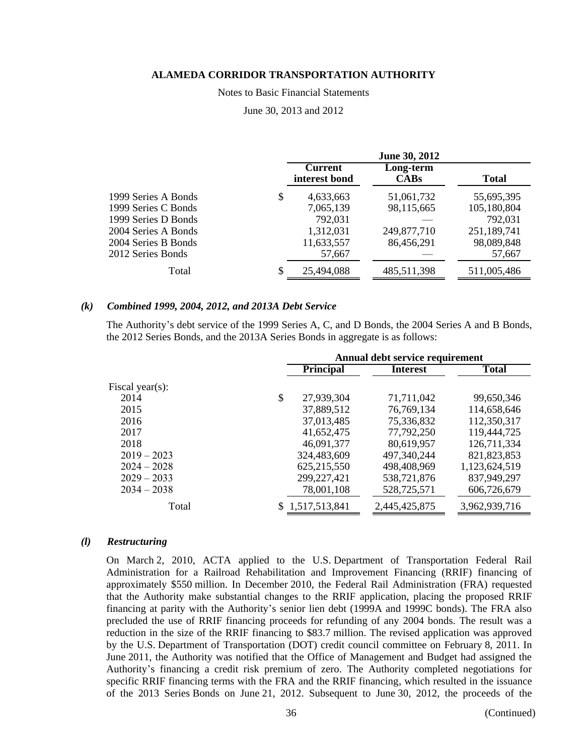| | June 30, 2012 | | |
|---|---|---|---|
| | Current interest bond | Long-term CABs | Total |
| 1999 Series A Bonds | $ 4,633,663 | 51,061,732 | 55,695,395 |
| 1999 Series C Bonds | 7,065,139 | 98,115,665 | 105,180,804 |
| 1999 Series D Bonds | 792,031 | — | 792,031 |
| 2004 Series A Bonds | 1,312,031 | 249,877,710 | 251,189,741 |
| 2004 Series B Bonds | 11,633,557 | 86,456,291 | 98,089,848 |
| 2012 Series Bonds | 57,667 | — | 57,667 |
| Total | $ 25,494,088 | 485,511,398 | 511,005,486 |

### *(k) Combined 1999, 2004, 2012, and 2013A Debt Service*

The Authority's debt service of the 1999 Series A, C, and D Bonds, the 2004 Series A and B Bonds, the 2012 Series Bonds, and the 2013A Series Bonds in aggregate is as follows:

| | Annual debt service requirement | | |
|---|---|---|---|
| | Principal | Interest | Total |
| Fiscal year(s): | | | |
| 2014 | $ 27,939,304 | 71,711,042 | 99,650,346 |
| 2015 | 37,889,512 | 76,769,134 | 114,658,646 |
| 2016 | 37,013,485 | 75,336,832 | 112,350,317 |
| 2017 | 41,652,475 | 77,792,250 | 119,444,725 |
| 2018 | 46,091,377 | 80,619,957 | 126,711,334 |
| 2019 – 2023 | 324,483,609 | 497,340,244 | 821,823,853 |
| 2024 – 2028 | 625,215,550 | 498,408,969 | 1,123,624,519 |
| 2029 – 2033 | 299,227,421 | 538,721,876 | 837,949,297 |
| 2034 – 2038 | 78,001,108 | 528,725,571 | 606,726,679 |
| Total | $ 1,517,513,841 | 2,445,425,875 | 3,962,939,716 |

### *(l) Restructuring*

On March 2, 2010, ACTA applied to the U.S. Department of Transportation Federal Rail Administration for a Railroad Rehabilitation and Improvement Financing (RRIF) financing of approximately $550 million. In December 2010, the Federal Rail Administration (FRA) requested that the Authority make substantial changes to the RRIF application, placing the proposed RRIF financing at parity with the Authority's senior lien debt (1999A and 1999C bonds). The FRA also precluded the use of RRIF financing proceeds for refunding of any 2004 bonds. The result was a reduction in the size of the RRIF financing to $83.7 million. The revised application was approved by the U.S. Department of Transportation (DOT) credit council committee on February 8, 2011. In June 2011, the Authority was notified that the Office of Management and Budget had assigned the Authority's financing a credit risk premium of zero. The Authority completed negotiations for specific RRIF financing terms with the FRA and the RRIF financing, which resulted in the issuance of the 2013 Series Bonds on June 21, 2012. Subsequent to June 30, 2012, the proceeds of the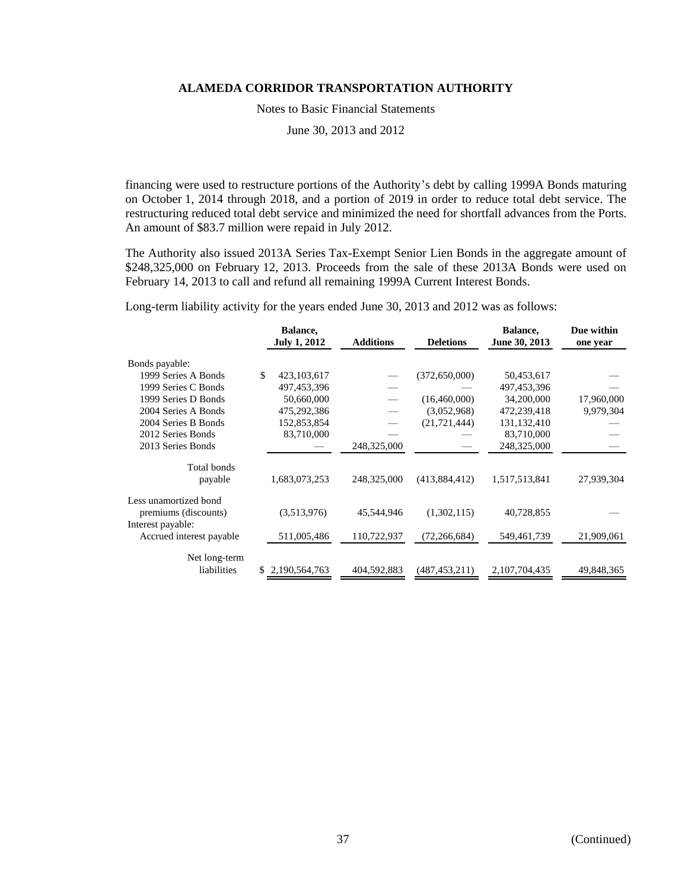financing were used to restructure portions of the Authority's debt by calling 1999A Bonds maturing on October 1, 2014 through 2018, and a portion of 2019 in order to reduce total debt service. The restructuring reduced total debt service and minimized the need for shortfall advances from the Ports. An amount of $83.7 million were repaid in July 2012.

The Authority also issued 2013A Series Tax-Exempt Senior Lien Bonds in the aggregate amount of $248,325,000 on February 12, 2013. Proceeds from the sale of these 2013A Bonds were used on February 14, 2013 to call and refund all remaining 1999A Current Interest Bonds.

Long-term liability activity for the years ended June 30, 2013 and 2012 was as follows:

| | Balance, July 1, 2012 | Additions | Deletions | Balance, June 30, 2013 | Due within one year |
|---|---|---|---|---|---|
| Bonds payable: | | | | | |
| 1999 Series A Bonds | $ 423,103,617 | — | (372,650,000) | 50,453,617 | — |
| 1999 Series C Bonds | 497,453,396 | — | — | 497,453,396 | — |
| 1999 Series D Bonds | 50,660,000 | — | (16,460,000) | 34,200,000 | 17,960,000 |
| 2004 Series A Bonds | 475,292,386 | — | (3,052,968) | 472,239,418 | 9,979,304 |
| 2004 Series B Bonds | 152,853,854 | — | (21,721,444) | 131,132,410 | — |
| 2012 Series Bonds | 83,710,000 | — | — | 83,710,000 | — |
| 2013 Series Bonds | — | 248,325,000 | — | 248,325,000 | — |
| Total bonds payable | 1,683,073,253 | 248,325,000 | (413,884,412) | 1,517,513,841 | 27,939,304 |
| Less unamortized bond premiums (discounts) | (3,513,976) | 45,544,946 | (1,302,115) | 40,728,855 | — |
| Interest payable: | | | | | |
| Accrued interest payable | 511,005,486 | 110,722,937 | (72,266,684) | 549,461,739 | 21,909,061 |
| Net long-term liabilities | $ 2,190,564,763 | 404,592,883 | (487,453,211) | 2,107,704,435 | 49,848,365 |

(Continued)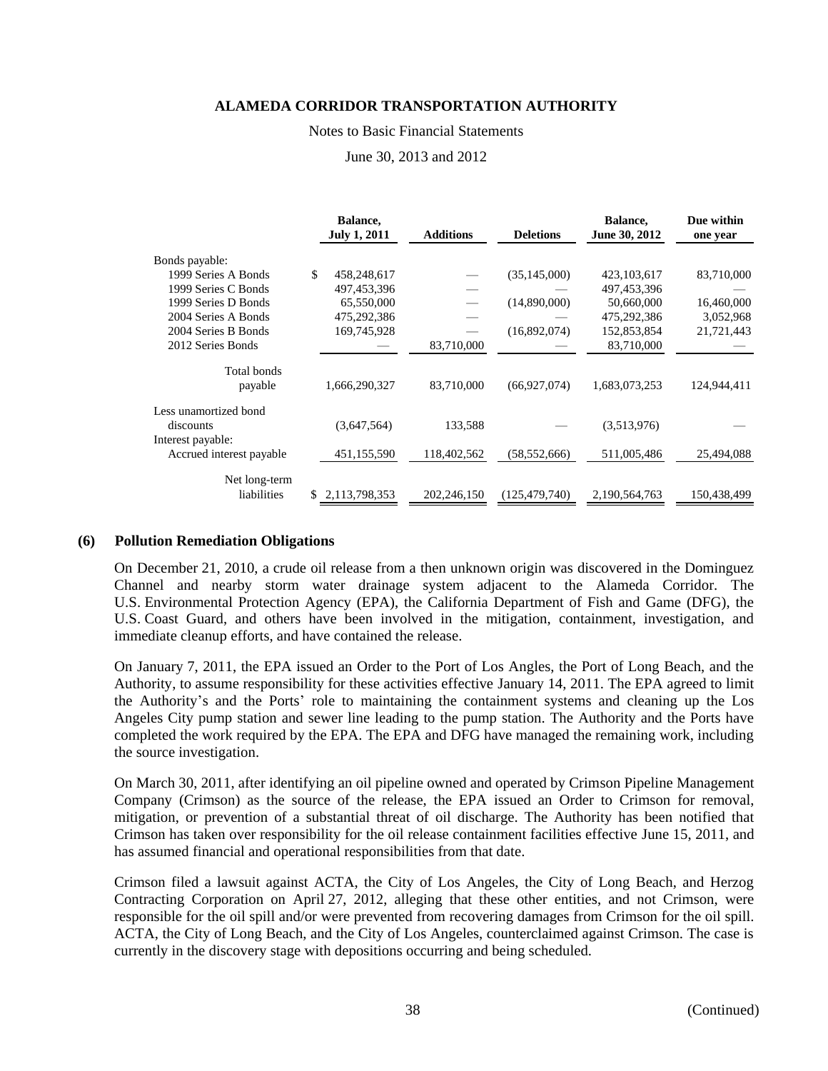# ALAMEDA CORRIDOR TRANSPORTATION AUTHORITY

Notes to Basic Financial Statements

June 30, 2013 and 2012

| | Balance, July 1, 2011 | Additions | Deletions | Balance, June 30, 2012 | Due within one year |
|---|---|---|---|---|---|
| Bonds payable: | | | | | |
| 1999 Series A Bonds | $ 458,248,617 | — | (35,145,000) | 423,103,617 | 83,710,000 |
| 1999 Series C Bonds | 497,453,396 | — | — | 497,453,396 | — |
| 1999 Series D Bonds | 65,550,000 | — | (14,890,000) | 50,660,000 | 16,460,000 |
| 2004 Series A Bonds | 475,292,386 | — | — | 475,292,386 | 3,052,968 |
| 2004 Series B Bonds | 169,745,928 | — | (16,892,074) | 152,853,854 | 21,721,443 |
| 2012 Series Bonds | — | 83,710,000 | — | 83,710,000 | — |
| Total bonds payable | 1,666,290,327 | 83,710,000 | (66,927,074) | 1,683,073,253 | 124,944,411 |
| Less unamortized bond discounts | (3,647,564) | 133,588 | — | (3,513,976) | — |
| Interest payable: | | | | | |
| Accrued interest payable | 451,155,590 | 118,402,562 | (58,552,666) | 511,005,486 | 25,494,088 |
| Net long-term liabilities | $ 2,113,798,353 | 202,246,150 | (125,479,740) | 2,190,564,763 | 150,438,499 |

## (6) Pollution Remediation Obligations

On December 21, 2010, a crude oil release from a then unknown origin was discovered in the Dominguez Channel and nearby storm water drainage system adjacent to the Alameda Corridor. The U.S. Environmental Protection Agency (EPA), the California Department of Fish and Game (DFG), the U.S. Coast Guard, and others have been involved in the mitigation, containment, investigation, and immediate cleanup efforts, and have contained the release.

On January 7, 2011, the EPA issued an Order to the Port of Los Angles, the Port of Long Beach, and the Authority, to assume responsibility for these activities effective January 14, 2011. The EPA agreed to limit the Authority's and the Ports' role to maintaining the containment systems and cleaning up the Los Angeles City pump station and sewer line leading to the pump station. The Authority and the Ports have completed the work required by the EPA. The EPA and DFG have managed the remaining work, including the source investigation.

On March 30, 2011, after identifying an oil pipeline owned and operated by Crimson Pipeline Management Company (Crimson) as the source of the release, the EPA issued an Order to Crimson for removal, mitigation, or prevention of a substantial threat of oil discharge. The Authority has been notified that Crimson has taken over responsibility for the oil release containment facilities effective June 15, 2011, and has assumed financial and operational responsibilities from that date.

Crimson filed a lawsuit against ACTA, the City of Los Angeles, the City of Long Beach, and Herzog Contracting Corporation on April 27, 2012, alleging that these other entities, and not Crimson, were responsible for the oil spill and/or were prevented from recovering damages from Crimson for the oil spill. ACTA, the City of Long Beach, and the City of Los Angeles, counterclaimed against Crimson. The case is currently in the discovery stage with depositions occurring and being scheduled.

(Continued)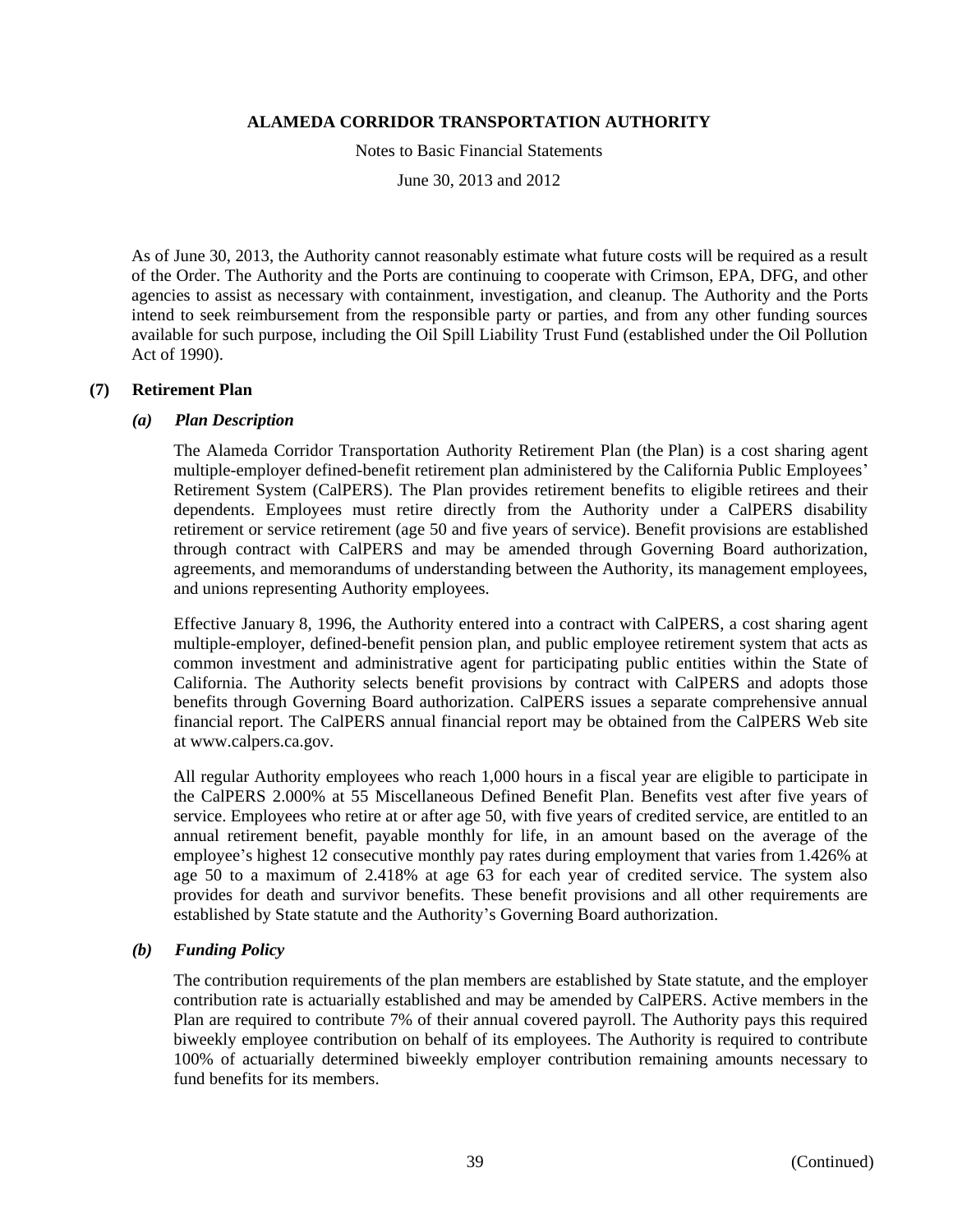As of June 30, 2013, the Authority cannot reasonably estimate what future costs will be required as a result of the Order. The Authority and the Ports are continuing to cooperate with Crimson, EPA, DFG, and other agencies to assist as necessary with containment, investigation, and cleanup. The Authority and the Ports intend to seek reimbursement from the responsible party or parties, and from any other funding sources available for such purpose, including the Oil Spill Liability Trust Fund (established under the Oil Pollution Act of 1990).

## (7) Retirement Plan

### *(a) Plan Description*

The Alameda Corridor Transportation Authority Retirement Plan (the Plan) is a cost sharing agent multiple-employer defined-benefit retirement plan administered by the California Public Employees' Retirement System (CalPERS). The Plan provides retirement benefits to eligible retirees and their dependents. Employees must retire directly from the Authority under a CalPERS disability retirement or service retirement (age 50 and five years of service). Benefit provisions are established through contract with CalPERS and may be amended through Governing Board authorization, agreements, and memorandums of understanding between the Authority, its management employees, and unions representing Authority employees.

Effective January 8, 1996, the Authority entered into a contract with CalPERS, a cost sharing agent multiple-employer, defined-benefit pension plan, and public employee retirement system that acts as common investment and administrative agent for participating public entities within the State of California. The Authority selects benefit provisions by contract with CalPERS and adopts those benefits through Governing Board authorization. CalPERS issues a separate comprehensive annual financial report. The CalPERS annual financial report may be obtained from the CalPERS Web site at www.calpers.ca.gov.

All regular Authority employees who reach 1,000 hours in a fiscal year are eligible to participate in the CalPERS 2.000% at 55 Miscellaneous Defined Benefit Plan. Benefits vest after five years of service. Employees who retire at or after age 50, with five years of credited service, are entitled to an annual retirement benefit, payable monthly for life, in an amount based on the average of the employee's highest 12 consecutive monthly pay rates during employment that varies from 1.426% at age 50 to a maximum of 2.418% at age 63 for each year of credited service. The system also provides for death and survivor benefits. These benefit provisions and all other requirements are established by State statute and the Authority's Governing Board authorization.

### *(b) Funding Policy*

The contribution requirements of the plan members are established by State statute, and the employer contribution rate is actuarially established and may be amended by CalPERS. Active members in the Plan are required to contribute 7% of their annual covered payroll. The Authority pays this required biweekly employee contribution on behalf of its employees. The Authority is required to contribute 100% of actuarially determined biweekly employer contribution remaining amounts necessary to fund benefits for its members.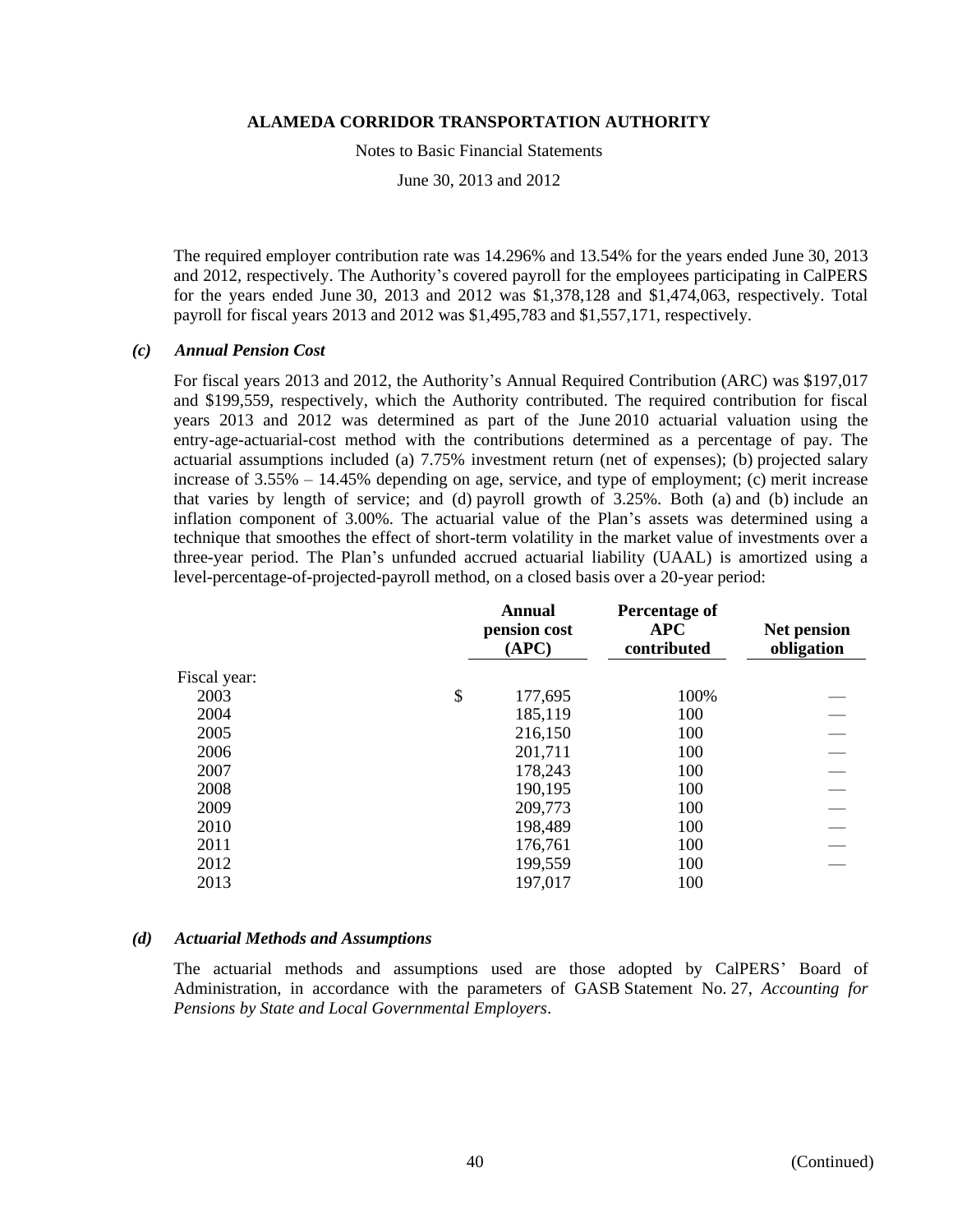The required employer contribution rate was 14.296% and 13.54% for the years ended June 30, 2013 and 2012, respectively. The Authority's covered payroll for the employees participating in CalPERS for the years ended June 30, 2013 and 2012 was $1,378,128 and $1,474,063, respectively. Total payroll for fiscal years 2013 and 2012 was $1,495,783 and $1,557,171, respectively.

### *(c) Annual Pension Cost*

For fiscal years 2013 and 2012, the Authority's Annual Required Contribution (ARC) was $197,017 and $199,559, respectively, which the Authority contributed. The required contribution for fiscal years 2013 and 2012 was determined as part of the June 2010 actuarial valuation using the entry-age-actuarial-cost method with the contributions determined as a percentage of pay. The actuarial assumptions included (a) 7.75% investment return (net of expenses); (b) projected salary increase of 3.55% – 14.45% depending on age, service, and type of employment; (c) merit increase that varies by length of service; and (d) payroll growth of 3.25%. Both (a) and (b) include an inflation component of 3.00%. The actuarial value of the Plan's assets was determined using a technique that smoothes the effect of short-term volatility in the market value of investments over a three-year period. The Plan's unfunded accrued actuarial liability (UAAL) is amortized using a level-percentage-of-projected-payroll method, on a closed basis over a 20-year period:

| | Annual pension cost (APC) | Percentage of APC contributed | Net pension obligation |
|---|---|---|---|
| Fiscal year: | | | |
| 2003 | $ 177,695 | 100% | — |
| 2004 | 185,119 | 100 | — |
| 2005 | 216,150 | 100 | — |
| 2006 | 201,711 | 100 | — |
| 2007 | 178,243 | 100 | — |
| 2008 | 190,195 | 100 | — |
| 2009 | 209,773 | 100 | — |
| 2010 | 198,489 | 100 | — |
| 2011 | 176,761 | 100 | — |
| 2012 | 199,559 | 100 | — |
| 2013 | 197,017 | 100 | |

### *(d) Actuarial Methods and Assumptions*

The actuarial methods and assumptions used are those adopted by CalPERS' Board of Administration, in accordance with the parameters of GASB Statement No. 27, *Accounting for Pensions by State and Local Governmental Employers*.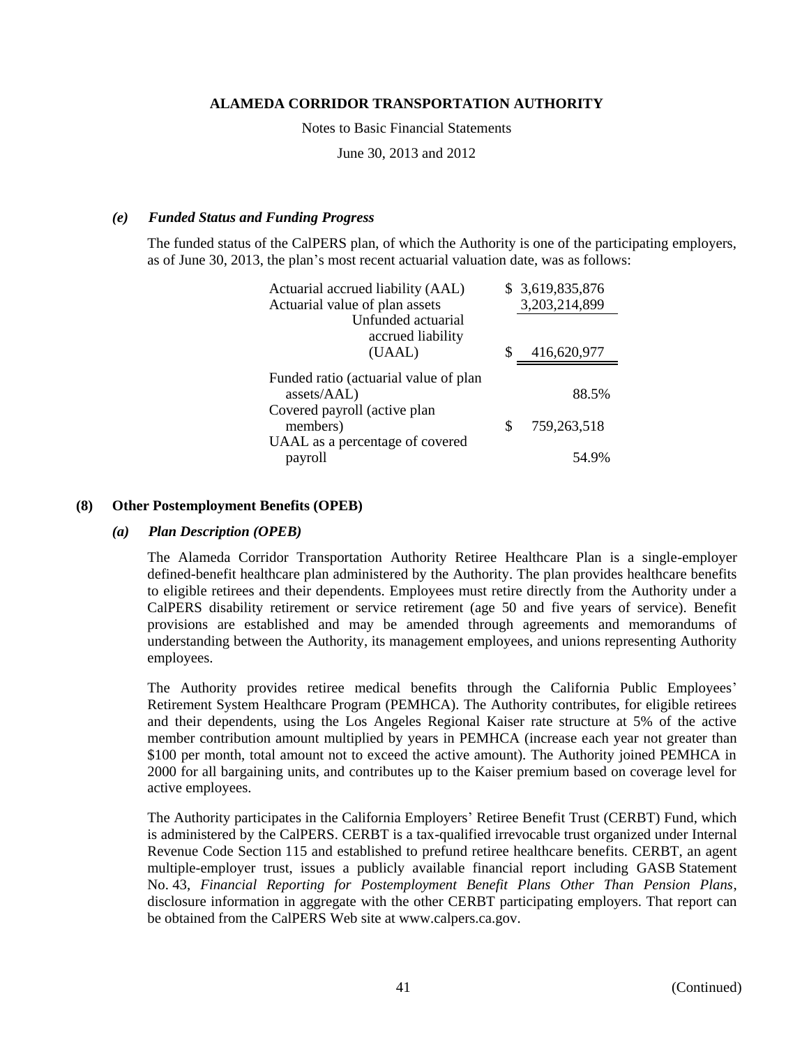#### *(e) Funded Status and Funding Progress*

The funded status of the CalPERS plan, of which the Authority is one of the participating employers, as of June 30, 2013, the plan's most recent actuarial valuation date, was as follows:

| | |
|---|---|
| Actuarial accrued liability (AAL) | $ 3,619,835,876 |
| Actuarial value of plan assets | 3,203,214,899 |
| Unfunded actuarial accrued liability (UAAL) | $ 416,620,977 |
| Funded ratio (actuarial value of plan assets/AAL) | 88.5% |
| Covered payroll (active plan members) | $ 759,263,518 |
| UAAL as a percentage of covered payroll | 54.9% |

### (8) Other Postemployment Benefits (OPEB)

#### *(a) Plan Description (OPEB)*

The Alameda Corridor Transportation Authority Retiree Healthcare Plan is a single-employer defined-benefit healthcare plan administered by the Authority. The plan provides healthcare benefits to eligible retirees and their dependents. Employees must retire directly from the Authority under a CalPERS disability retirement or service retirement (age 50 and five years of service). Benefit provisions are established and may be amended through agreements and memorandums of understanding between the Authority, its management employees, and unions representing Authority employees.

The Authority provides retiree medical benefits through the California Public Employees' Retirement System Healthcare Program (PEMHCA). The Authority contributes, for eligible retirees and their dependents, using the Los Angeles Regional Kaiser rate structure at 5% of the active member contribution amount multiplied by years in PEMHCA (increase each year not greater than $100 per month, total amount not to exceed the active amount). The Authority joined PEMHCA in 2000 for all bargaining units, and contributes up to the Kaiser premium based on coverage level for active employees.

The Authority participates in the California Employers' Retiree Benefit Trust (CERBT) Fund, which is administered by the CalPERS. CERBT is a tax-qualified irrevocable trust organized under Internal Revenue Code Section 115 and established to prefund retiree healthcare benefits. CERBT, an agent multiple-employer trust, issues a publicly available financial report including GASB Statement No. 43, *Financial Reporting for Postemployment Benefit Plans Other Than Pension Plans*, disclosure information in aggregate with the other CERBT participating employers. That report can be obtained from the CalPERS Web site at www.calpers.ca.gov.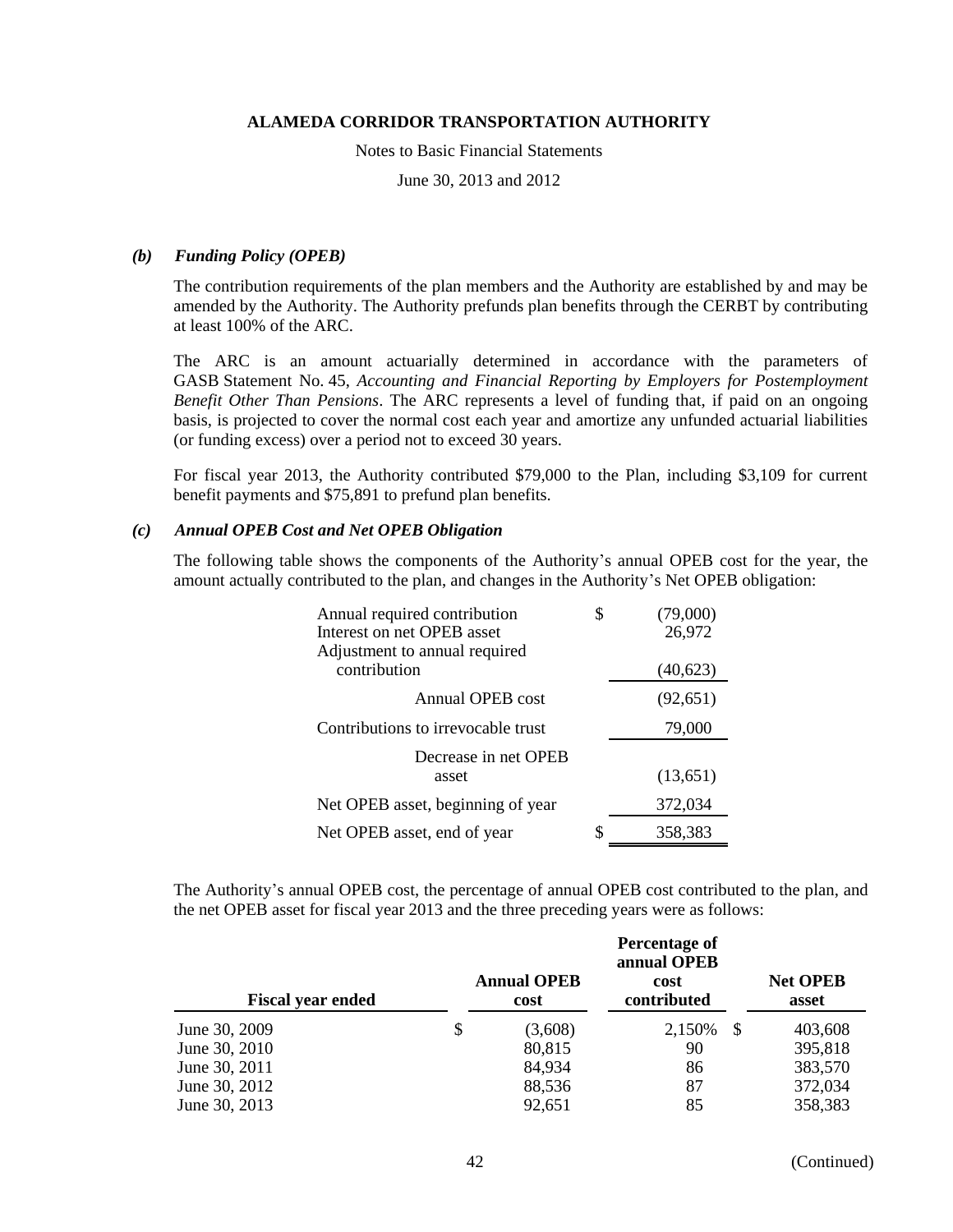### *(b) Funding Policy (OPEB)*

The contribution requirements of the plan members and the Authority are established by and may be amended by the Authority. The Authority prefunds plan benefits through the CERBT by contributing at least 100% of the ARC.

The ARC is an amount actuarially determined in accordance with the parameters of GASB Statement No. 45, *Accounting and Financial Reporting by Employers for Postemployment Benefit Other Than Pensions*. The ARC represents a level of funding that, if paid on an ongoing basis, is projected to cover the normal cost each year and amortize any unfunded actuarial liabilities (or funding excess) over a period not to exceed 30 years.

For fiscal year 2013, the Authority contributed $79,000 to the Plan, including $3,109 for current benefit payments and $75,891 to prefund plan benefits.

### *(c) Annual OPEB Cost and Net OPEB Obligation*

The following table shows the components of the Authority's annual OPEB cost for the year, the amount actually contributed to the plan, and changes in the Authority's Net OPEB obligation:

| | | |
|---|---|---|
| Annual required contribution | $ | (79,000) |
| Interest on net OPEB asset | | 26,972 |
| Adjustment to annual required contribution | | (40,623) |
| Annual OPEB cost | | (92,651) |
| Contributions to irrevocable trust | | 79,000 |
| Decrease in net OPEB asset | | (13,651) |
| Net OPEB asset, beginning of year | | 372,034 |
| Net OPEB asset, end of year | $ | 358,383 |

The Authority's annual OPEB cost, the percentage of annual OPEB cost contributed to the plan, and the net OPEB asset for fiscal year 2013 and the three preceding years were as follows:

| Fiscal year ended | | Annual OPEB cost | Percentage of annual OPEB cost contributed | | Net OPEB asset |
|---|---|---|---|---|---|
| June 30, 2009 | $ | (3,608) | 2,150% | $ | 403,608 |
| June 30, 2010 | | 80,815 | 90 | | 395,818 |
| June 30, 2011 | | 84,934 | 86 | | 383,570 |
| June 30, 2012 | | 88,536 | 87 | | 372,034 |
| June 30, 2013 | | 92,651 | 85 | | 358,383 |

(Continued)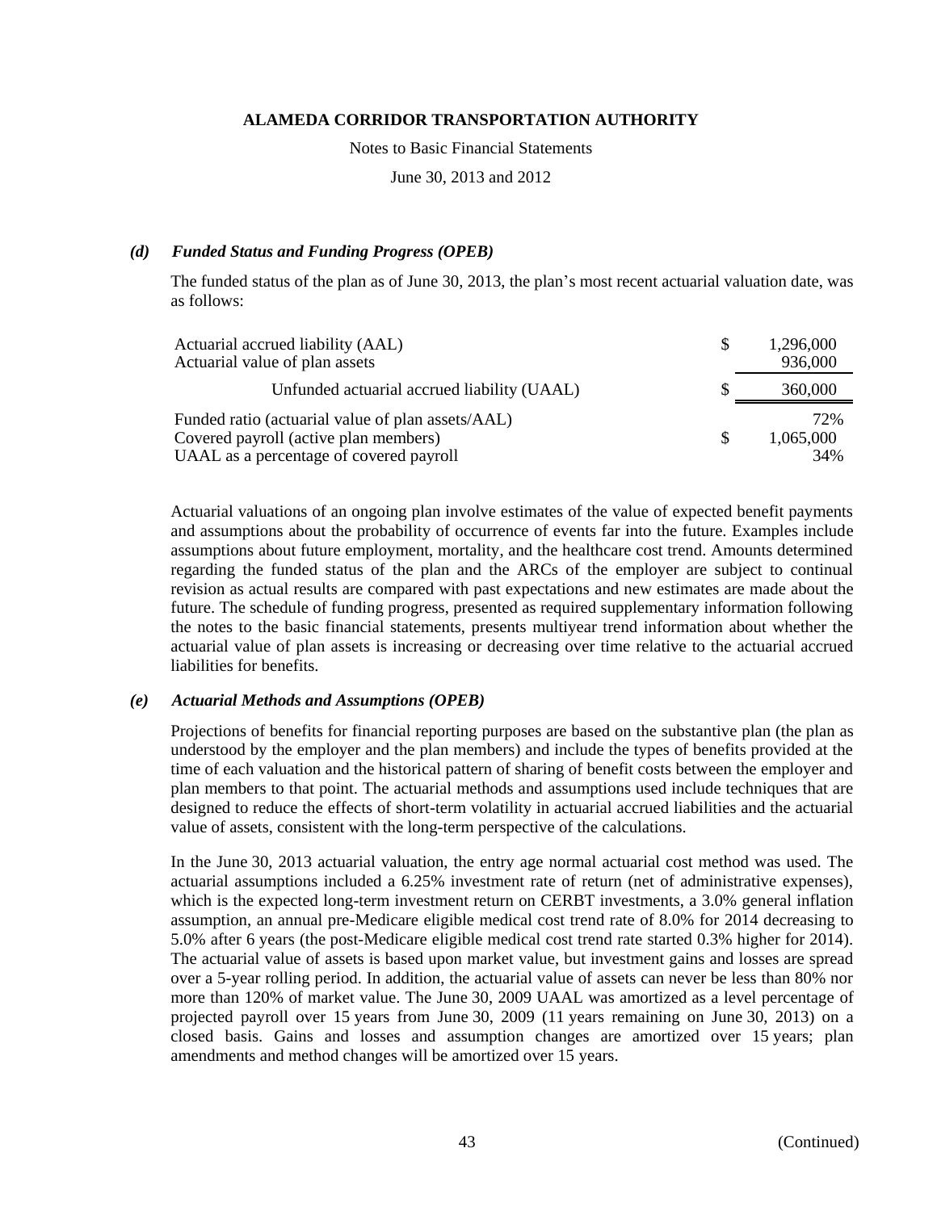#### *(d) Funded Status and Funding Progress (OPEB)*

The funded status of the plan as of June 30, 2013, the plan's most recent actuarial valuation date, was as follows:

| | | |
|---|---|---|
| Actuarial accrued liability (AAL) | $ | 1,296,000 |
| Actuarial value of plan assets | | 936,000 |
| Unfunded actuarial accrued liability (UAAL) | $ | 360,000 |
| Funded ratio (actuarial value of plan assets/AAL) | | 72% |
| Covered payroll (active plan members) | $ | 1,065,000 |
| UAAL as a percentage of covered payroll | | 34% |

Actuarial valuations of an ongoing plan involve estimates of the value of expected benefit payments and assumptions about the probability of occurrence of events far into the future. Examples include assumptions about future employment, mortality, and the healthcare cost trend. Amounts determined regarding the funded status of the plan and the ARCs of the employer are subject to continual revision as actual results are compared with past expectations and new estimates are made about the future. The schedule of funding progress, presented as required supplementary information following the notes to the basic financial statements, presents multiyear trend information about whether the actuarial value of plan assets is increasing or decreasing over time relative to the actuarial accrued liabilities for benefits.

#### *(e) Actuarial Methods and Assumptions (OPEB)*

Projections of benefits for financial reporting purposes are based on the substantive plan (the plan as understood by the employer and the plan members) and include the types of benefits provided at the time of each valuation and the historical pattern of sharing of benefit costs between the employer and plan members to that point. The actuarial methods and assumptions used include techniques that are designed to reduce the effects of short-term volatility in actuarial accrued liabilities and the actuarial value of assets, consistent with the long-term perspective of the calculations.

In the June 30, 2013 actuarial valuation, the entry age normal actuarial cost method was used. The actuarial assumptions included a 6.25% investment rate of return (net of administrative expenses), which is the expected long-term investment return on CERBT investments, a 3.0% general inflation assumption, an annual pre-Medicare eligible medical cost trend rate of 8.0% for 2014 decreasing to 5.0% after 6 years (the post-Medicare eligible medical cost trend rate started 0.3% higher for 2014). The actuarial value of assets is based upon market value, but investment gains and losses are spread over a 5-year rolling period. In addition, the actuarial value of assets can never be less than 80% nor more than 120% of market value. The June 30, 2009 UAAL was amortized as a level percentage of projected payroll over 15 years from June 30, 2009 (11 years remaining on June 30, 2013) on a closed basis. Gains and losses and assumption changes are amortized over 15 years; plan amendments and method changes will be amortized over 15 years.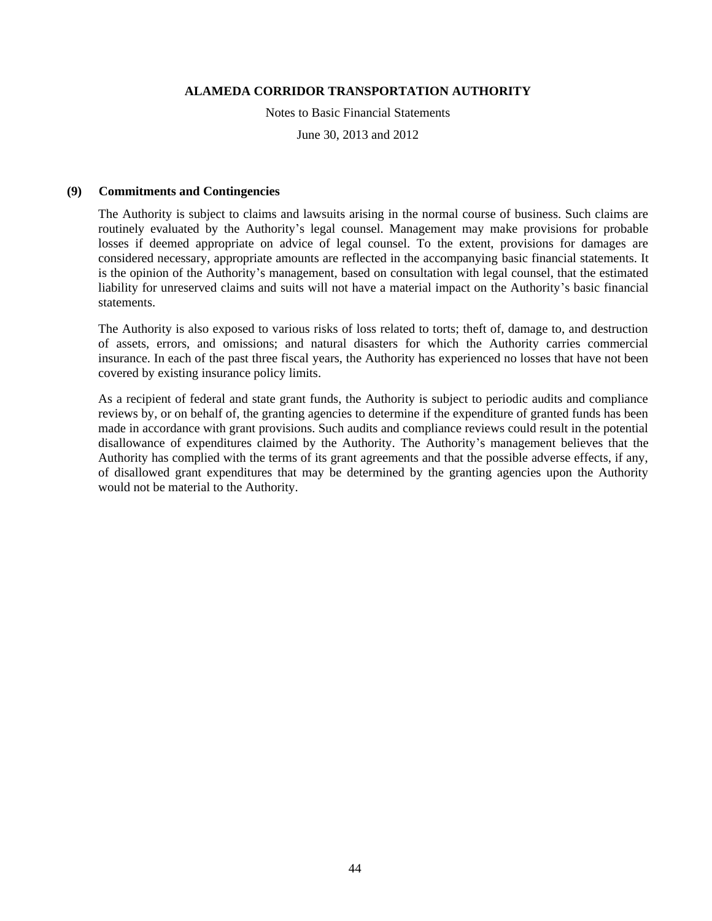### (9) Commitments and Contingencies

The Authority is subject to claims and lawsuits arising in the normal course of business. Such claims are routinely evaluated by the Authority's legal counsel. Management may make provisions for probable losses if deemed appropriate on advice of legal counsel. To the extent, provisions for damages are considered necessary, appropriate amounts are reflected in the accompanying basic financial statements. It is the opinion of the Authority's management, based on consultation with legal counsel, that the estimated liability for unreserved claims and suits will not have a material impact on the Authority's basic financial statements.

The Authority is also exposed to various risks of loss related to torts; theft of, damage to, and destruction of assets, errors, and omissions; and natural disasters for which the Authority carries commercial insurance. In each of the past three fiscal years, the Authority has experienced no losses that have not been covered by existing insurance policy limits.

As a recipient of federal and state grant funds, the Authority is subject to periodic audits and compliance reviews by, or on behalf of, the granting agencies to determine if the expenditure of granted funds has been made in accordance with grant provisions. Such audits and compliance reviews could result in the potential disallowance of expenditures claimed by the Authority. The Authority's management believes that the Authority has complied with the terms of its grant agreements and that the possible adverse effects, if any, of disallowed grant expenditures that may be determined by the granting agencies upon the Authority would not be material to the Authority.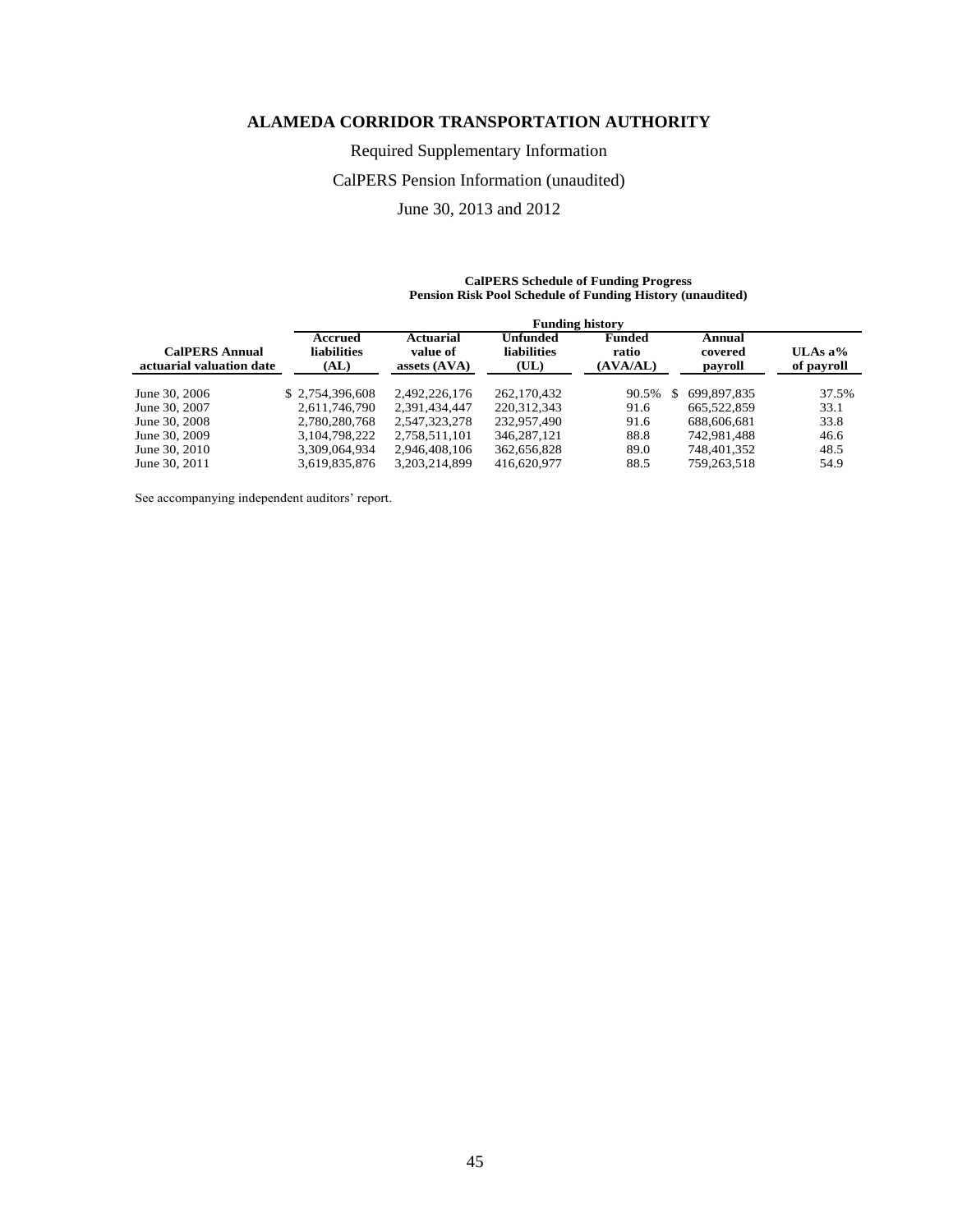# ALAMEDA CORRIDOR TRANSPORTATION AUTHORITY

Required Supplementary Information

CalPERS Pension Information (unaudited)

June 30, 2013 and 2012

**CalPERS Schedule of Funding Progress**
**Pension Risk Pool Schedule of Funding History (unaudited)**

| | Funding history | | | | | |
|---|---|---|---|---|---|---|
| **CalPERS Annual actuarial valuation date** | **Accrued liabilities (AL)** | **Actuarial value of assets (AVA)** | **Unfunded liabilities (UL)** | **Funded ratio (AVA/AL)** | **Annual covered payroll** | **ULAs a% of payroll** |
| June 30, 2006 | $ 2,754,396,608 | 2,492,226,176 | 262,170,432 | 90.5% | $ 699,897,835 | 37.5% |
| June 30, 2007 | 2,611,746,790 | 2,391,434,447 | 220,312,343 | 91.6 | 665,522,859 | 33.1 |
| June 30, 2008 | 2,780,280,768 | 2,547,323,278 | 232,957,490 | 91.6 | 688,606,681 | 33.8 |
| June 30, 2009 | 3,104,798,222 | 2,758,511,101 | 346,287,121 | 88.8 | 742,981,488 | 46.6 |
| June 30, 2010 | 3,309,064,934 | 2,946,408,106 | 362,656,828 | 89.0 | 748,401,352 | 48.5 |
| June 30, 2011 | 3,619,835,876 | 3,203,214,899 | 416,620,977 | 88.5 | 759,263,518 | 54.9 |

See accompanying independent auditors' report.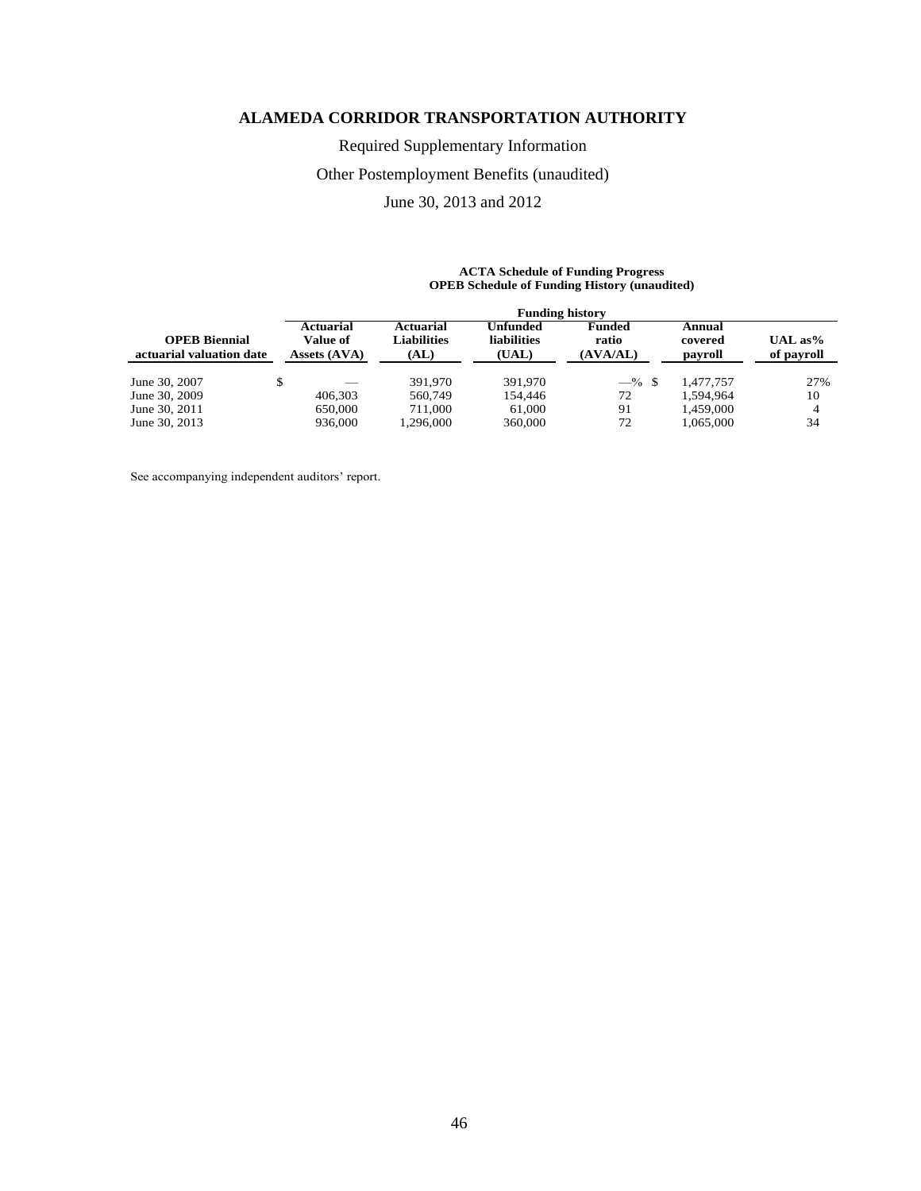# ALAMEDA CORRIDOR TRANSPORTATION AUTHORITY

Required Supplementary Information

Other Postemployment Benefits (unaudited)

June 30, 2013 and 2012

**ACTA Schedule of Funding Progress**
**OPEB Schedule of Funding History (unaudited)**

| | Funding history | | | | | |
|---|---|---|---|---|---|---|
| **OPEB Biennial actuarial valuation date** | **Actuarial Value of Assets (AVA)** | **Actuarial Liabilities (AL)** | **Unfunded liabilities (UAL)** | **Funded ratio (AVA/AL)** | **Annual covered payroll** | **UAL as% of payroll** |
| June 30, 2007 | $ — | 391,970 | 391,970 | —% | $ 1,477,757 | 27% |
| June 30, 2009 | 406,303 | 560,749 | 154,446 | 72 | 1,594,964 | 10 |
| June 30, 2011 | 650,000 | 711,000 | 61,000 | 91 | 1,459,000 | 4 |
| June 30, 2013 | 936,000 | 1,296,000 | 360,000 | 72 | 1,065,000 | 34 |

See accompanying independent auditors' report.